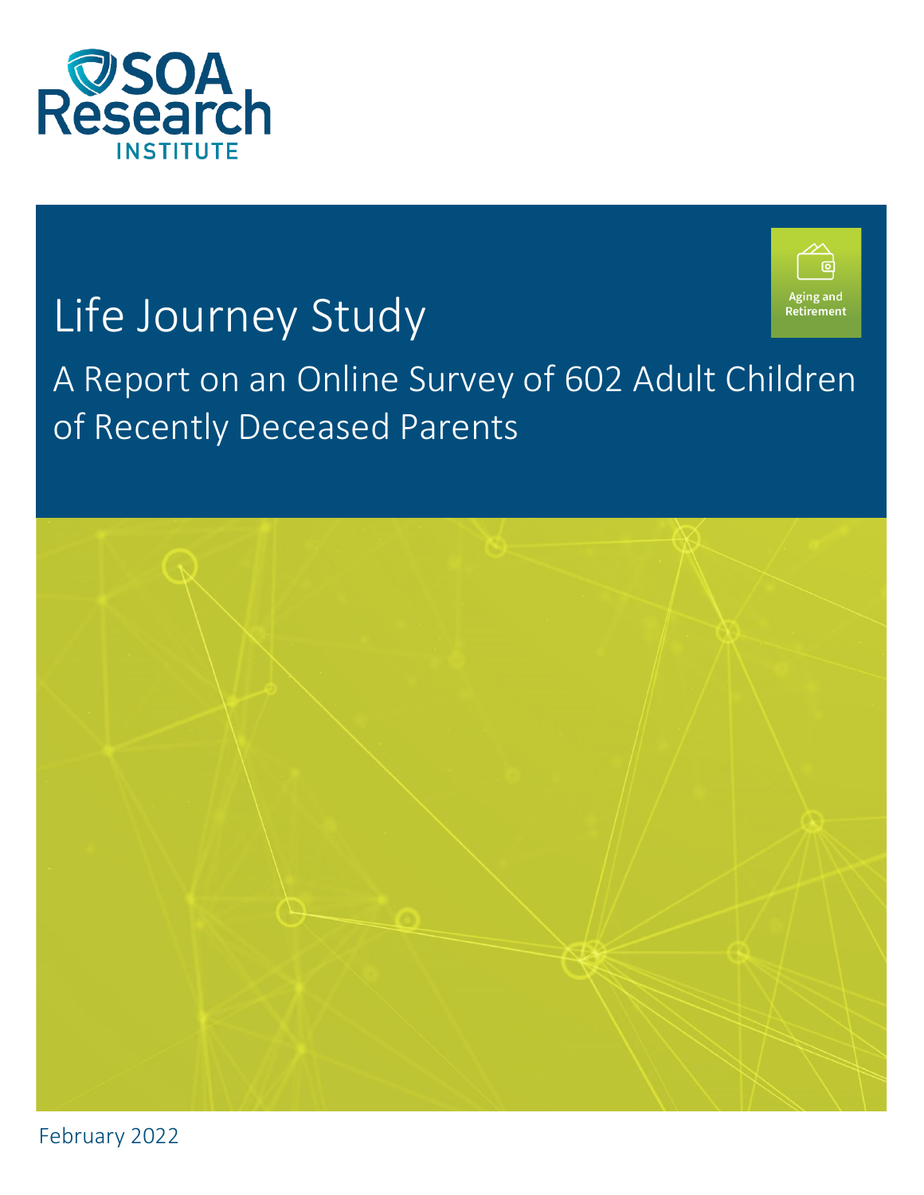SOA Research INSTITUTE

# Life Journey Study

Aging and Retirement

## A Report on an Online Survey of 602 Adult Children of Recently Deceased Parents

February 2022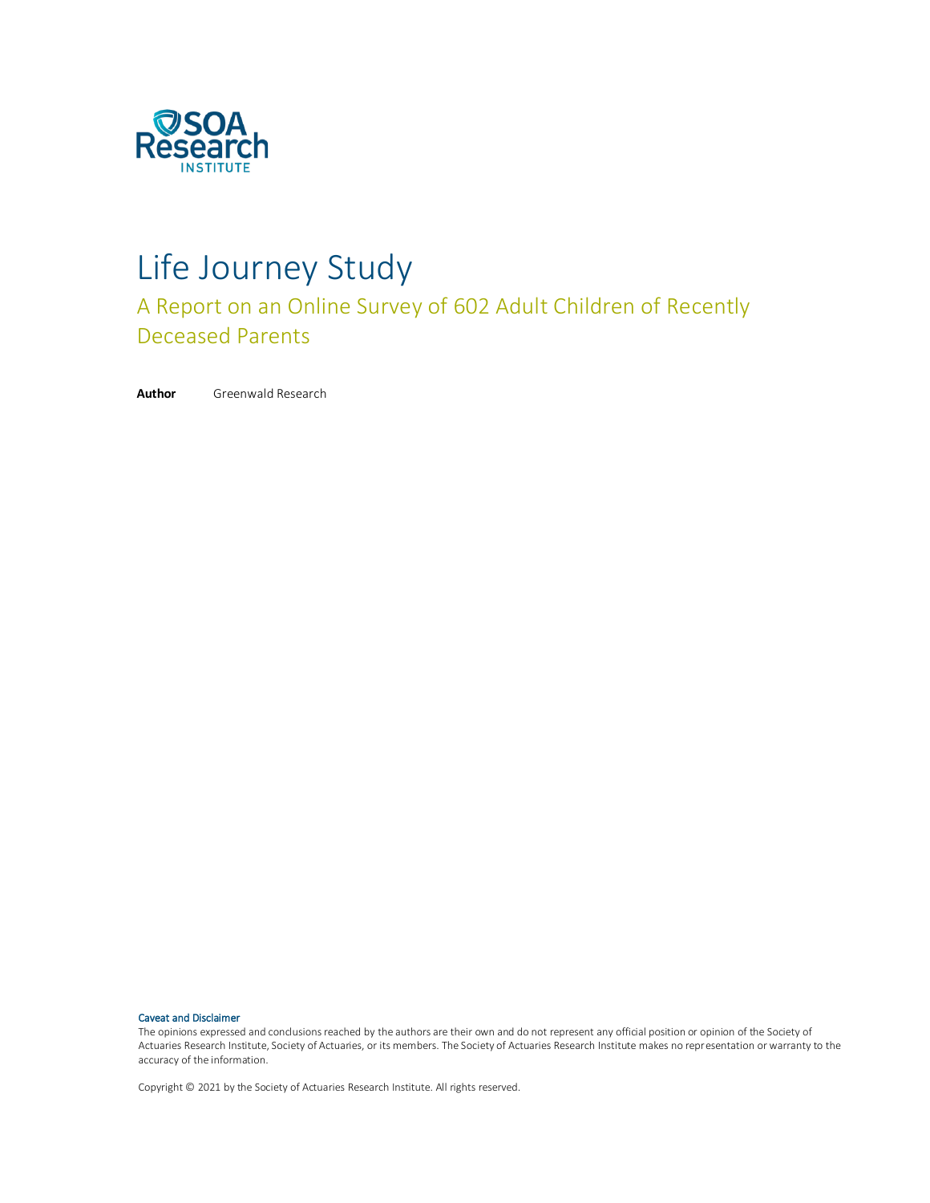# Life Journey Study

## A Report on an Online Survey of 602 Adult Children of Recently Deceased Parents

**Author** Greenwald Research

Caveat and Disclaimer

The opinions expressed and conclusions reached by the authors are their own and do not represent any official position or opinion of the Society of Actuaries Research Institute, Society of Actuaries, or its members. The Society of Actuaries Research Institute makes no representation or warranty to the accuracy of the information.

Copyright © 2021 by the Society of Actuaries Research Institute. All rights reserved.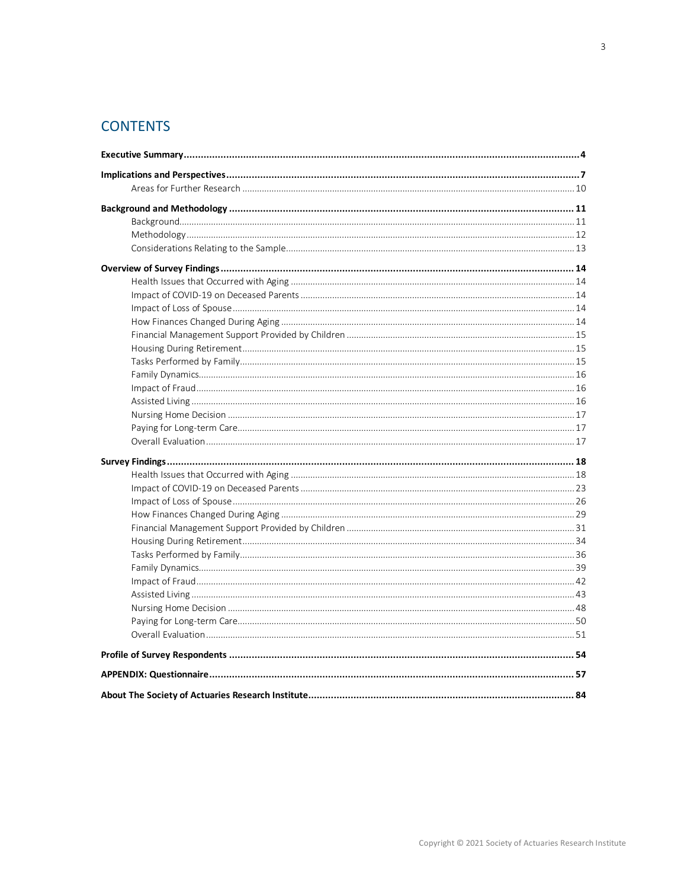## CONTENTS

**Executive Summary** .......... **4**

**Implications and Perspectives** .......... **7**

- Areas for Further Research .......... 10

**Background and Methodology** .......... **11**

- Background .......... 11
- Methodology .......... 12
- Considerations Relating to the Sample .......... 13

**Overview of Survey Findings** .......... **14**

- Health Issues that Occurred with Aging .......... 14
- Impact of COVID-19 on Deceased Parents .......... 14
- Impact of Loss of Spouse .......... 14
- How Finances Changed During Aging .......... 14
- Financial Management Support Provided by Children .......... 15
- Housing During Retirement .......... 15
- Tasks Performed by Family .......... 15
- Family Dynamics .......... 16
- Impact of Fraud .......... 16
- Assisted Living .......... 16
- Nursing Home Decision .......... 17
- Paying for Long-term Care .......... 17
- Overall Evaluation .......... 17

**Survey Findings** .......... **18**

- Health Issues that Occurred with Aging .......... 18
- Impact of COVID-19 on Deceased Parents .......... 23
- Impact of Loss of Spouse .......... 26
- How Finances Changed During Aging .......... 29
- Financial Management Support Provided by Children .......... 31
- Housing During Retirement .......... 34
- Tasks Performed by Family .......... 36
- Family Dynamics .......... 39
- Impact of Fraud .......... 42
- Assisted Living .......... 43
- Nursing Home Decision .......... 48
- Paying for Long-term Care .......... 50
- Overall Evaluation .......... 51

**Profile of Survey Respondents** .......... **54**

**APPENDIX: Questionnaire** .......... **57**

**About The Society of Actuaries Research Institute** .......... **84**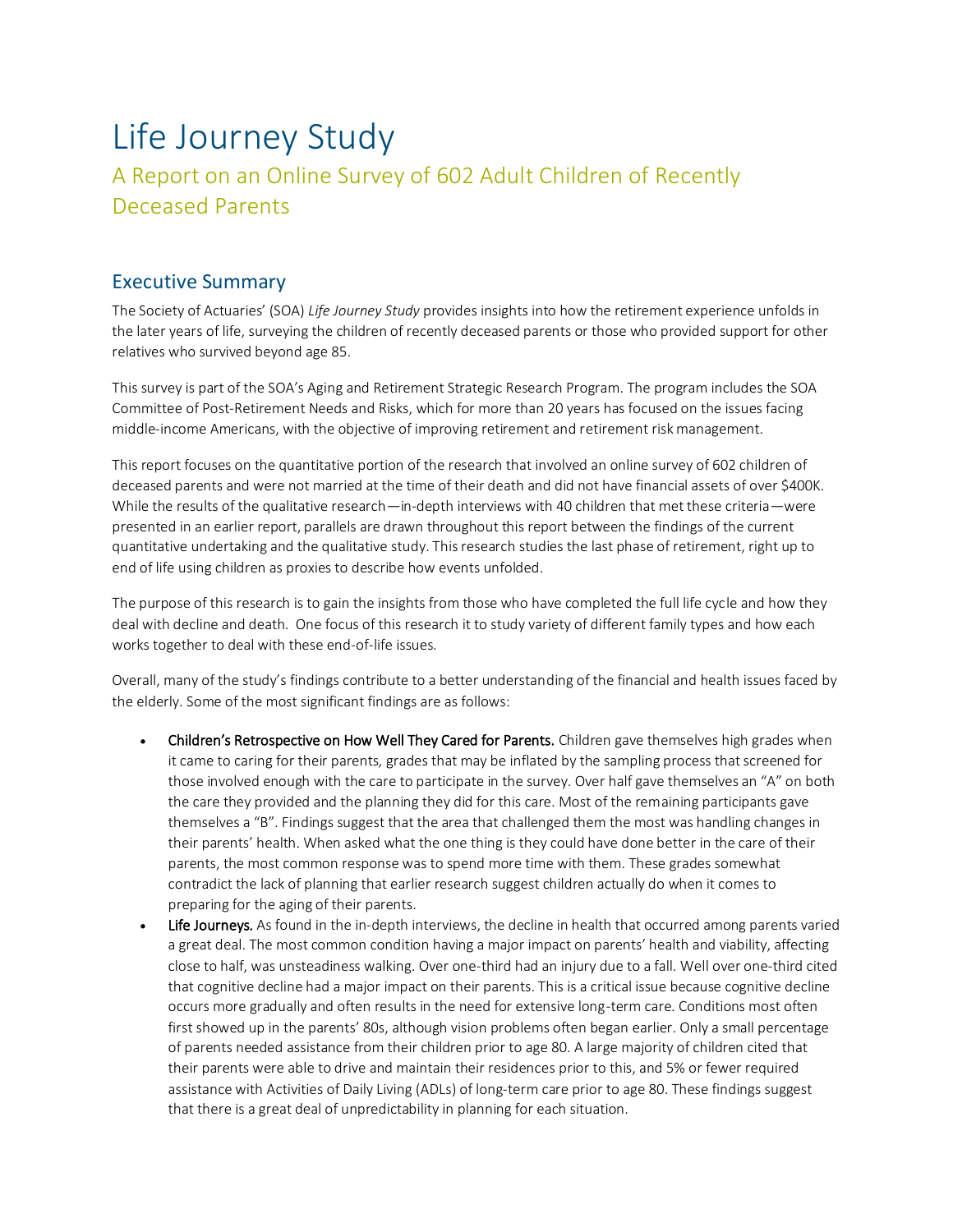# Life Journey Study

## A Report on an Online Survey of 602 Adult Children of Recently Deceased Parents

### Executive Summary

The Society of Actuaries' (SOA) *Life Journey Study* provides insights into how the retirement experience unfolds in the later years of life, surveying the children of recently deceased parents or those who provided support for other relatives who survived beyond age 85.

This survey is part of the SOA's Aging and Retirement Strategic Research Program. The program includes the SOA Committee of Post-Retirement Needs and Risks, which for more than 20 years has focused on the issues facing middle-income Americans, with the objective of improving retirement and retirement risk management.

This report focuses on the quantitative portion of the research that involved an online survey of 602 children of deceased parents and were not married at the time of their death and did not have financial assets of over $400K. While the results of the qualitative research—in-depth interviews with 40 children that met these criteria—were presented in an earlier report, parallels are drawn throughout this report between the findings of the current quantitative undertaking and the qualitative study. This research studies the last phase of retirement, right up to end of life using children as proxies to describe how events unfolded.

The purpose of this research is to gain the insights from those who have completed the full life cycle and how they deal with decline and death. One focus of this research it to study variety of different family types and how each works together to deal with these end-of-life issues.

Overall, many of the study's findings contribute to a better understanding of the financial and health issues faced by the elderly. Some of the most significant findings are as follows:

- **Children's Retrospective on How Well They Cared for Parents.** Children gave themselves high grades when it came to caring for their parents, grades that may be inflated by the sampling process that screened for those involved enough with the care to participate in the survey. Over half gave themselves an "A" on both the care they provided and the planning they did for this care. Most of the remaining participants gave themselves a "B". Findings suggest that the area that challenged them the most was handling changes in their parents' health. When asked what the one thing is they could have done better in the care of their parents, the most common response was to spend more time with them. These grades somewhat contradict the lack of planning that earlier research suggest children actually do when it comes to preparing for the aging of their parents.
- **Life Journeys.** As found in the in-depth interviews, the decline in health that occurred among parents varied a great deal. The most common condition having a major impact on parents' health and viability, affecting close to half, was unsteadiness walking. Over one-third had an injury due to a fall. Well over one-third cited that cognitive decline had a major impact on their parents. This is a critical issue because cognitive decline occurs more gradually and often results in the need for extensive long-term care. Conditions most often first showed up in the parents' 80s, although vision problems often began earlier. Only a small percentage of parents needed assistance from their children prior to age 80. A large majority of children cited that their parents were able to drive and maintain their residences prior to this, and 5% or fewer required assistance with Activities of Daily Living (ADLs) of long-term care prior to age 80. These findings suggest that there is a great deal of unpredictability in planning for each situation.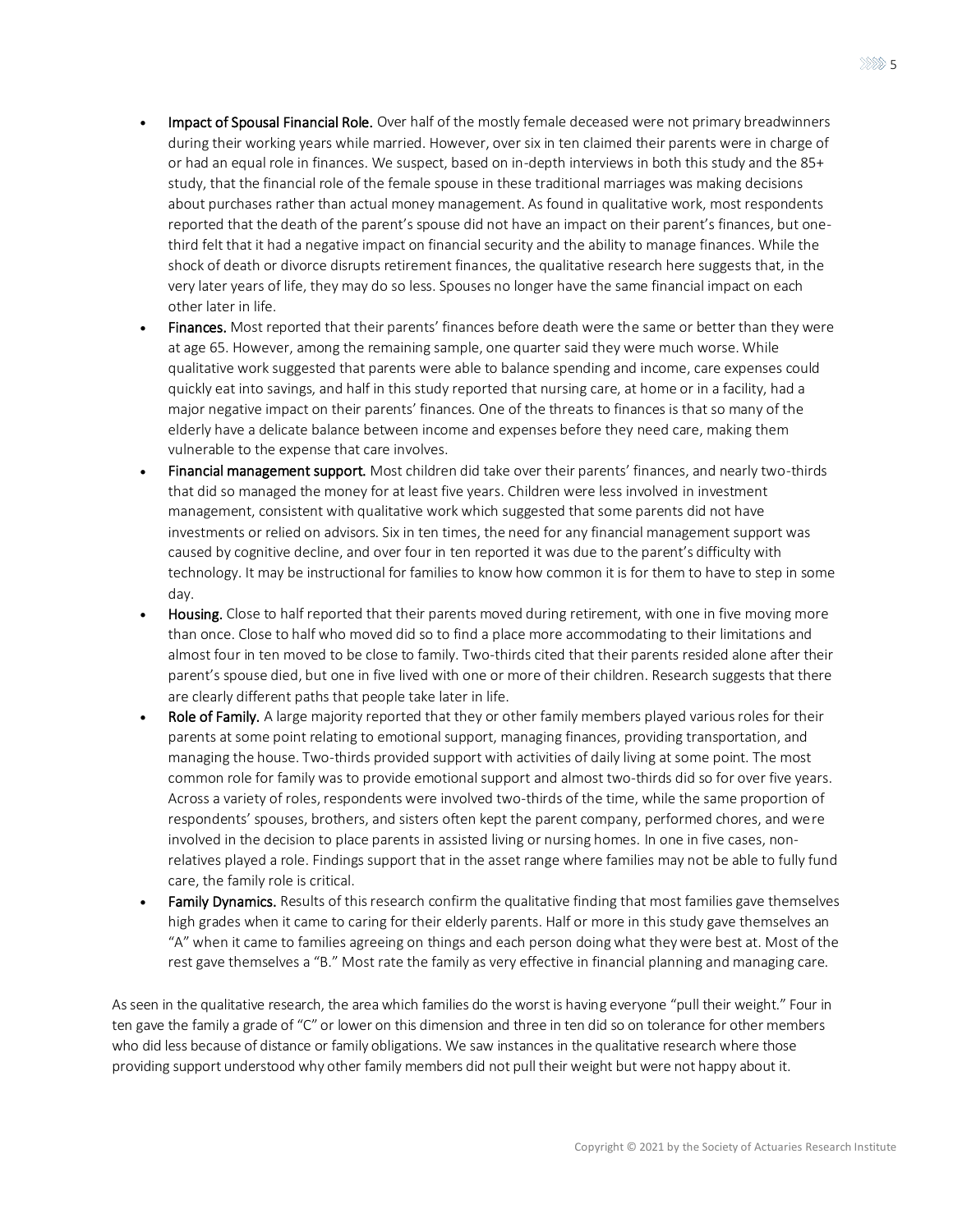- **Impact of Spousal Financial Role.** Over half of the mostly female deceased were not primary breadwinners during their working years while married. However, over six in ten claimed their parents were in charge of or had an equal role in finances. We suspect, based on in-depth interviews in both this study and the 85+ study, that the financial role of the female spouse in these traditional marriages was making decisions about purchases rather than actual money management. As found in qualitative work, most respondents reported that the death of the parent's spouse did not have an impact on their parent's finances, but one-third felt that it had a negative impact on financial security and the ability to manage finances. While the shock of death or divorce disrupts retirement finances, the qualitative research here suggests that, in the very later years of life, they may do so less. Spouses no longer have the same financial impact on each other later in life.
- **Finances.** Most reported that their parents' finances before death were the same or better than they were at age 65. However, among the remaining sample, one quarter said they were much worse. While qualitative work suggested that parents were able to balance spending and income, care expenses could quickly eat into savings, and half in this study reported that nursing care, at home or in a facility, had a major negative impact on their parents' finances. One of the threats to finances is that so many of the elderly have a delicate balance between income and expenses before they need care, making them vulnerable to the expense that care involves.
- **Financial management support.** Most children did take over their parents' finances, and nearly two-thirds that did so managed the money for at least five years. Children were less involved in investment management, consistent with qualitative work which suggested that some parents did not have investments or relied on advisors. Six in ten times, the need for any financial management support was caused by cognitive decline, and over four in ten reported it was due to the parent's difficulty with technology. It may be instructional for families to know how common it is for them to have to step in some day.
- **Housing.** Close to half reported that their parents moved during retirement, with one in five moving more than once. Close to half who moved did so to find a place more accommodating to their limitations and almost four in ten moved to be close to family. Two-thirds cited that their parents resided alone after their parent's spouse died, but one in five lived with one or more of their children. Research suggests that there are clearly different paths that people take later in life.
- **Role of Family.** A large majority reported that they or other family members played various roles for their parents at some point relating to emotional support, managing finances, providing transportation, and managing the house. Two-thirds provided support with activities of daily living at some point. The most common role for family was to provide emotional support and almost two-thirds did so for over five years. Across a variety of roles, respondents were involved two-thirds of the time, while the same proportion of respondents' spouses, brothers, and sisters often kept the parent company, performed chores, and were involved in the decision to place parents in assisted living or nursing homes. In one in five cases, non-relatives played a role. Findings support that in the asset range where families may not be able to fully fund care, the family role is critical.
- **Family Dynamics.** Results of this research confirm the qualitative finding that most families gave themselves high grades when it came to caring for their elderly parents. Half or more in this study gave themselves an "A" when it came to families agreeing on things and each person doing what they were best at. Most of the rest gave themselves a "B." Most rate the family as very effective in financial planning and managing care.

As seen in the qualitative research, the area which families do the worst is having everyone "pull their weight." Four in ten gave the family a grade of "C" or lower on this dimension and three in ten did so on tolerance for other members who did less because of distance or family obligations. We saw instances in the qualitative research where those providing support understood why other family members did not pull their weight but were not happy about it.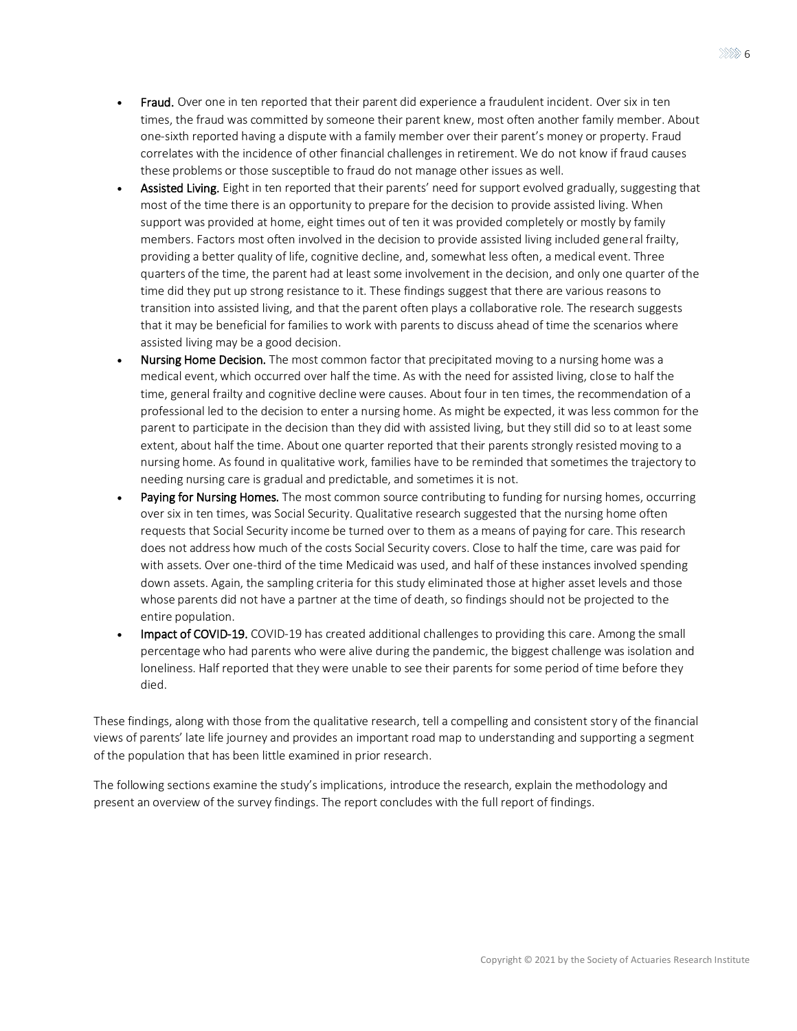- **Fraud.** Over one in ten reported that their parent did experience a fraudulent incident. Over six in ten times, the fraud was committed by someone their parent knew, most often another family member. About one-sixth reported having a dispute with a family member over their parent's money or property. Fraud correlates with the incidence of other financial challenges in retirement. We do not know if fraud causes these problems or those susceptible to fraud do not manage other issues as well.
- **Assisted Living.** Eight in ten reported that their parents' need for support evolved gradually, suggesting that most of the time there is an opportunity to prepare for the decision to provide assisted living. When support was provided at home, eight times out of ten it was provided completely or mostly by family members. Factors most often involved in the decision to provide assisted living included general frailty, providing a better quality of life, cognitive decline, and, somewhat less often, a medical event. Three quarters of the time, the parent had at least some involvement in the decision, and only one quarter of the time did they put up strong resistance to it. These findings suggest that there are various reasons to transition into assisted living, and that the parent often plays a collaborative role. The research suggests that it may be beneficial for families to work with parents to discuss ahead of time the scenarios where assisted living may be a good decision.
- **Nursing Home Decision.** The most common factor that precipitated moving to a nursing home was a medical event, which occurred over half the time. As with the need for assisted living, close to half the time, general frailty and cognitive decline were causes. About four in ten times, the recommendation of a professional led to the decision to enter a nursing home. As might be expected, it was less common for the parent to participate in the decision than they did with assisted living, but they still did so to at least some extent, about half the time. About one quarter reported that their parents strongly resisted moving to a nursing home. As found in qualitative work, families have to be reminded that sometimes the trajectory to needing nursing care is gradual and predictable, and sometimes it is not.
- **Paying for Nursing Homes.** The most common source contributing to funding for nursing homes, occurring over six in ten times, was Social Security. Qualitative research suggested that the nursing home often requests that Social Security income be turned over to them as a means of paying for care. This research does not address how much of the costs Social Security covers. Close to half the time, care was paid for with assets. Over one-third of the time Medicaid was used, and half of these instances involved spending down assets. Again, the sampling criteria for this study eliminated those at higher asset levels and those whose parents did not have a partner at the time of death, so findings should not be projected to the entire population.
- **Impact of COVID-19.** COVID-19 has created additional challenges to providing this care. Among the small percentage who had parents who were alive during the pandemic, the biggest challenge was isolation and loneliness. Half reported that they were unable to see their parents for some period of time before they died.

These findings, along with those from the qualitative research, tell a compelling and consistent story of the financial views of parents' late life journey and provides an important road map to understanding and supporting a segment of the population that has been little examined in prior research.

The following sections examine the study's implications, introduce the research, explain the methodology and present an overview of the survey findings. The report concludes with the full report of findings.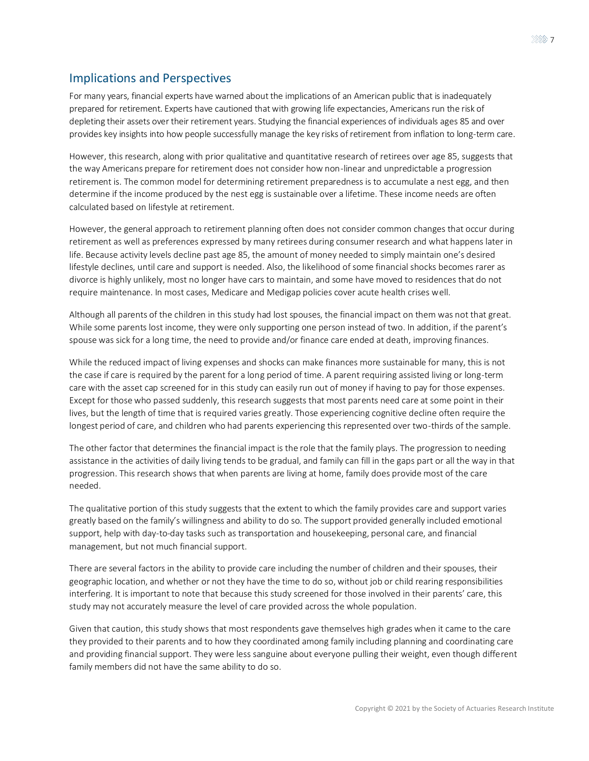## Implications and Perspectives

For many years, financial experts have warned about the implications of an American public that is inadequately prepared for retirement. Experts have cautioned that with growing life expectancies, Americans run the risk of depleting their assets over their retirement years. Studying the financial experiences of individuals ages 85 and over provides key insights into how people successfully manage the key risks of retirement from inflation to long-term care.

However, this research, along with prior qualitative and quantitative research of retirees over age 85, suggests that the way Americans prepare for retirement does not consider how non-linear and unpredictable a progression retirement is. The common model for determining retirement preparedness is to accumulate a nest egg, and then determine if the income produced by the nest egg is sustainable over a lifetime. These income needs are often calculated based on lifestyle at retirement.

However, the general approach to retirement planning often does not consider common changes that occur during retirement as well as preferences expressed by many retirees during consumer research and what happens later in life. Because activity levels decline past age 85, the amount of money needed to simply maintain one's desired lifestyle declines, until care and support is needed. Also, the likelihood of some financial shocks becomes rarer as divorce is highly unlikely, most no longer have cars to maintain, and some have moved to residences that do not require maintenance. In most cases, Medicare and Medigap policies cover acute health crises well.

Although all parents of the children in this study had lost spouses, the financial impact on them was not that great. While some parents lost income, they were only supporting one person instead of two. In addition, if the parent's spouse was sick for a long time, the need to provide and/or finance care ended at death, improving finances.

While the reduced impact of living expenses and shocks can make finances more sustainable for many, this is not the case if care is required by the parent for a long period of time. A parent requiring assisted living or long-term care with the asset cap screened for in this study can easily run out of money if having to pay for those expenses. Except for those who passed suddenly, this research suggests that most parents need care at some point in their lives, but the length of time that is required varies greatly. Those experiencing cognitive decline often require the longest period of care, and children who had parents experiencing this represented over two-thirds of the sample.

The other factor that determines the financial impact is the role that the family plays. The progression to needing assistance in the activities of daily living tends to be gradual, and family can fill in the gaps part or all the way in that progression. This research shows that when parents are living at home, family does provide most of the care needed.

The qualitative portion of this study suggests that the extent to which the family provides care and support varies greatly based on the family's willingness and ability to do so. The support provided generally included emotional support, help with day-to-day tasks such as transportation and housekeeping, personal care, and financial management, but not much financial support.

There are several factors in the ability to provide care including the number of children and their spouses, their geographic location, and whether or not they have the time to do so, without job or child rearing responsibilities interfering. It is important to note that because this study screened for those involved in their parents' care, this study may not accurately measure the level of care provided across the whole population.

Given that caution, this study shows that most respondents gave themselves high grades when it came to the care they provided to their parents and to how they coordinated among family including planning and coordinating care and providing financial support. They were less sanguine about everyone pulling their weight, even though different family members did not have the same ability to do so.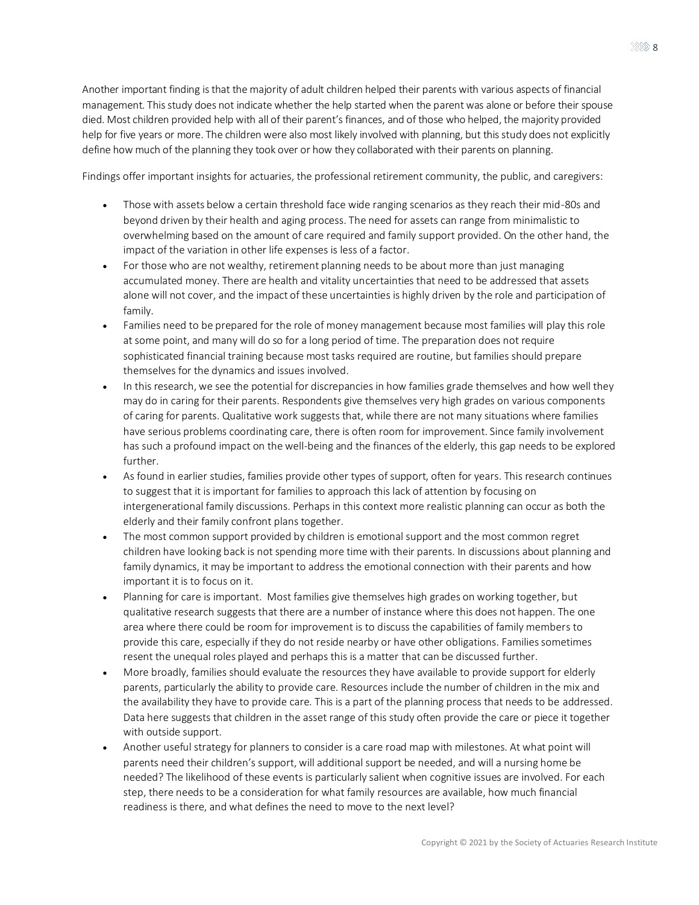Another important finding is that the majority of adult children helped their parents with various aspects of financial management. This study does not indicate whether the help started when the parent was alone or before their spouse died. Most children provided help with all of their parent's finances, and of those who helped, the majority provided help for five years or more. The children were also most likely involved with planning, but this study does not explicitly define how much of the planning they took over or how they collaborated with their parents on planning.

Findings offer important insights for actuaries, the professional retirement community, the public, and caregivers:

- Those with assets below a certain threshold face wide ranging scenarios as they reach their mid-80s and beyond driven by their health and aging process. The need for assets can range from minimalistic to overwhelming based on the amount of care required and family support provided. On the other hand, the impact of the variation in other life expenses is less of a factor.
- For those who are not wealthy, retirement planning needs to be about more than just managing accumulated money. There are health and vitality uncertainties that need to be addressed that assets alone will not cover, and the impact of these uncertainties is highly driven by the role and participation of family.
- Families need to be prepared for the role of money management because most families will play this role at some point, and many will do so for a long period of time. The preparation does not require sophisticated financial training because most tasks required are routine, but families should prepare themselves for the dynamics and issues involved.
- In this research, we see the potential for discrepancies in how families grade themselves and how well they may do in caring for their parents. Respondents give themselves very high grades on various components of caring for parents. Qualitative work suggests that, while there are not many situations where families have serious problems coordinating care, there is often room for improvement. Since family involvement has such a profound impact on the well-being and the finances of the elderly, this gap needs to be explored further.
- As found in earlier studies, families provide other types of support, often for years. This research continues to suggest that it is important for families to approach this lack of attention by focusing on intergenerational family discussions. Perhaps in this context more realistic planning can occur as both the elderly and their family confront plans together.
- The most common support provided by children is emotional support and the most common regret children have looking back is not spending more time with their parents. In discussions about planning and family dynamics, it may be important to address the emotional connection with their parents and how important it is to focus on it.
- Planning for care is important. Most families give themselves high grades on working together, but qualitative research suggests that there are a number of instance where this does not happen. The one area where there could be room for improvement is to discuss the capabilities of family members to provide this care, especially if they do not reside nearby or have other obligations. Families sometimes resent the unequal roles played and perhaps this is a matter that can be discussed further.
- More broadly, families should evaluate the resources they have available to provide support for elderly parents, particularly the ability to provide care. Resources include the number of children in the mix and the availability they have to provide care. This is a part of the planning process that needs to be addressed. Data here suggests that children in the asset range of this study often provide the care or piece it together with outside support.
- Another useful strategy for planners to consider is a care road map with milestones. At what point will parents need their children's support, will additional support be needed, and will a nursing home be needed? The likelihood of these events is particularly salient when cognitive issues are involved. For each step, there needs to be a consideration for what family resources are available, how much financial readiness is there, and what defines the need to move to the next level?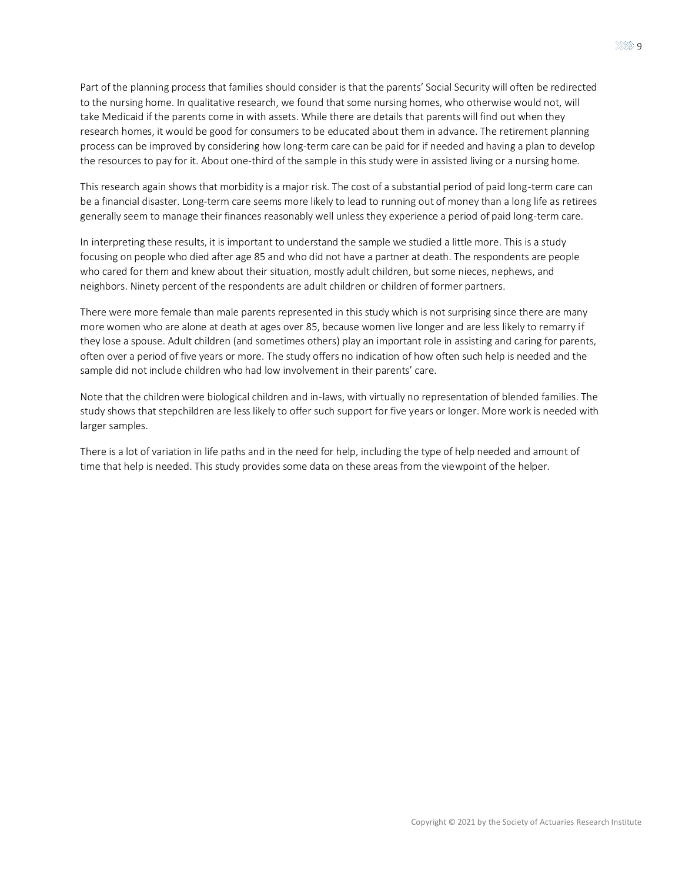Part of the planning process that families should consider is that the parents' Social Security will often be redirected to the nursing home. In qualitative research, we found that some nursing homes, who otherwise would not, will take Medicaid if the parents come in with assets. While there are details that parents will find out when they research homes, it would be good for consumers to be educated about them in advance. The retirement planning process can be improved by considering how long-term care can be paid for if needed and having a plan to develop the resources to pay for it. About one-third of the sample in this study were in assisted living or a nursing home.

This research again shows that morbidity is a major risk. The cost of a substantial period of paid long-term care can be a financial disaster. Long-term care seems more likely to lead to running out of money than a long life as retirees generally seem to manage their finances reasonably well unless they experience a period of paid long-term care.

In interpreting these results, it is important to understand the sample we studied a little more. This is a study focusing on people who died after age 85 and who did not have a partner at death. The respondents are people who cared for them and knew about their situation, mostly adult children, but some nieces, nephews, and neighbors. Ninety percent of the respondents are adult children or children of former partners.

There were more female than male parents represented in this study which is not surprising since there are many more women who are alone at death at ages over 85, because women live longer and are less likely to remarry if they lose a spouse. Adult children (and sometimes others) play an important role in assisting and caring for parents, often over a period of five years or more. The study offers no indication of how often such help is needed and the sample did not include children who had low involvement in their parents' care.

Note that the children were biological children and in-laws, with virtually no representation of blended families. The study shows that stepchildren are less likely to offer such support for five years or longer. More work is needed with larger samples.

There is a lot of variation in life paths and in the need for help, including the type of help needed and amount of time that help is needed. This study provides some data on these areas from the viewpoint of the helper.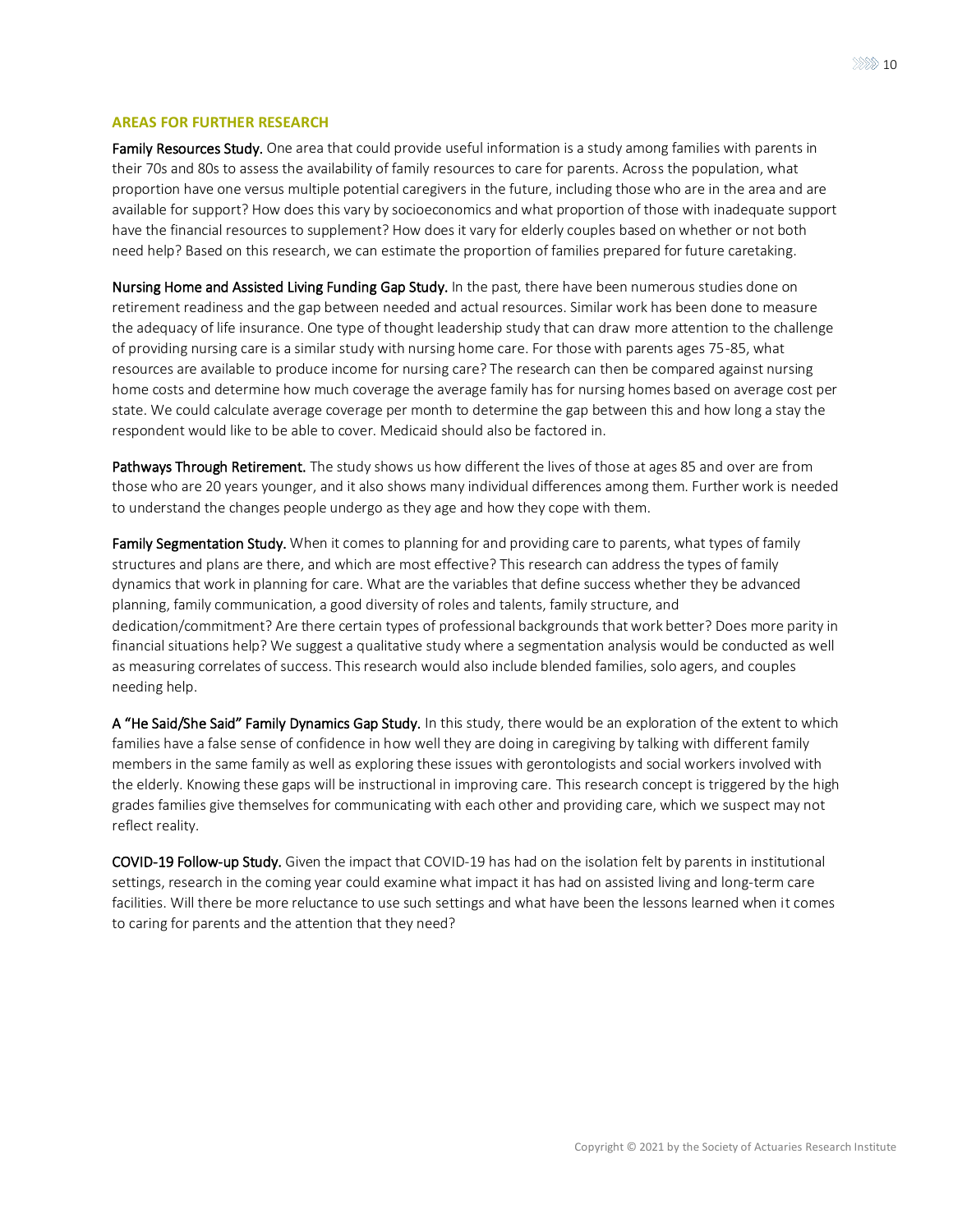## AREAS FOR FURTHER RESEARCH

**Family Resources Study.** One area that could provide useful information is a study among families with parents in their 70s and 80s to assess the availability of family resources to care for parents. Across the population, what proportion have one versus multiple potential caregivers in the future, including those who are in the area and are available for support? How does this vary by socioeconomics and what proportion of those with inadequate support have the financial resources to supplement? How does it vary for elderly couples based on whether or not both need help? Based on this research, we can estimate the proportion of families prepared for future caretaking.

**Nursing Home and Assisted Living Funding Gap Study.** In the past, there have been numerous studies done on retirement readiness and the gap between needed and actual resources. Similar work has been done to measure the adequacy of life insurance. One type of thought leadership study that can draw more attention to the challenge of providing nursing care is a similar study with nursing home care. For those with parents ages 75-85, what resources are available to produce income for nursing care? The research can then be compared against nursing home costs and determine how much coverage the average family has for nursing homes based on average cost per state. We could calculate average coverage per month to determine the gap between this and how long a stay the respondent would like to be able to cover. Medicaid should also be factored in.

**Pathways Through Retirement.** The study shows us how different the lives of those at ages 85 and over are from those who are 20 years younger, and it also shows many individual differences among them. Further work is needed to understand the changes people undergo as they age and how they cope with them.

**Family Segmentation Study.** When it comes to planning for and providing care to parents, what types of family structures and plans are there, and which are most effective? This research can address the types of family dynamics that work in planning for care. What are the variables that define success whether they be advanced planning, family communication, a good diversity of roles and talents, family structure, and dedication/commitment? Are there certain types of professional backgrounds that work better? Does more parity in financial situations help? We suggest a qualitative study where a segmentation analysis would be conducted as well as measuring correlates of success. This research would also include blended families, solo agers, and couples needing help.

**A "He Said/She Said" Family Dynamics Gap Study.** In this study, there would be an exploration of the extent to which families have a false sense of confidence in how well they are doing in caregiving by talking with different family members in the same family as well as exploring these issues with gerontologists and social workers involved with the elderly. Knowing these gaps will be instructional in improving care. This research concept is triggered by the high grades families give themselves for communicating with each other and providing care, which we suspect may not reflect reality.

**COVID-19 Follow-up Study.** Given the impact that COVID-19 has had on the isolation felt by parents in institutional settings, research in the coming year could examine what impact it has had on assisted living and long-term care facilities. Will there be more reluctance to use such settings and what have been the lessons learned when it comes to caring for parents and the attention that they need?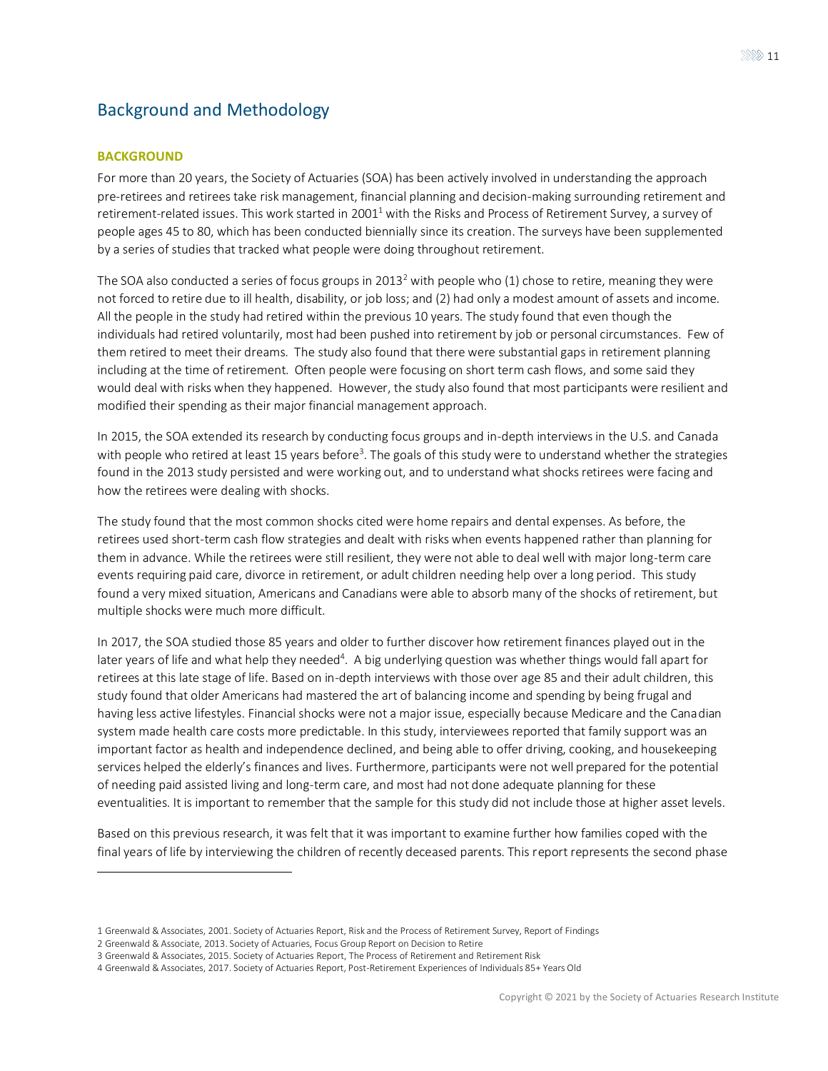## Background and Methodology

### BACKGROUND

For more than 20 years, the Society of Actuaries (SOA) has been actively involved in understanding the approach pre-retirees and retirees take risk management, financial planning and decision-making surrounding retirement and retirement-related issues. This work started in 2001[1] with the Risks and Process of Retirement Survey, a survey of people ages 45 to 80, which has been conducted biennially since its creation. The surveys have been supplemented by a series of studies that tracked what people were doing throughout retirement.

The SOA also conducted a series of focus groups in 2013[2] with people who (1) chose to retire, meaning they were not forced to retire due to ill health, disability, or job loss; and (2) had only a modest amount of assets and income. All the people in the study had retired within the previous 10 years. The study found that even though the individuals had retired voluntarily, most had been pushed into retirement by job or personal circumstances. Few of them retired to meet their dreams. The study also found that there were substantial gaps in retirement planning including at the time of retirement. Often people were focusing on short term cash flows, and some said they would deal with risks when they happened. However, the study also found that most participants were resilient and modified their spending as their major financial management approach.

In 2015, the SOA extended its research by conducting focus groups and in-depth interviews in the U.S. and Canada with people who retired at least 15 years before[3]. The goals of this study were to understand whether the strategies found in the 2013 study persisted and were working out, and to understand what shocks retirees were facing and how the retirees were dealing with shocks.

The study found that the most common shocks cited were home repairs and dental expenses. As before, the retirees used short-term cash flow strategies and dealt with risks when events happened rather than planning for them in advance. While the retirees were still resilient, they were not able to deal well with major long-term care events requiring paid care, divorce in retirement, or adult children needing help over a long period. This study found a very mixed situation, Americans and Canadians were able to absorb many of the shocks of retirement, but multiple shocks were much more difficult.

In 2017, the SOA studied those 85 years and older to further discover how retirement finances played out in the later years of life and what help they needed[4]. A big underlying question was whether things would fall apart for retirees at this late stage of life. Based on in-depth interviews with those over age 85 and their adult children, this study found that older Americans had mastered the art of balancing income and spending by being frugal and having less active lifestyles. Financial shocks were not a major issue, especially because Medicare and the Canadian system made health care costs more predictable. In this study, interviewees reported that family support was an important factor as health and independence declined, and being able to offer driving, cooking, and housekeeping services helped the elderly's finances and lives. Furthermore, participants were not well prepared for the potential of needing paid assisted living and long-term care, and most had not done adequate planning for these eventualities. It is important to remember that the sample for this study did not include those at higher asset levels.

Based on this previous research, it was felt that it was important to examine further how families coped with the final years of life by interviewing the children of recently deceased parents. This report represents the second phase

---

1 Greenwald & Associates, 2001. Society of Actuaries Report, Risk and the Process of Retirement Survey, Report of Findings

2 Greenwald & Associate, 2013. Society of Actuaries, Focus Group Report on Decision to Retire

3 Greenwald & Associates, 2015. Society of Actuaries Report, The Process of Retirement and Retirement Risk

4 Greenwald & Associates, 2017. Society of Actuaries Report, Post-Retirement Experiences of Individuals 85+ Years Old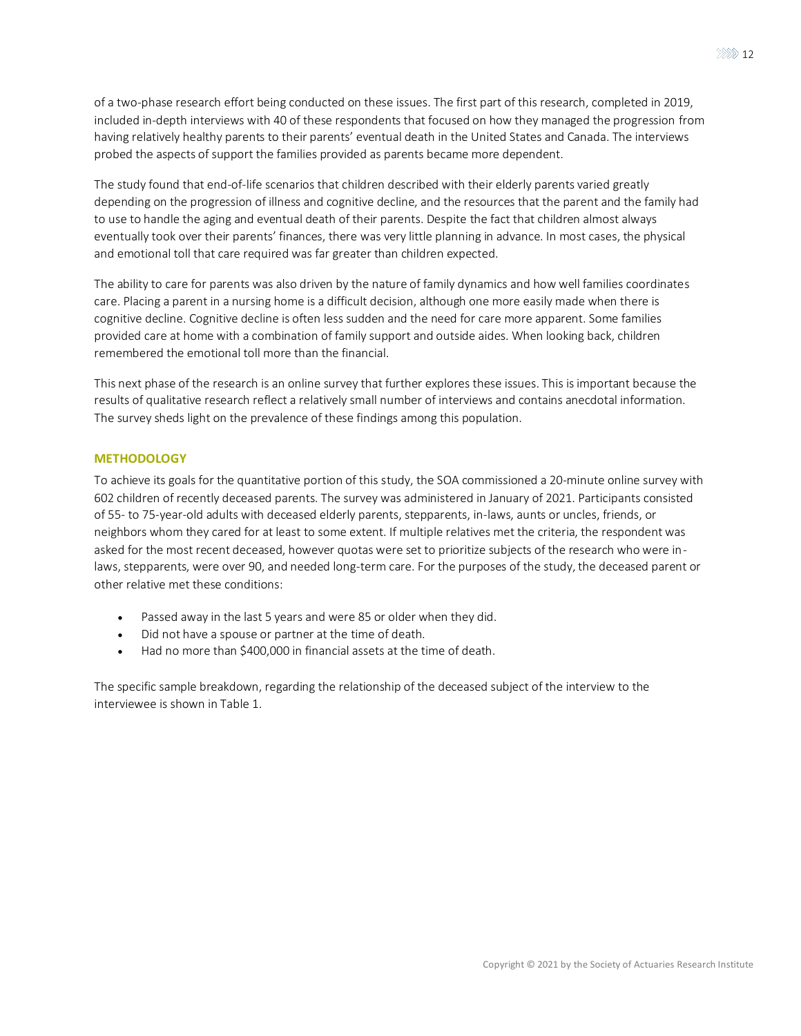of a two-phase research effort being conducted on these issues. The first part of this research, completed in 2019, included in-depth interviews with 40 of these respondents that focused on how they managed the progression from having relatively healthy parents to their parents' eventual death in the United States and Canada. The interviews probed the aspects of support the families provided as parents became more dependent.

The study found that end-of-life scenarios that children described with their elderly parents varied greatly depending on the progression of illness and cognitive decline, and the resources that the parent and the family had to use to handle the aging and eventual death of their parents. Despite the fact that children almost always eventually took over their parents' finances, there was very little planning in advance. In most cases, the physical and emotional toll that care required was far greater than children expected.

The ability to care for parents was also driven by the nature of family dynamics and how well families coordinates care. Placing a parent in a nursing home is a difficult decision, although one more easily made when there is cognitive decline. Cognitive decline is often less sudden and the need for care more apparent. Some families provided care at home with a combination of family support and outside aides. When looking back, children remembered the emotional toll more than the financial.

This next phase of the research is an online survey that further explores these issues. This is important because the results of qualitative research reflect a relatively small number of interviews and contains anecdotal information. The survey sheds light on the prevalence of these findings among this population.

## METHODOLOGY

To achieve its goals for the quantitative portion of this study, the SOA commissioned a 20-minute online survey with 602 children of recently deceased parents. The survey was administered in January of 2021. Participants consisted of 55- to 75-year-old adults with deceased elderly parents, stepparents, in-laws, aunts or uncles, friends, or neighbors whom they cared for at least to some extent. If multiple relatives met the criteria, the respondent was asked for the most recent deceased, however quotas were set to prioritize subjects of the research who were in-laws, stepparents, were over 90, and needed long-term care. For the purposes of the study, the deceased parent or other relative met these conditions:

- Passed away in the last 5 years and were 85 or older when they did.
- Did not have a spouse or partner at the time of death.
- Had no more than $400,000 in financial assets at the time of death.

The specific sample breakdown, regarding the relationship of the deceased subject of the interview to the interviewee is shown in Table 1.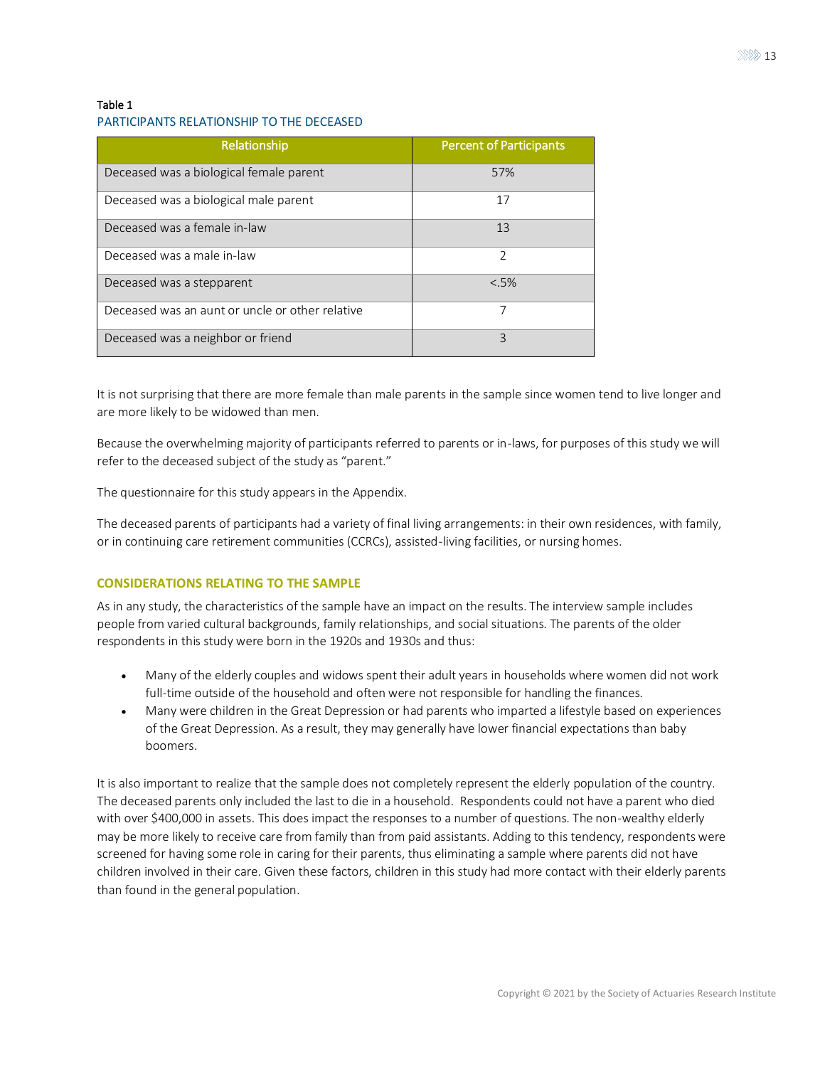Table 1

PARTICIPANTS RELATIONSHIP TO THE DECEASED

| Relationship | Percent of Participants |
|---|---|
| Deceased was a biological female parent | 57% |
| Deceased was a biological male parent | 17 |
| Deceased was a female in-law | 13 |
| Deceased was a male in-law | 2 |
| Deceased was a stepparent | <.5% |
| Deceased was an aunt or uncle or other relative | 7 |
| Deceased was a neighbor or friend | 3 |

It is not surprising that there are more female than male parents in the sample since women tend to live longer and are more likely to be widowed than men.

Because the overwhelming majority of participants referred to parents or in-laws, for purposes of this study we will refer to the deceased subject of the study as "parent."

The questionnaire for this study appears in the Appendix.

The deceased parents of participants had a variety of final living arrangements: in their own residences, with family, or in continuing care retirement communities (CCRCs), assisted-living facilities, or nursing homes.

## CONSIDERATIONS RELATING TO THE SAMPLE

As in any study, the characteristics of the sample have an impact on the results. The interview sample includes people from varied cultural backgrounds, family relationships, and social situations. The parents of the older respondents in this study were born in the 1920s and 1930s and thus:

- Many of the elderly couples and widows spent their adult years in households where women did not work full-time outside of the household and often were not responsible for handling the finances.
- Many were children in the Great Depression or had parents who imparted a lifestyle based on experiences of the Great Depression. As a result, they may generally have lower financial expectations than baby boomers.

It is also important to realize that the sample does not completely represent the elderly population of the country. The deceased parents only included the last to die in a household. Respondents could not have a parent who died with over $400,000 in assets. This does impact the responses to a number of questions. The non-wealthy elderly may be more likely to receive care from family than from paid assistants. Adding to this tendency, respondents were screened for having some role in caring for their parents, thus eliminating a sample where parents did not have children involved in their care. Given these factors, children in this study had more contact with their elderly parents than found in the general population.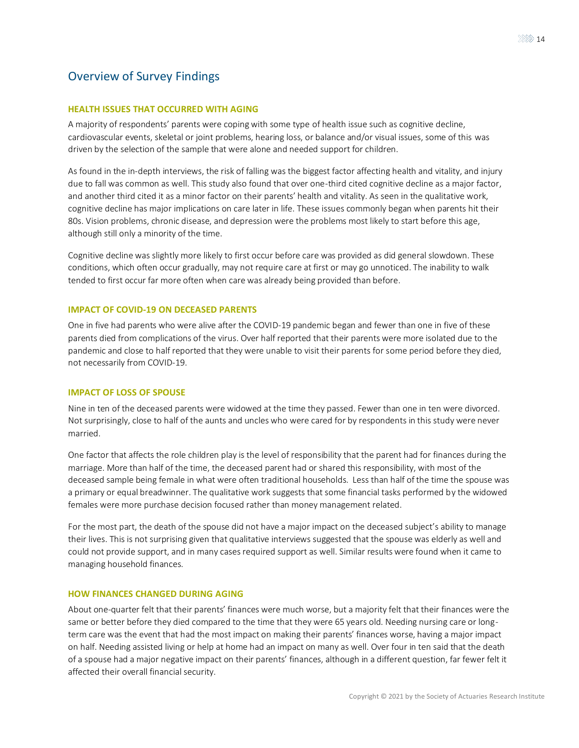## Overview of Survey Findings

### HEALTH ISSUES THAT OCCURRED WITH AGING

A majority of respondents' parents were coping with some type of health issue such as cognitive decline, cardiovascular events, skeletal or joint problems, hearing loss, or balance and/or visual issues, some of this was driven by the selection of the sample that were alone and needed support for children.

As found in the in-depth interviews, the risk of falling was the biggest factor affecting health and vitality, and injury due to fall was common as well. This study also found that over one-third cited cognitive decline as a major factor, and another third cited it as a minor factor on their parents' health and vitality. As seen in the qualitative work, cognitive decline has major implications on care later in life. These issues commonly began when parents hit their 80s. Vision problems, chronic disease, and depression were the problems most likely to start before this age, although still only a minority of the time.

Cognitive decline was slightly more likely to first occur before care was provided as did general slowdown. These conditions, which often occur gradually, may not require care at first or may go unnoticed. The inability to walk tended to first occur far more often when care was already being provided than before.

### IMPACT OF COVID-19 ON DECEASED PARENTS

One in five had parents who were alive after the COVID-19 pandemic began and fewer than one in five of these parents died from complications of the virus. Over half reported that their parents were more isolated due to the pandemic and close to half reported that they were unable to visit their parents for some period before they died, not necessarily from COVID-19.

### IMPACT OF LOSS OF SPOUSE

Nine in ten of the deceased parents were widowed at the time they passed. Fewer than one in ten were divorced. Not surprisingly, close to half of the aunts and uncles who were cared for by respondents in this study were never married.

One factor that affects the role children play is the level of responsibility that the parent had for finances during the marriage. More than half of the time, the deceased parent had or shared this responsibility, with most of the deceased sample being female in what were often traditional households. Less than half of the time the spouse was a primary or equal breadwinner. The qualitative work suggests that some financial tasks performed by the widowed females were more purchase decision focused rather than money management related.

For the most part, the death of the spouse did not have a major impact on the deceased subject's ability to manage their lives. This is not surprising given that qualitative interviews suggested that the spouse was elderly as well and could not provide support, and in many cases required support as well. Similar results were found when it came to managing household finances.

### HOW FINANCES CHANGED DURING AGING

About one-quarter felt that their parents' finances were much worse, but a majority felt that their finances were the same or better before they died compared to the time that they were 65 years old. Needing nursing care or long-term care was the event that had the most impact on making their parents' finances worse, having a major impact on half. Needing assisted living or help at home had an impact on many as well. Over four in ten said that the death of a spouse had a major negative impact on their parents' finances, although in a different question, far fewer felt it affected their overall financial security.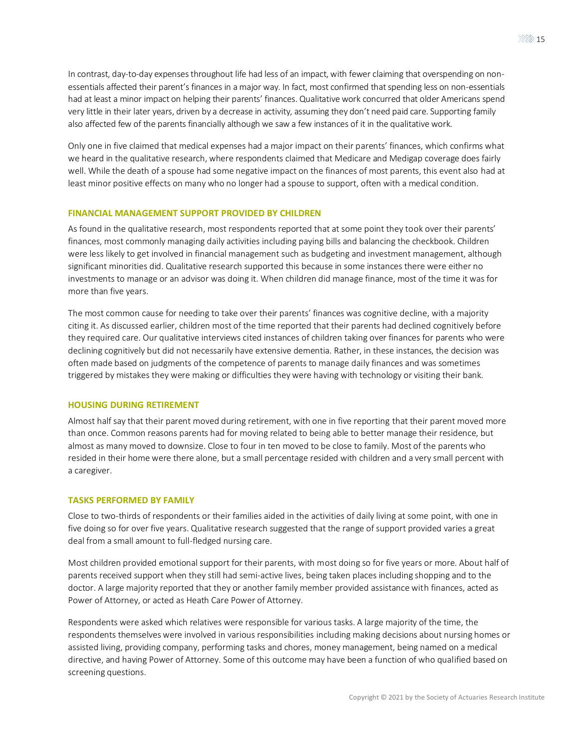In contrast, day-to-day expenses throughout life had less of an impact, with fewer claiming that overspending on non-essentials affected their parent's finances in a major way. In fact, most confirmed that spending less on non-essentials had at least a minor impact on helping their parents' finances. Qualitative work concurred that older Americans spend very little in their later years, driven by a decrease in activity, assuming they don't need paid care. Supporting family also affected few of the parents financially although we saw a few instances of it in the qualitative work.

Only one in five claimed that medical expenses had a major impact on their parents' finances, which confirms what we heard in the qualitative research, where respondents claimed that Medicare and Medigap coverage does fairly well. While the death of a spouse had some negative impact on the finances of most parents, this event also had at least minor positive effects on many who no longer had a spouse to support, often with a medical condition.

### FINANCIAL MANAGEMENT SUPPORT PROVIDED BY CHILDREN

As found in the qualitative research, most respondents reported that at some point they took over their parents' finances, most commonly managing daily activities including paying bills and balancing the checkbook. Children were less likely to get involved in financial management such as budgeting and investment management, although significant minorities did. Qualitative research supported this because in some instances there were either no investments to manage or an advisor was doing it. When children did manage finance, most of the time it was for more than five years.

The most common cause for needing to take over their parents' finances was cognitive decline, with a majority citing it. As discussed earlier, children most of the time reported that their parents had declined cognitively before they required care. Our qualitative interviews cited instances of children taking over finances for parents who were declining cognitively but did not necessarily have extensive dementia. Rather, in these instances, the decision was often made based on judgments of the competence of parents to manage daily finances and was sometimes triggered by mistakes they were making or difficulties they were having with technology or visiting their bank.

### HOUSING DURING RETIREMENT

Almost half say that their parent moved during retirement, with one in five reporting that their parent moved more than once. Common reasons parents had for moving related to being able to better manage their residence, but almost as many moved to downsize. Close to four in ten moved to be close to family. Most of the parents who resided in their home were there alone, but a small percentage resided with children and a very small percent with a caregiver.

### TASKS PERFORMED BY FAMILY

Close to two-thirds of respondents or their families aided in the activities of daily living at some point, with one in five doing so for over five years. Qualitative research suggested that the range of support provided varies a great deal from a small amount to full-fledged nursing care.

Most children provided emotional support for their parents, with most doing so for five years or more. About half of parents received support when they still had semi-active lives, being taken places including shopping and to the doctor. A large majority reported that they or another family member provided assistance with finances, acted as Power of Attorney, or acted as Heath Care Power of Attorney.

Respondents were asked which relatives were responsible for various tasks. A large majority of the time, the respondents themselves were involved in various responsibilities including making decisions about nursing homes or assisted living, providing company, performing tasks and chores, money management, being named on a medical directive, and having Power of Attorney. Some of this outcome may have been a function of who qualified based on screening questions.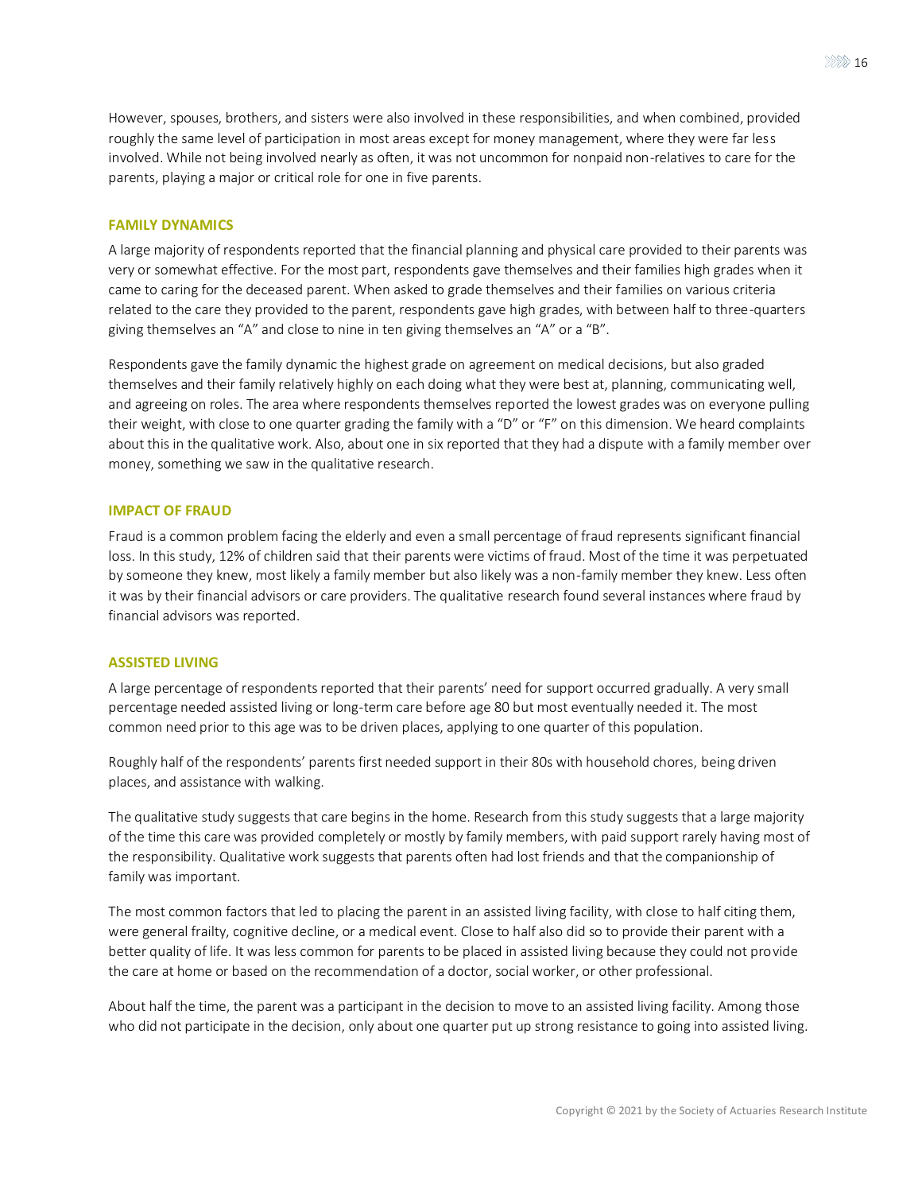However, spouses, brothers, and sisters were also involved in these responsibilities, and when combined, provided roughly the same level of participation in most areas except for money management, where they were far less involved. While not being involved nearly as often, it was not uncommon for nonpaid non-relatives to care for the parents, playing a major or critical role for one in five parents.

### FAMILY DYNAMICS

A large majority of respondents reported that the financial planning and physical care provided to their parents was very or somewhat effective. For the most part, respondents gave themselves and their families high grades when it came to caring for the deceased parent. When asked to grade themselves and their families on various criteria related to the care they provided to the parent, respondents gave high grades, with between half to three-quarters giving themselves an "A" and close to nine in ten giving themselves an "A" or a "B".

Respondents gave the family dynamic the highest grade on agreement on medical decisions, but also graded themselves and their family relatively highly on each doing what they were best at, planning, communicating well, and agreeing on roles. The area where respondents themselves reported the lowest grades was on everyone pulling their weight, with close to one quarter grading the family with a "D" or "F" on this dimension. We heard complaints about this in the qualitative work. Also, about one in six reported that they had a dispute with a family member over money, something we saw in the qualitative research.

### IMPACT OF FRAUD

Fraud is a common problem facing the elderly and even a small percentage of fraud represents significant financial loss. In this study, 12% of children said that their parents were victims of fraud. Most of the time it was perpetuated by someone they knew, most likely a family member but also likely was a non-family member they knew. Less often it was by their financial advisors or care providers. The qualitative research found several instances where fraud by financial advisors was reported.

### ASSISTED LIVING

A large percentage of respondents reported that their parents' need for support occurred gradually. A very small percentage needed assisted living or long-term care before age 80 but most eventually needed it. The most common need prior to this age was to be driven places, applying to one quarter of this population.

Roughly half of the respondents' parents first needed support in their 80s with household chores, being driven places, and assistance with walking.

The qualitative study suggests that care begins in the home. Research from this study suggests that a large majority of the time this care was provided completely or mostly by family members, with paid support rarely having most of the responsibility. Qualitative work suggests that parents often had lost friends and that the companionship of family was important.

The most common factors that led to placing the parent in an assisted living facility, with close to half citing them, were general frailty, cognitive decline, or a medical event. Close to half also did so to provide their parent with a better quality of life. It was less common for parents to be placed in assisted living because they could not provide the care at home or based on the recommendation of a doctor, social worker, or other professional.

About half the time, the parent was a participant in the decision to move to an assisted living facility. Among those who did not participate in the decision, only about one quarter put up strong resistance to going into assisted living.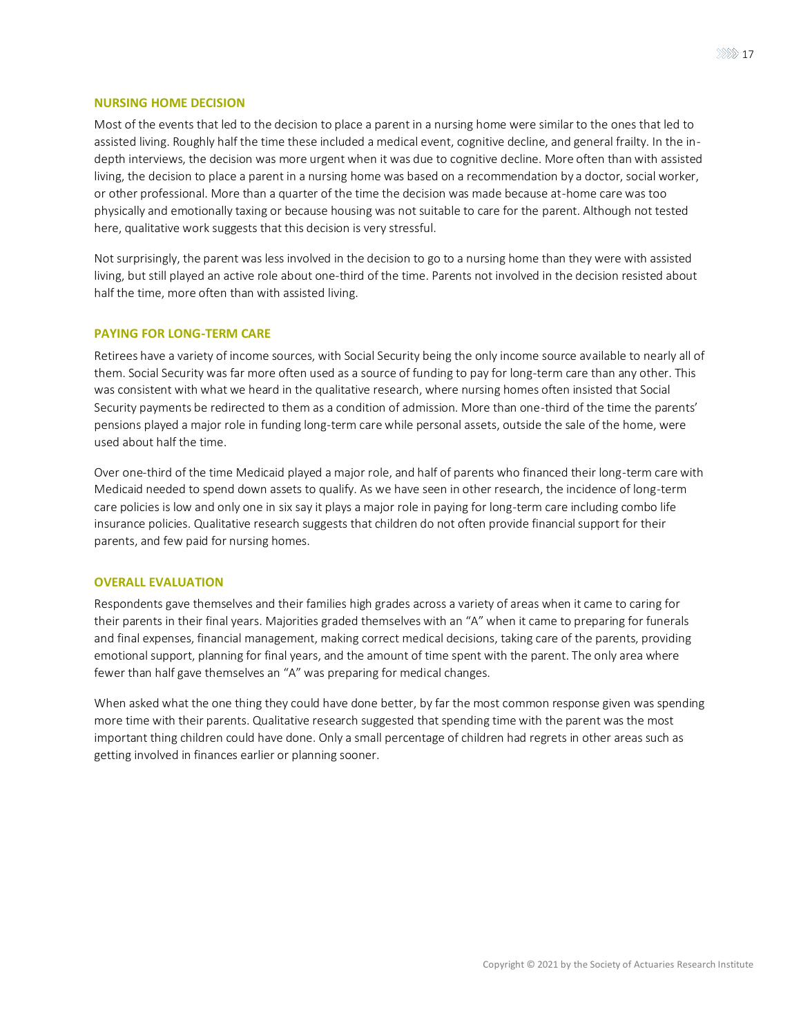### NURSING HOME DECISION

Most of the events that led to the decision to place a parent in a nursing home were similar to the ones that led to assisted living. Roughly half the time these included a medical event, cognitive decline, and general frailty. In the in-depth interviews, the decision was more urgent when it was due to cognitive decline. More often than with assisted living, the decision to place a parent in a nursing home was based on a recommendation by a doctor, social worker, or other professional. More than a quarter of the time the decision was made because at-home care was too physically and emotionally taxing or because housing was not suitable to care for the parent. Although not tested here, qualitative work suggests that this decision is very stressful.

Not surprisingly, the parent was less involved in the decision to go to a nursing home than they were with assisted living, but still played an active role about one-third of the time. Parents not involved in the decision resisted about half the time, more often than with assisted living.

### PAYING FOR LONG-TERM CARE

Retirees have a variety of income sources, with Social Security being the only income source available to nearly all of them. Social Security was far more often used as a source of funding to pay for long-term care than any other. This was consistent with what we heard in the qualitative research, where nursing homes often insisted that Social Security payments be redirected to them as a condition of admission. More than one-third of the time the parents' pensions played a major role in funding long-term care while personal assets, outside the sale of the home, were used about half the time.

Over one-third of the time Medicaid played a major role, and half of parents who financed their long-term care with Medicaid needed to spend down assets to qualify. As we have seen in other research, the incidence of long-term care policies is low and only one in six say it plays a major role in paying for long-term care including combo life insurance policies. Qualitative research suggests that children do not often provide financial support for their parents, and few paid for nursing homes.

### OVERALL EVALUATION

Respondents gave themselves and their families high grades across a variety of areas when it came to caring for their parents in their final years. Majorities graded themselves with an "A" when it came to preparing for funerals and final expenses, financial management, making correct medical decisions, taking care of the parents, providing emotional support, planning for final years, and the amount of time spent with the parent. The only area where fewer than half gave themselves an "A" was preparing for medical changes.

When asked what the one thing they could have done better, by far the most common response given was spending more time with their parents. Qualitative research suggested that spending time with the parent was the most important thing children could have done. Only a small percentage of children had regrets in other areas such as getting involved in finances earlier or planning sooner.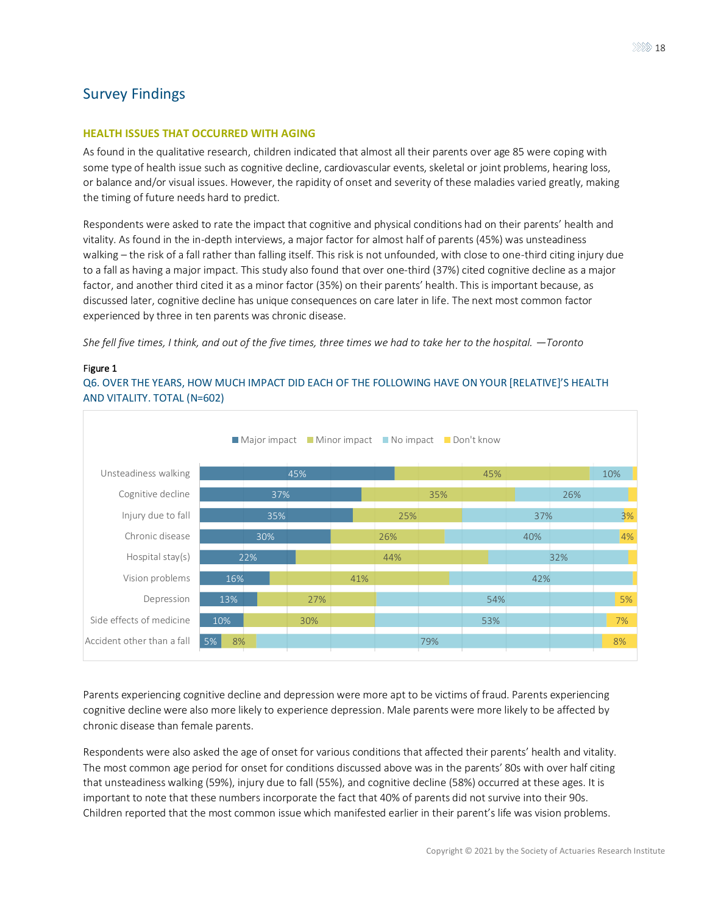## Survey Findings

### HEALTH ISSUES THAT OCCURRED WITH AGING

As found in the qualitative research, children indicated that almost all their parents over age 85 were coping with some type of health issue such as cognitive decline, cardiovascular events, skeletal or joint problems, hearing loss, or balance and/or visual issues. However, the rapidity of onset and severity of these maladies varied greatly, making the timing of future needs hard to predict.

Respondents were asked to rate the impact that cognitive and physical conditions had on their parents' health and vitality. As found in the in-depth interviews, a major factor for almost half of parents (45%) was unsteadiness walking – the risk of a fall rather than falling itself. This risk is not unfounded, with close to one-third citing injury due to a fall as having a major impact. This study also found that over one-third (37%) cited cognitive decline as a major factor, and another third cited it as a minor factor (35%) on their parents' health. This is important because, as discussed later, cognitive decline has unique consequences on care later in life. The next most common factor experienced by three in ten parents was chronic disease.

*She fell five times, I think, and out of the five times, three times we had to take her to the hospital. —Toronto*

Figure 1

Q6. OVER THE YEARS, HOW MUCH IMPACT DID EACH OF THE FOLLOWING HAVE ON YOUR [RELATIVE]'S HEALTH AND VITALITY. TOTAL (N=602)

| | Major impact | Minor impact | No impact | Don't know |
|---|---|---|---|---|
| Unsteadiness walking | 45% | 45% | 10% | |
| Cognitive decline | 37% | 35% | 26% | |
| Injury due to fall | 35% | 25% | 37% | 3% |
| Chronic disease | 30% | 26% | 40% | 4% |
| Hospital stay(s) | 22% | 44% | 32% | |
| Vision problems | 16% | 41% | 42% | |
| Depression | 13% | 27% | 54% | 5% |
| Side effects of medicine | 10% | 30% | 53% | 7% |
| Accident other than a fall | 5% | 8% | 79% | 8% |

Parents experiencing cognitive decline and depression were more apt to be victims of fraud. Parents experiencing cognitive decline were also more likely to experience depression. Male parents were more likely to be affected by chronic disease than female parents.

Respondents were also asked the age of onset for various conditions that affected their parents' health and vitality. The most common age period for onset for conditions discussed above was in the parents' 80s with over half citing that unsteadiness walking (59%), injury due to fall (55%), and cognitive decline (58%) occurred at these ages. It is important to note that these numbers incorporate the fact that 40% of parents did not survive into their 90s. Children reported that the most common issue which manifested earlier in their parent's life was vision problems.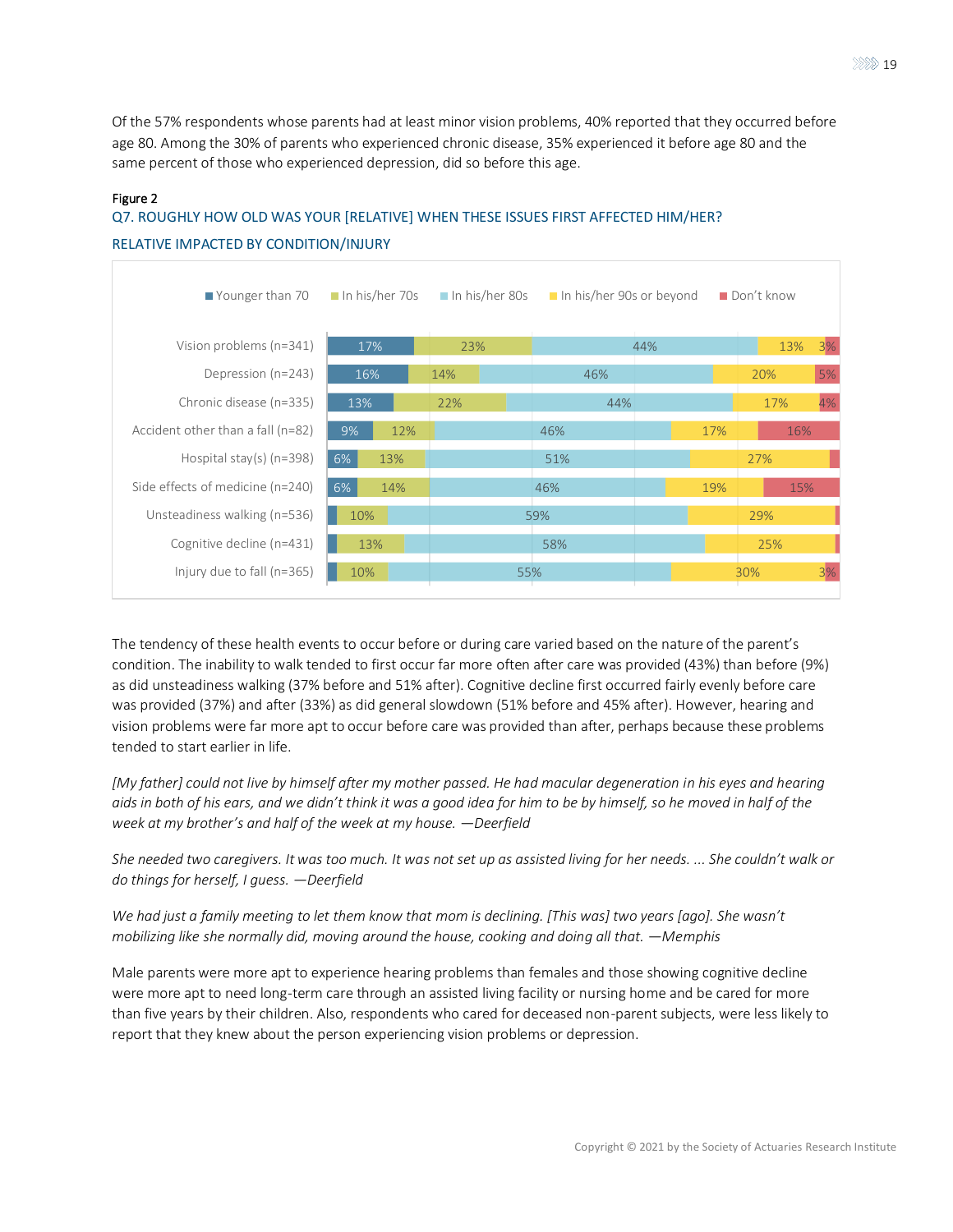Of the 57% respondents whose parents had at least minor vision problems, 40% reported that they occurred before age 80. Among the 30% of parents who experienced chronic disease, 35% experienced it before age 80 and the same percent of those who experienced depression, did so before this age.

Figure 2

**Q7. ROUGHLY HOW OLD WAS YOUR [RELATIVE] WHEN THESE ISSUES FIRST AFFECTED HIM/HER?**

**RELATIVE IMPACTED BY CONDITION/INJURY**

| | Younger than 70 | In his/her 70s | In his/her 80s | In his/her 90s or beyond | Don't know |
|---|---|---|---|---|---|
| Vision problems (n=341) | 17% | 23% | 44% | 13% | 3% |
| Depression (n=243) | 16% | 14% | 46% | 20% | 5% |
| Chronic disease (n=335) | 13% | 22% | 44% | 17% | 4% |
| Accident other than a fall (n=82) | 9% | 12% | 46% | 17% | 16% |
| Hospital stay(s) (n=398) | 6% | 13% | 51% | 27% | |
| Side effects of medicine (n=240) | 6% | 14% | 46% | 19% | 15% |
| Unsteadiness walking (n=536) | | 10% | 59% | 29% | |
| Cognitive decline (n=431) | | 13% | 58% | 25% | |
| Injury due to fall (n=365) | | 10% | 55% | 30% | 3% |

The tendency of these health events to occur before or during care varied based on the nature of the parent's condition. The inability to walk tended to first occur far more often after care was provided (43%) than before (9%) as did unsteadiness walking (37% before and 51% after). Cognitive decline first occurred fairly evenly before care was provided (37%) and after (33%) as did general slowdown (51% before and 45% after). However, hearing and vision problems were far more apt to occur before care was provided than after, perhaps because these problems tended to start earlier in life.

*[My father] could not live by himself after my mother passed. He had macular degeneration in his eyes and hearing aids in both of his ears, and we didn't think it was a good idea for him to be by himself, so he moved in half of the week at my brother's and half of the week at my house. —Deerfield*

*She needed two caregivers. It was too much. It was not set up as assisted living for her needs. ... She couldn't walk or do things for herself, I guess. —Deerfield*

*We had just a family meeting to let them know that mom is declining. [This was] two years [ago]. She wasn't mobilizing like she normally did, moving around the house, cooking and doing all that. —Memphis*

Male parents were more apt to experience hearing problems than females and those showing cognitive decline were more apt to need long-term care through an assisted living facility or nursing home and be cared for more than five years by their children. Also, respondents who cared for deceased non-parent subjects, were less likely to report that they knew about the person experiencing vision problems or depression.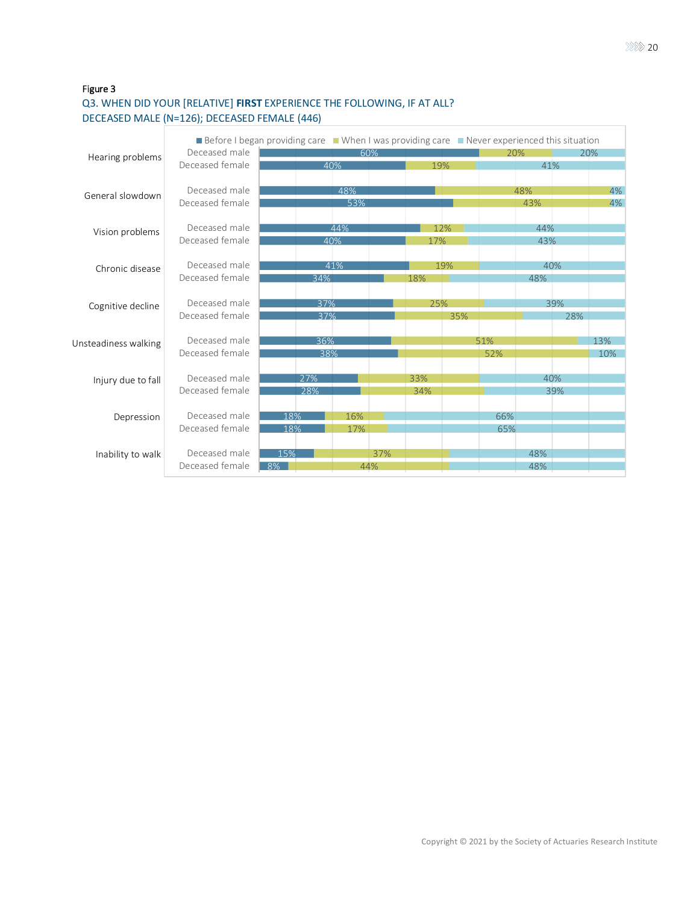Figure 3

Q3. WHEN DID YOUR [RELATIVE] **FIRST** EXPERIENCE THE FOLLOWING, IF AT ALL?
DECEASED MALE (N=126); DECEASED FEMALE (446)

| Condition | Group | Before I began providing care | When I was providing care | Never experienced this situation |
|---|---|---|---|---|
| Hearing problems | Deceased male | 60% | 20% | 20% |
| | Deceased female | 40% | 19% | 41% |
| General slowdown | Deceased male | 48% | 48% | 4% |
| | Deceased female | 53% | 43% | 4% |
| Vision problems | Deceased male | 44% | 12% | 44% |
| | Deceased female | 40% | 17% | 43% |
| Chronic disease | Deceased male | 41% | 19% | 40% |
| | Deceased female | 34% | 18% | 48% |
| Cognitive decline | Deceased male | 37% | 25% | 39% |
| | Deceased female | 37% | 35% | 28% |
| Unsteadiness walking | Deceased male | 36% | 51% | 13% |
| | Deceased female | 38% | 52% | 10% |
| Injury due to fall | Deceased male | 27% | 33% | 40% |
| | Deceased female | 28% | 34% | 39% |
| Depression | Deceased male | 18% | 16% | 66% |
| | Deceased female | 18% | 17% | 65% |
| Inability to walk | Deceased male | 15% | 37% | 48% |
| | Deceased female | 8% | 44% | 48% |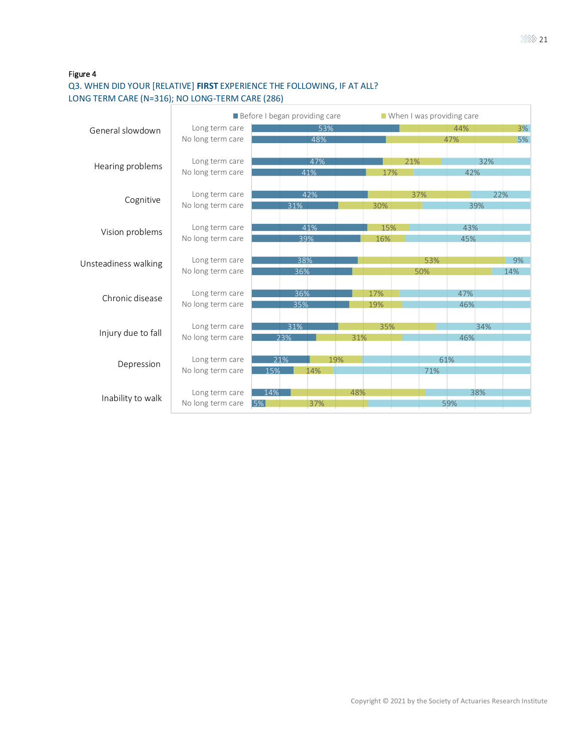Figure 4

Q3. WHEN DID YOUR [RELATIVE] **FIRST** EXPERIENCE THE FOLLOWING, IF AT ALL?
LONG TERM CARE (N=316); NO LONG-TERM CARE (286)

| | | Before I began providing care | When I was providing care | |
|---|---|---|---|---|
| General slowdown | Long term care | 53% | 44% | 3% |
| | No long term care | 48% | 47% | 5% |
| Hearing problems | Long term care | 47% | 21% | 32% |
| | No long term care | 41% | 17% | 42% |
| Cognitive | Long term care | 42% | 37% | 22% |
| | No long term care | 31% | 30% | 39% |
| Vision problems | Long term care | 41% | 15% | 43% |
| | No long term care | 39% | 16% | 45% |
| Unsteadiness walking | Long term care | 38% | 53% | 9% |
| | No long term care | 36% | 50% | 14% |
| Chronic disease | Long term care | 36% | 17% | 47% |
| | No long term care | 35% | 19% | 46% |
| Injury due to fall | Long term care | 31% | 35% | 34% |
| | No long term care | 23% | 31% | 46% |
| Depression | Long term care | 21% | 19% | 61% |
| | No long term care | 15% | 14% | 71% |
| Inability to walk | Long term care | 14% | 48% | 38% |
| | No long term care | 5% | 37% | 59% |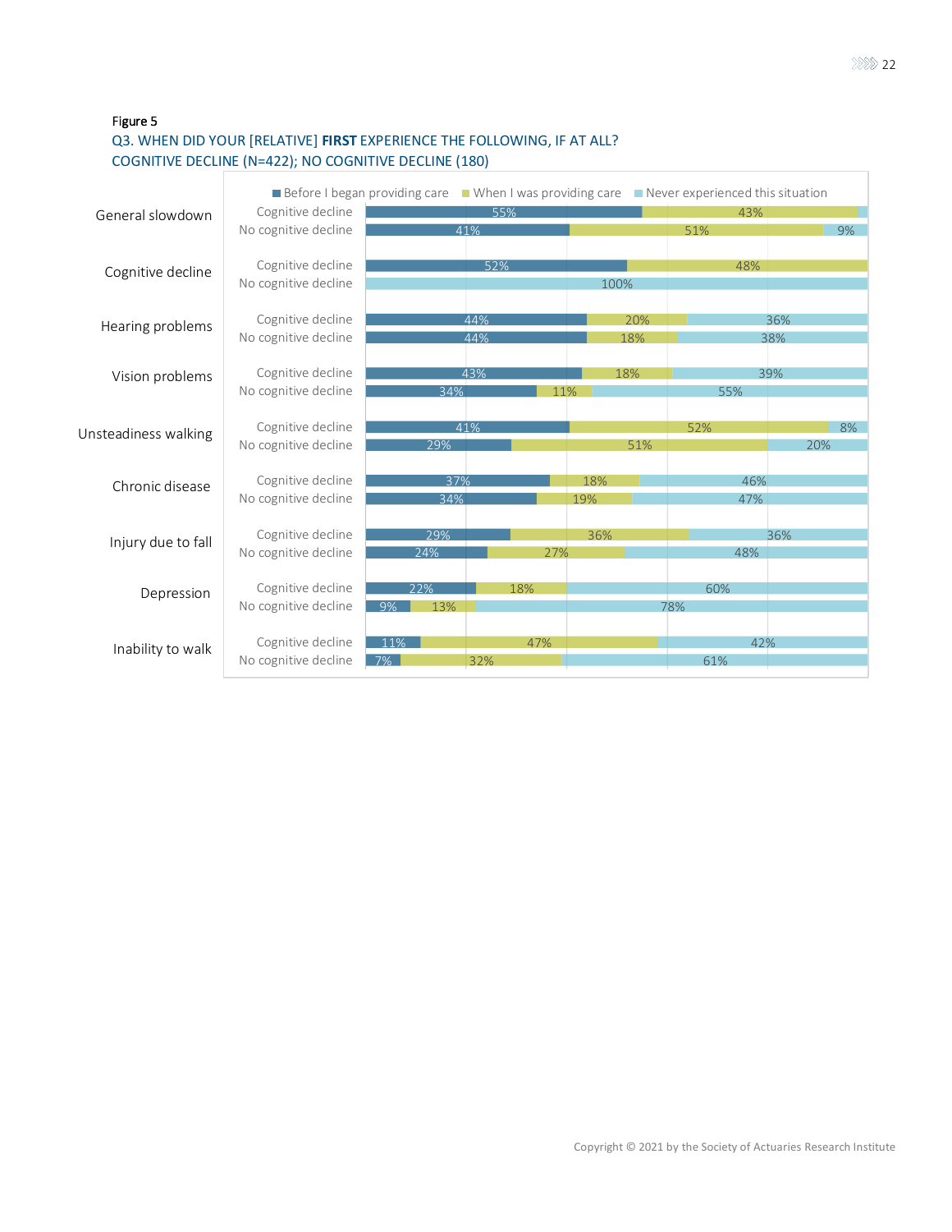Figure 5

Q3. WHEN DID YOUR [RELATIVE] **FIRST** EXPERIENCE THE FOLLOWING, IF AT ALL?
COGNITIVE DECLINE (N=422); NO COGNITIVE DECLINE (180)

| Situation | Group | Before I began providing care | When I was providing care | Never experienced this situation |
|---|---|---|---|---|
| General slowdown | Cognitive decline | 55% | 43% | |
| | No cognitive decline | 41% | 51% | 9% |
| Cognitive decline | Cognitive decline | 52% | 48% | |
| | No cognitive decline | | | 100% |
| Hearing problems | Cognitive decline | 44% | 20% | 36% |
| | No cognitive decline | 44% | 18% | 38% |
| Vision problems | Cognitive decline | 43% | 18% | 39% |
| | No cognitive decline | 34% | 11% | 55% |
| Unsteadiness walking | Cognitive decline | 41% | 52% | 8% |
| | No cognitive decline | 29% | 51% | 20% |
| Chronic disease | Cognitive decline | 37% | 18% | 46% |
| | No cognitive decline | 34% | 19% | 47% |
| Injury due to fall | Cognitive decline | 29% | 36% | 36% |
| | No cognitive decline | 24% | 27% | 48% |
| Depression | Cognitive decline | 22% | 18% | 60% |
| | No cognitive decline | 9% | 13% | 78% |
| Inability to walk | Cognitive decline | 11% | 47% | 42% |
| | No cognitive decline | 7% | 32% | 61% |

Copyright © 2021 by the Society of Actuaries Research Institute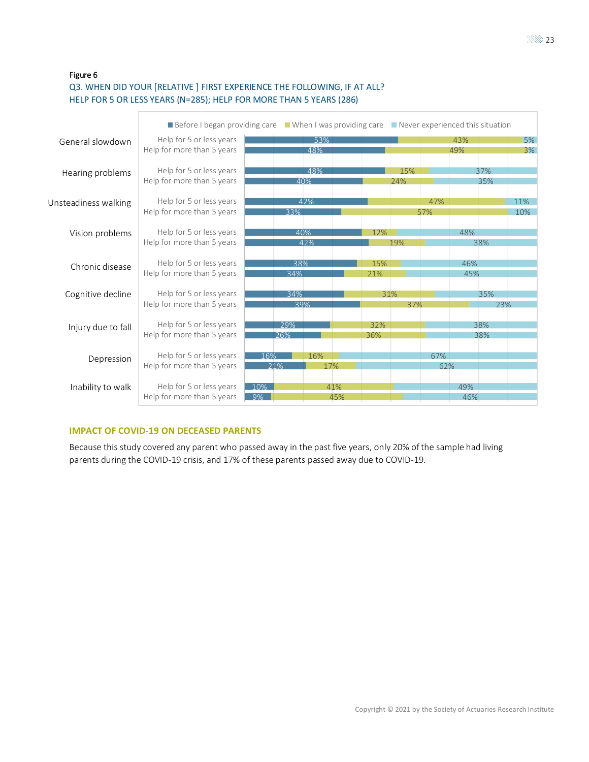Figure 6

Q3. WHEN DID YOUR [RELATIVE ] FIRST EXPERIENCE THE FOLLOWING, IF AT ALL?
HELP FOR 5 OR LESS YEARS (N=285); HELP FOR MORE THAN 5 YEARS (286)

| Condition | Group | Before I began providing care | When I was providing care | Never experienced this situation |
|---|---|---|---|---|
| General slowdown | Help for 5 or less years | 53% | 43% | 5% |
| | Help for more than 5 years | 48% | 49% | 3% |
| Hearing problems | Help for 5 or less years | 48% | 15% | 37% |
| | Help for more than 5 years | 40% | 24% | 35% |
| Unsteadiness walking | Help for 5 or less years | 42% | 47% | 11% |
| | Help for more than 5 years | 33% | 57% | 10% |
| Vision problems | Help for 5 or less years | 40% | 12% | 48% |
| | Help for more than 5 years | 42% | 19% | 38% |
| Chronic disease | Help for 5 or less years | 38% | 15% | 46% |
| | Help for more than 5 years | 34% | 21% | 45% |
| Cognitive decline | Help for 5 or less years | 34% | 31% | 35% |
| | Help for more than 5 years | 39% | 37% | 23% |
| Injury due to fall | Help for 5 or less years | 29% | 32% | 38% |
| | Help for more than 5 years | 26% | 36% | 38% |
| Depression | Help for 5 or less years | 16% | 16% | 67% |
| | Help for more than 5 years | 21% | 17% | 62% |
| Inability to walk | Help for 5 or less years | 10% | 41% | 49% |
| | Help for more than 5 years | 9% | 45% | 46% |

## IMPACT OF COVID-19 ON DECEASED PARENTS

Because this study covered any parent who passed away in the past five years, only 20% of the sample had living parents during the COVID-19 crisis, and 17% of these parents passed away due to COVID-19.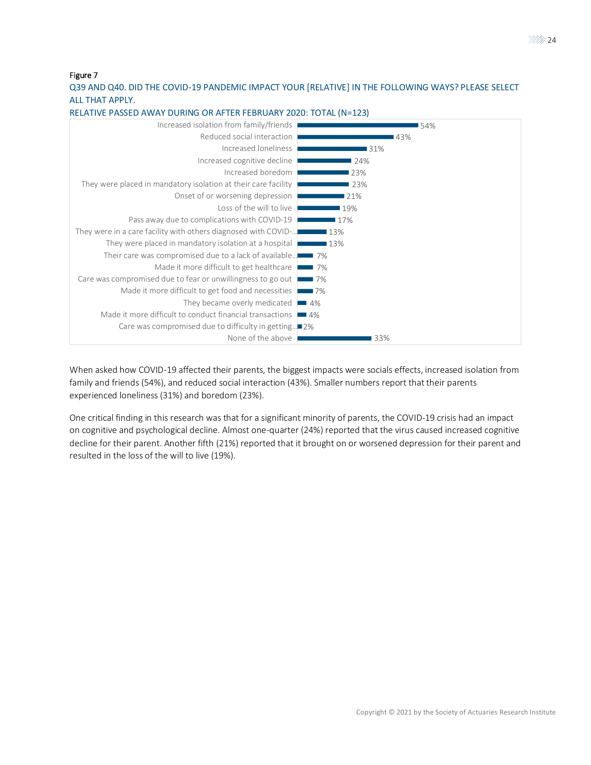Figure 7

Q39 AND Q40. DID THE COVID-19 PANDEMIC IMPACT YOUR [RELATIVE] IN THE FOLLOWING WAYS? PLEASE SELECT ALL THAT APPLY.

RELATIVE PASSED AWAY DURING OR AFTER FEBRUARY 2020: TOTAL (N=123)

| Impact | Percent |
| --- | --- |
| Increased isolation from family/friends | 54% |
| Reduced social interaction | 43% |
| Increased loneliness | 31% |
| Increased cognitive decline | 24% |
| Increased boredom | 23% |
| They were placed in mandatory isolation at their care facility | 23% |
| Onset of or worsening depression | 21% |
| Loss of the will to live | 19% |
| Pass away due to complications with COVID-19 | 17% |
| They were in a care facility with others diagnosed with COVID-... | 13% |
| They were placed in mandatory isolation at a hospital | 13% |
| Their care was compromised due to a lack of available... | 7% |
| Made it more difficult to get healthcare | 7% |
| Care was compromised due to fear or unwillingness to go out | 7% |
| Made it more difficult to get food and necessities | 7% |
| They became overly medicated | 4% |
| Made it more difficult to conduct financial transactions | 4% |
| Care was compromised due to difficulty in getting... | 2% |
| None of the above | 33% |

When asked how COVID-19 affected their parents, the biggest impacts were socials effects, increased isolation from family and friends (54%), and reduced social interaction (43%). Smaller numbers report that their parents experienced loneliness (31%) and boredom (23%).

One critical finding in this research was that for a significant minority of parents, the COVID-19 crisis had an impact on cognitive and psychological decline. Almost one-quarter (24%) reported that the virus caused increased cognitive decline for their parent. Another fifth (21%) reported that it brought on or worsened depression for their parent and resulted in the loss of the will to live (19%).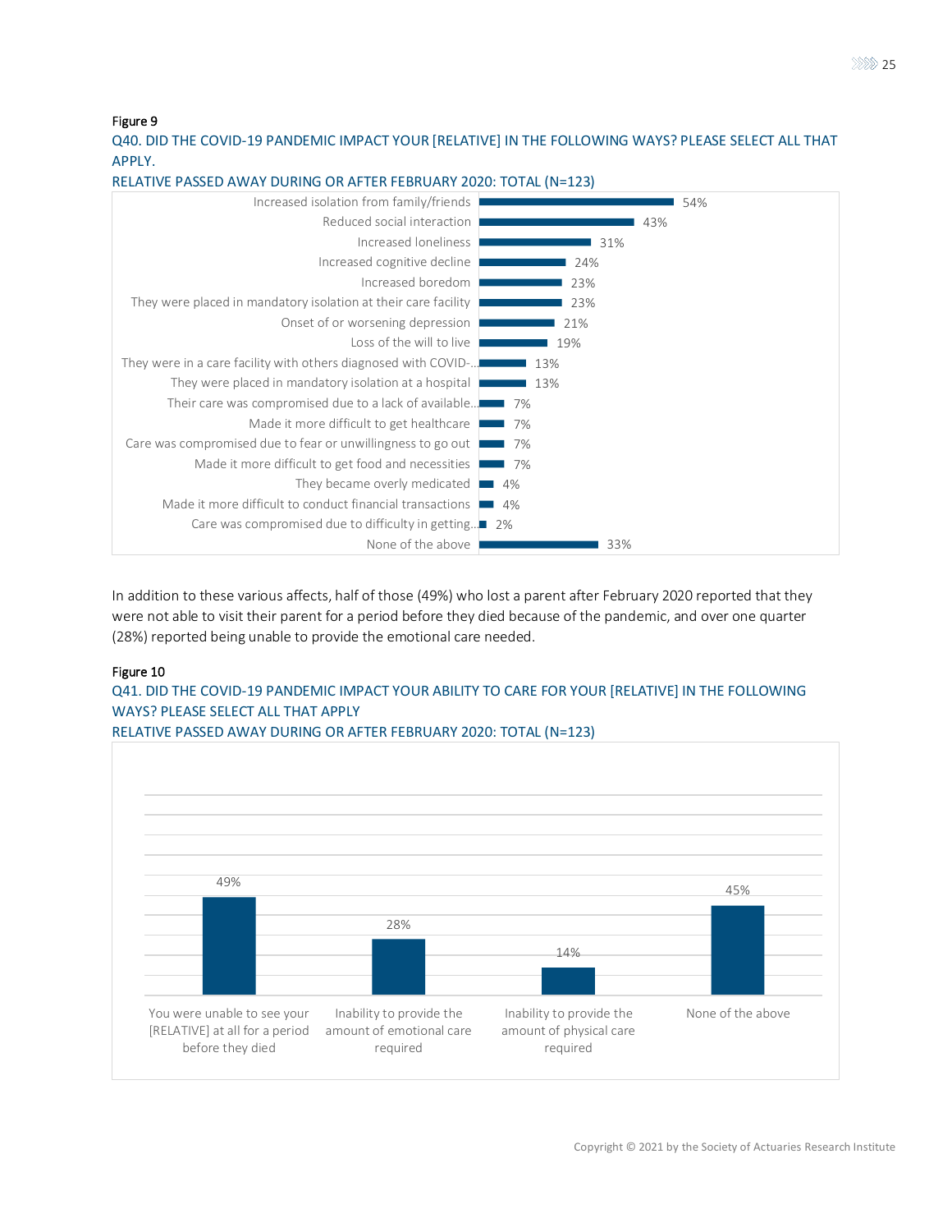Figure 9

Q40. DID THE COVID-19 PANDEMIC IMPACT YOUR [RELATIVE] IN THE FOLLOWING WAYS? PLEASE SELECT ALL THAT APPLY.

RELATIVE PASSED AWAY DURING OR AFTER FEBRUARY 2020: TOTAL (N=123)

| Response | Percent |
|---|---|
| Increased isolation from family/friends | 54% |
| Reduced social interaction | 43% |
| Increased loneliness | 31% |
| Increased cognitive decline | 24% |
| Increased boredom | 23% |
| They were placed in mandatory isolation at their care facility | 23% |
| Onset of or worsening depression | 21% |
| Loss of the will to live | 19% |
| They were in a care facility with others diagnosed with COVID-... | 13% |
| They were placed in mandatory isolation at a hospital | 13% |
| Their care was compromised due to a lack of available... | 7% |
| Made it more difficult to get healthcare | 7% |
| Care was compromised due to fear or unwillingness to go out | 7% |
| Made it more difficult to get food and necessities | 7% |
| They became overly medicated | 4% |
| Made it more difficult to conduct financial transactions | 4% |
| Care was compromised due to difficulty in getting... | 2% |
| None of the above | 33% |

In addition to these various affects, half of those (49%) who lost a parent after February 2020 reported that they were not able to visit their parent for a period before they died because of the pandemic, and over one quarter (28%) reported being unable to provide the emotional care needed.

Figure 10

Q41. DID THE COVID-19 PANDEMIC IMPACT YOUR ABILITY TO CARE FOR YOUR [RELATIVE] IN THE FOLLOWING WAYS? PLEASE SELECT ALL THAT APPLY

RELATIVE PASSED AWAY DURING OR AFTER FEBRUARY 2020: TOTAL (N=123)

| Response | Percent |
|---|---|
| You were unable to see your [RELATIVE] at all for a period before they died | 49% |
| Inability to provide the amount of emotional care required | 28% |
| Inability to provide the amount of physical care required | 14% |
| None of the above | 45% |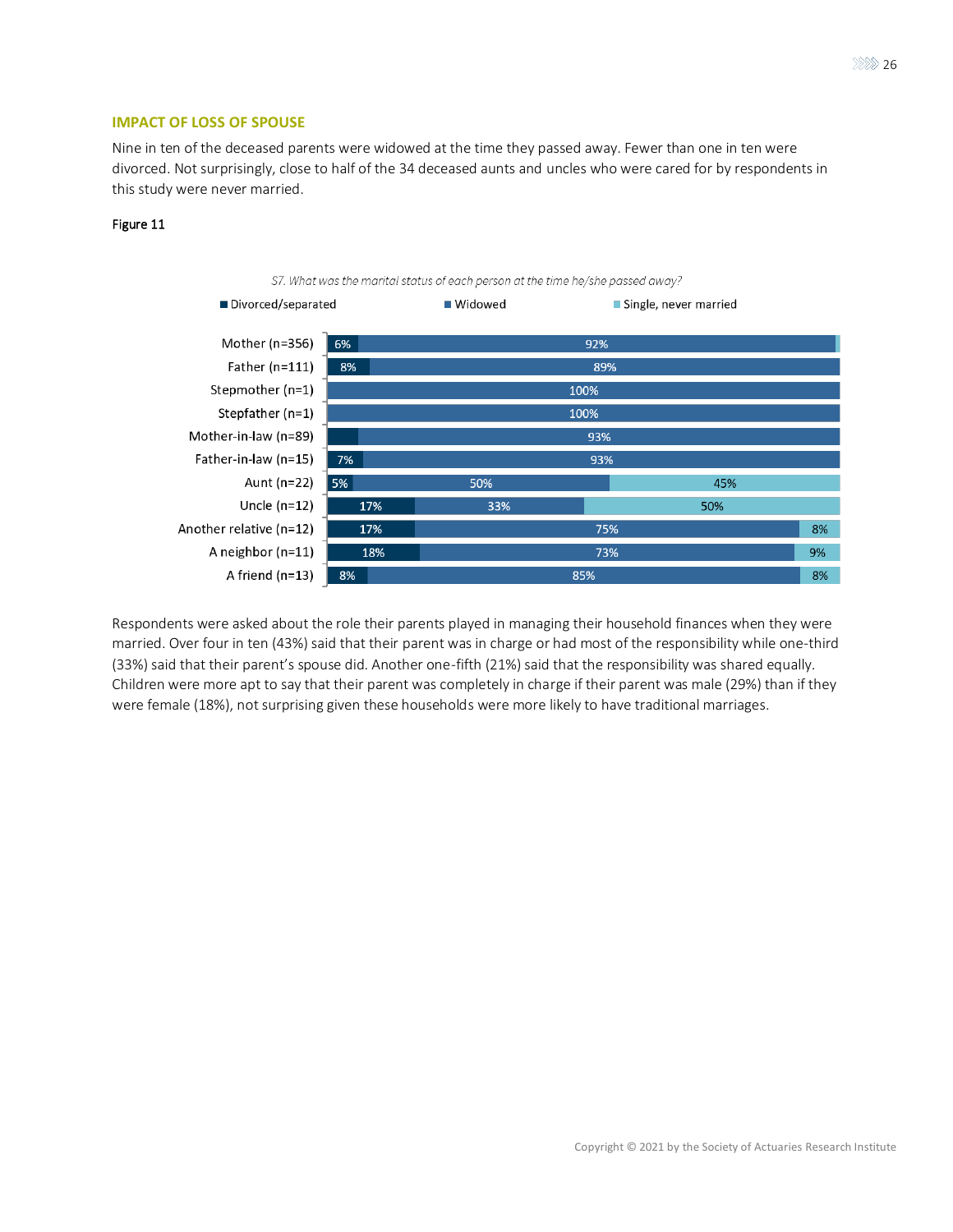## IMPACT OF LOSS OF SPOUSE

Nine in ten of the deceased parents were widowed at the time they passed away. Fewer than one in ten were divorced. Not surprisingly, close to half of the 34 deceased aunts and uncles who were cared for by respondents in this study were never married.

Figure 11

*S7. What was the marital status of each person at the time he/she passed away?*

| | Divorced/separated | Widowed | Single, never married |
|---|---|---|---|
| Mother (n=356) | 6% | 92% | |
| Father (n=111) | 8% | 89% | |
| Stepmother (n=1) | | 100% | |
| Stepfather (n=1) | | 100% | |
| Mother-in-law (n=89) | | 93% | |
| Father-in-law (n=15) | 7% | 93% | |
| Aunt (n=22) | 5% | 50% | 45% |
| Uncle (n=12) | 17% | 33% | 50% |
| Another relative (n=12) | 17% | 75% | 8% |
| A neighbor (n=11) | 18% | 73% | 9% |
| A friend (n=13) | 8% | 85% | 8% |

Respondents were asked about the role their parents played in managing their household finances when they were married. Over four in ten (43%) said that their parent was in charge or had most of the responsibility while one-third (33%) said that their parent's spouse did. Another one-fifth (21%) said that the responsibility was shared equally. Children were more apt to say that their parent was completely in charge if their parent was male (29%) than if they were female (18%), not surprising given these households were more likely to have traditional marriages.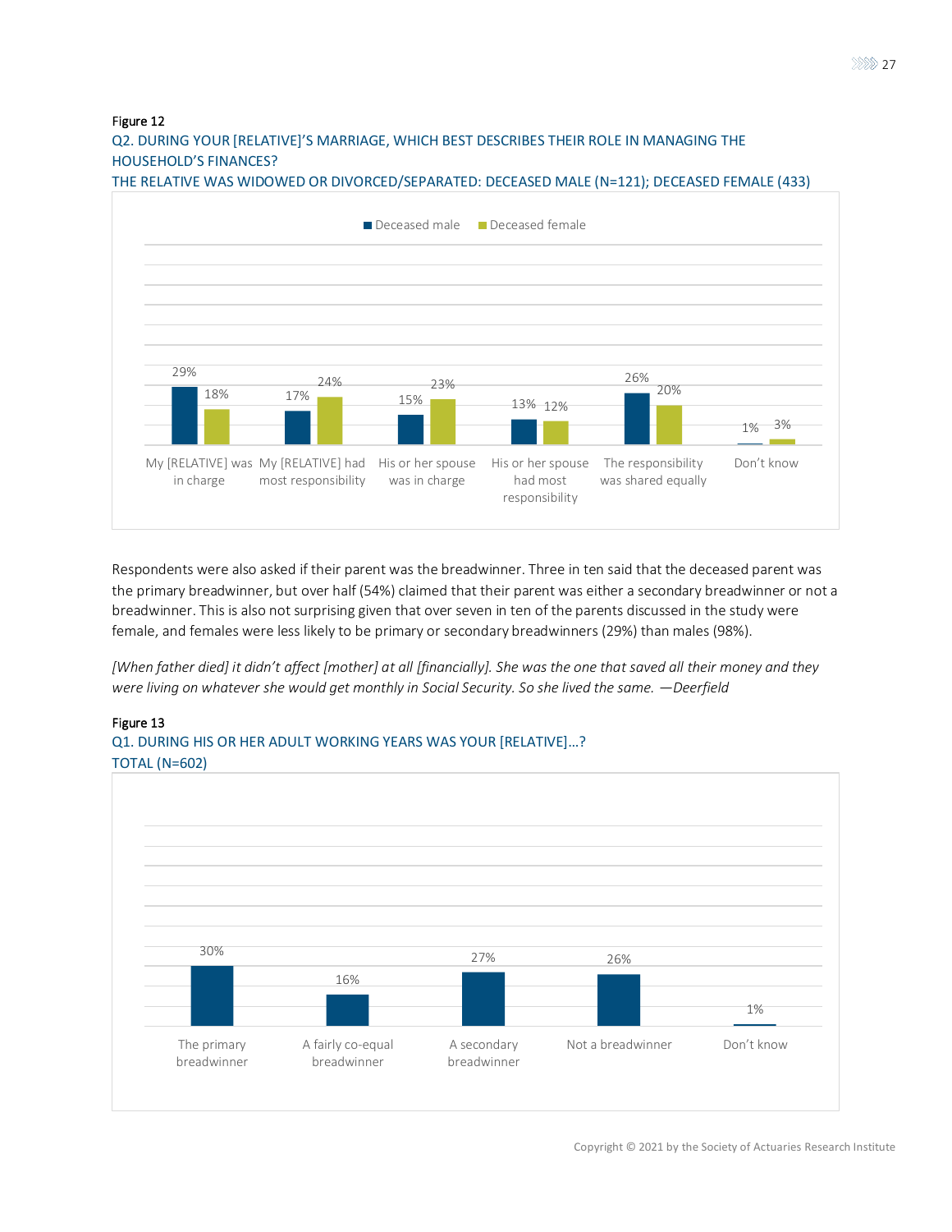Figure 12

Q2. DURING YOUR [RELATIVE]'S MARRIAGE, WHICH BEST DESCRIBES THEIR ROLE IN MANAGING THE HOUSEHOLD'S FINANCES?

THE RELATIVE WAS WIDOWED OR DIVORCED/SEPARATED: DECEASED MALE (N=121); DECEASED FEMALE (433)

| | Deceased male | Deceased female |
|---|---|---|
| My [RELATIVE] was in charge | 29% | 18% |
| My [RELATIVE] had most responsibility | 17% | 24% |
| His or her spouse was in charge | 15% | 23% |
| His or her spouse had most responsibility | 13% | 12% |
| The responsibility was shared equally | 26% | 20% |
| Don't know | 1% | 3% |

Respondents were also asked if their parent was the breadwinner. Three in ten said that the deceased parent was the primary breadwinner, but over half (54%) claimed that their parent was either a secondary breadwinner or not a breadwinner. This is also not surprising given that over seven in ten of the parents discussed in the study were female, and females were less likely to be primary or secondary breadwinners (29%) than males (98%).

*[When father died] it didn't affect [mother] at all [financially]. She was the one that saved all their money and they were living on whatever she would get monthly in Social Security. So she lived the same. —Deerfield*

Figure 13

Q1. DURING HIS OR HER ADULT WORKING YEARS WAS YOUR [RELATIVE]…?

TOTAL (N=602)

| | Total |
|---|---|
| The primary breadwinner | 30% |
| A fairly co-equal breadwinner | 16% |
| A secondary breadwinner | 27% |
| Not a breadwinner | 26% |
| Don't know | 1% |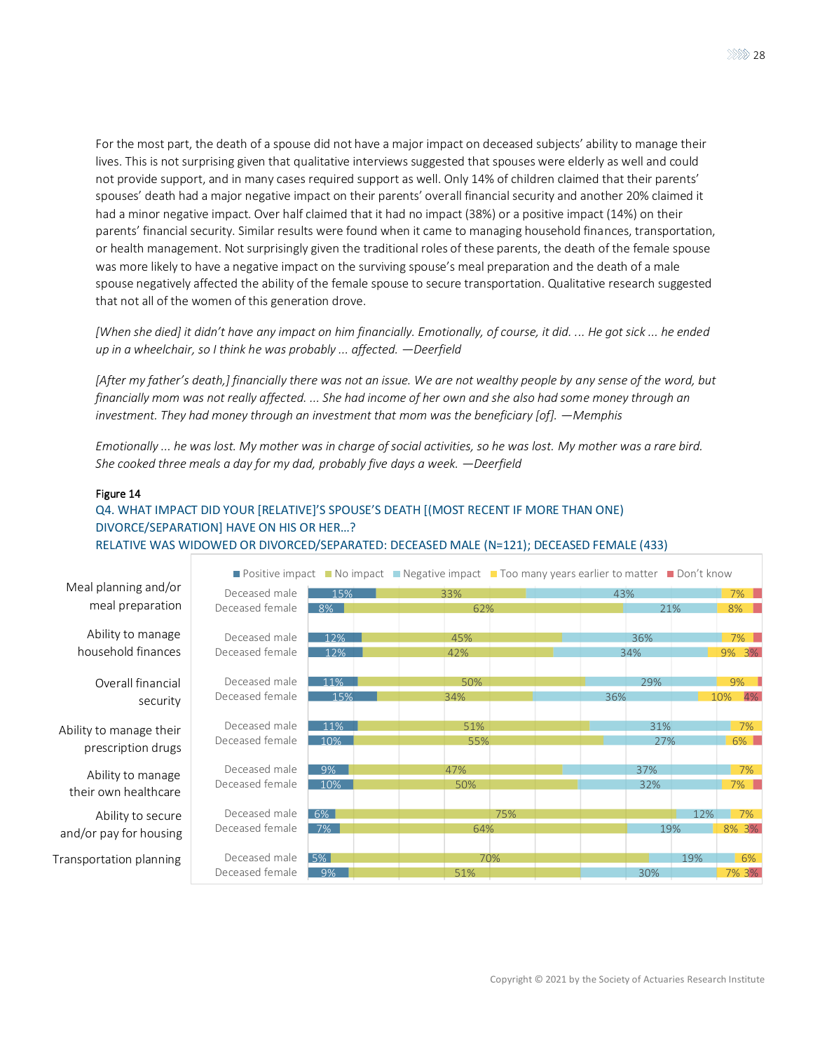For the most part, the death of a spouse did not have a major impact on deceased subjects' ability to manage their lives. This is not surprising given that qualitative interviews suggested that spouses were elderly as well and could not provide support, and in many cases required support as well. Only 14% of children claimed that their parents' spouses' death had a major negative impact on their parents' overall financial security and another 20% claimed it had a minor negative impact. Over half claimed that it had no impact (38%) or a positive impact (14%) on their parents' financial security. Similar results were found when it came to managing household finances, transportation, or health management. Not surprisingly given the traditional roles of these parents, the death of the female spouse was more likely to have a negative impact on the surviving spouse's meal preparation and the death of a male spouse negatively affected the ability of the female spouse to secure transportation. Qualitative research suggested that not all of the women of this generation drove.

*[When she died] it didn't have any impact on him financially. Emotionally, of course, it did. ... He got sick ... he ended up in a wheelchair, so I think he was probably ... affected. —Deerfield*

*[After my father's death,] financially there was not an issue. We are not wealthy people by any sense of the word, but financially mom was not really affected. ... She had income of her own and she also had some money through an investment. They had money through an investment that mom was the beneficiary [of]. —Memphis*

*Emotionally ... he was lost. My mother was in charge of social activities, so he was lost. My mother was a rare bird. She cooked three meals a day for my dad, probably five days a week. —Deerfield*

**Figure 14**

Q4. WHAT IMPACT DID YOUR [RELATIVE]'S SPOUSE'S DEATH [(MOST RECENT IF MORE THAN ONE) DIVORCE/SEPARATION] HAVE ON HIS OR HER...?
RELATIVE WAS WIDOWED OR DIVORCED/SEPARATED: DECEASED MALE (N=121); DECEASED FEMALE (433)

| | | Positive impact | No impact | Negative impact | Too many years earlier to matter | Don't know |
|---|---|---|---|---|---|---|
| Meal planning and/or meal preparation | Deceased male | 15% | 33% | 43% | 7% | |
| | Deceased female | 8% | 62% | 21% | 8% | |
| Ability to manage household finances | Deceased male | 12% | 45% | 36% | 7% | |
| | Deceased female | 12% | 42% | 34% | 9% | 3% |
| Overall financial security | Deceased male | 11% | 50% | 29% | 9% | |
| | Deceased female | 15% | 34% | 36% | 10% | 4% |
| Ability to manage their prescription drugs | Deceased male | 11% | 51% | 31% | 7% | |
| | Deceased female | 10% | 55% | 27% | 6% | |
| Ability to manage their own healthcare | Deceased male | 9% | 47% | 37% | 7% | |
| | Deceased female | 10% | 50% | 32% | 7% | |
| Ability to secure and/or pay for housing | Deceased male | 6% | 75% | 12% | 7% | |
| | Deceased female | 7% | 64% | 19% | 8% | 3% |
| Transportation planning | Deceased male | 5% | 70% | 19% | 6% | |
| | Deceased female | 9% | 51% | 30% | 7% | 3% |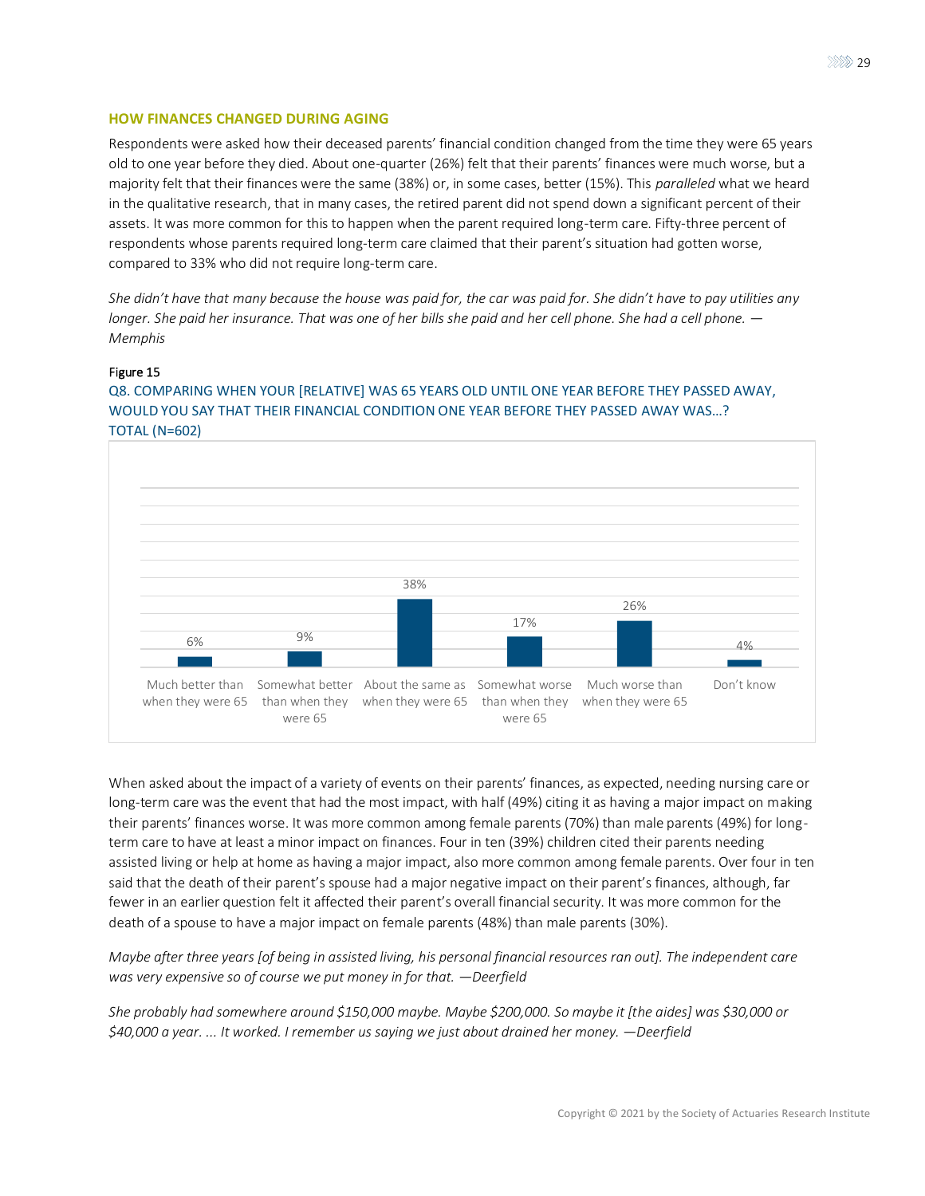### HOW FINANCES CHANGED DURING AGING

Respondents were asked how their deceased parents' financial condition changed from the time they were 65 years old to one year before they died. About one-quarter (26%) felt that their parents' finances were much worse, but a majority felt that their finances were the same (38%) or, in some cases, better (15%). This *paralleled* what we heard in the qualitative research, that in many cases, the retired parent did not spend down a significant percent of their assets. It was more common for this to happen when the parent required long-term care. Fifty-three percent of respondents whose parents required long-term care claimed that their parent's situation had gotten worse, compared to 33% who did not require long-term care.

*She didn't have that many because the house was paid for, the car was paid for. She didn't have to pay utilities any longer. She paid her insurance. That was one of her bills she paid and her cell phone. She had a cell phone. — Memphis*

Figure 15

Q8. COMPARING WHEN YOUR [RELATIVE] WAS 65 YEARS OLD UNTIL ONE YEAR BEFORE THEY PASSED AWAY, WOULD YOU SAY THAT THEIR FINANCIAL CONDITION ONE YEAR BEFORE THEY PASSED AWAY WAS…?
TOTAL (N=602)

| Response | Percent |
|---|---|
| Much better than when they were 65 | 6% |
| Somewhat better than when they were 65 | 9% |
| About the same as when they were 65 | 38% |
| Somewhat worse than when they were 65 | 17% |
| Much worse than when they were 65 | 26% |
| Don't know | 4% |

When asked about the impact of a variety of events on their parents' finances, as expected, needing nursing care or long-term care was the event that had the most impact, with half (49%) citing it as having a major impact on making their parents' finances worse. It was more common among female parents (70%) than male parents (49%) for long-term care to have at least a minor impact on finances. Four in ten (39%) children cited their parents needing assisted living or help at home as having a major impact, also more common among female parents. Over four in ten said that the death of their parent's spouse had a major negative impact on their parent's finances, although, far fewer in an earlier question felt it affected their parent's overall financial security. It was more common for the death of a spouse to have a major impact on female parents (48%) than male parents (30%).

*Maybe after three years [of being in assisted living, his personal financial resources ran out]. The independent care was very expensive so of course we put money in for that. —Deerfield*

*She probably had somewhere around $150,000 maybe. Maybe $200,000. So maybe it [the aides] was $30,000 or $40,000 a year. ... It worked. I remember us saying we just about drained her money. —Deerfield*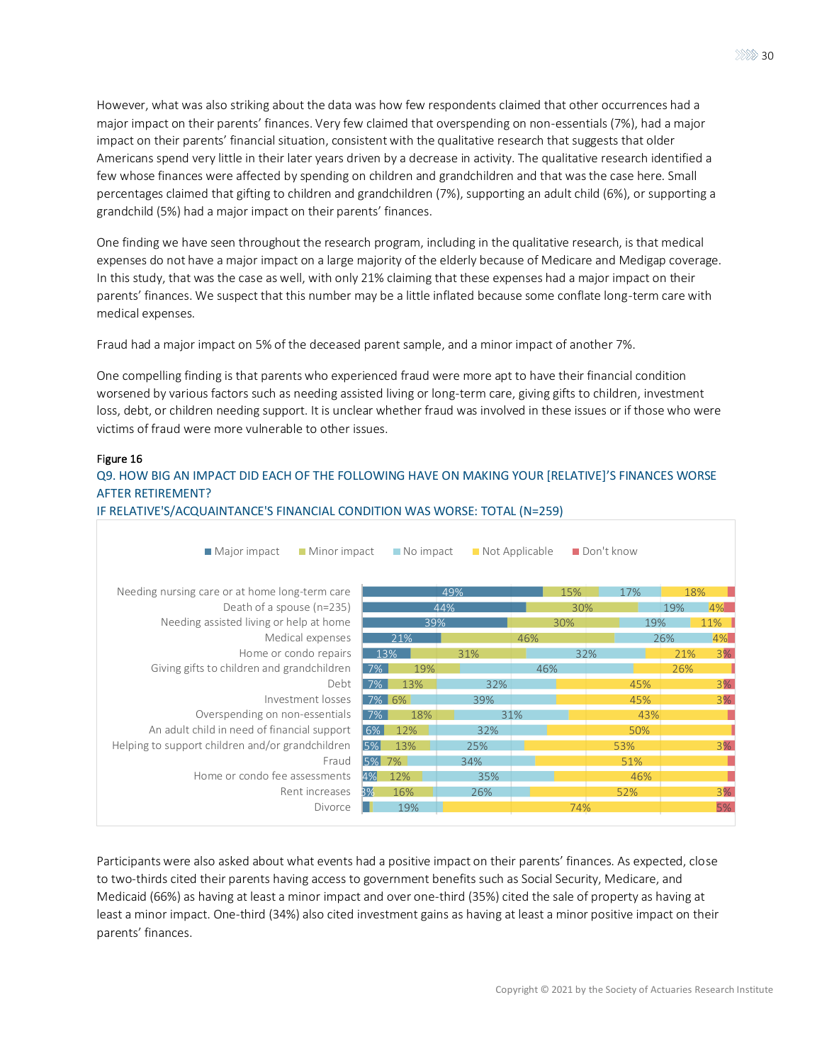However, what was also striking about the data was how few respondents claimed that other occurrences had a major impact on their parents' finances. Very few claimed that overspending on non-essentials (7%), had a major impact on their parents' financial situation, consistent with the qualitative research that suggests that older Americans spend very little in their later years driven by a decrease in activity. The qualitative research identified a few whose finances were affected by spending on children and grandchildren and that was the case here. Small percentages claimed that gifting to children and grandchildren (7%), supporting an adult child (6%), or supporting a grandchild (5%) had a major impact on their parents' finances.

One finding we have seen throughout the research program, including in the qualitative research, is that medical expenses do not have a major impact on a large majority of the elderly because of Medicare and Medigap coverage. In this study, that was the case as well, with only 21% claiming that these expenses had a major impact on their parents' finances. We suspect that this number may be a little inflated because some conflate long-term care with medical expenses.

Fraud had a major impact on 5% of the deceased parent sample, and a minor impact of another 7%.

One compelling finding is that parents who experienced fraud were more apt to have their financial condition worsened by various factors such as needing assisted living or long-term care, giving gifts to children, investment loss, debt, or children needing support. It is unclear whether fraud was involved in these issues or if those who were victims of fraud were more vulnerable to other issues.

Figure 16

Q9. HOW BIG AN IMPACT DID EACH OF THE FOLLOWING HAVE ON MAKING YOUR [RELATIVE]'S FINANCES WORSE AFTER RETIREMENT?

IF RELATIVE'S/ACQUAINTANCE'S FINANCIAL CONDITION WAS WORSE: TOTAL (N=259)

| | Major impact | Minor impact | No impact | Not Applicable | Don't know |
|---|---|---|---|---|---|
| Needing nursing care or at home long-term care | 49% | 15% | 17% | 18% | |
| Death of a spouse (n=235) | 44% | 30% | 19% | 4% | |
| Needing assisted living or help at home | 39% | 30% | 19% | 11% | |
| Medical expenses | 21% | 46% | 26% | 4% | |
| Home or condo repairs | 13% | 31% | 32% | 21% | 3% |
| Giving gifts to children and grandchildren | 7% | 19% | 46% | 26% | |
| Debt | 7% | 13% | 32% | 45% | 3% |
| Investment losses | 7% | 6% | 39% | 45% | 3% |
| Overspending on non-essentials | 7% | 18% | 31% | 43% | |
| An adult child in need of financial support | 6% | 12% | 32% | 50% | |
| Helping to support children and/or grandchildren | 5% | 13% | 25% | 53% | 3% |
| Fraud | 5% | 7% | 34% | 51% | |
| Home or condo fee assessments | 4% | 12% | 35% | 46% | |
| Rent increases | 3% | 16% | 26% | 52% | 3% |
| Divorce | | | 19% | 74% | 5% |

Participants were also asked about what events had a positive impact on their parents' finances. As expected, close to two-thirds cited their parents having access to government benefits such as Social Security, Medicare, and Medicaid (66%) as having at least a minor impact and over one-third (35%) cited the sale of property as having at least a minor impact. One-third (34%) also cited investment gains as having at least a minor positive impact on their parents' finances.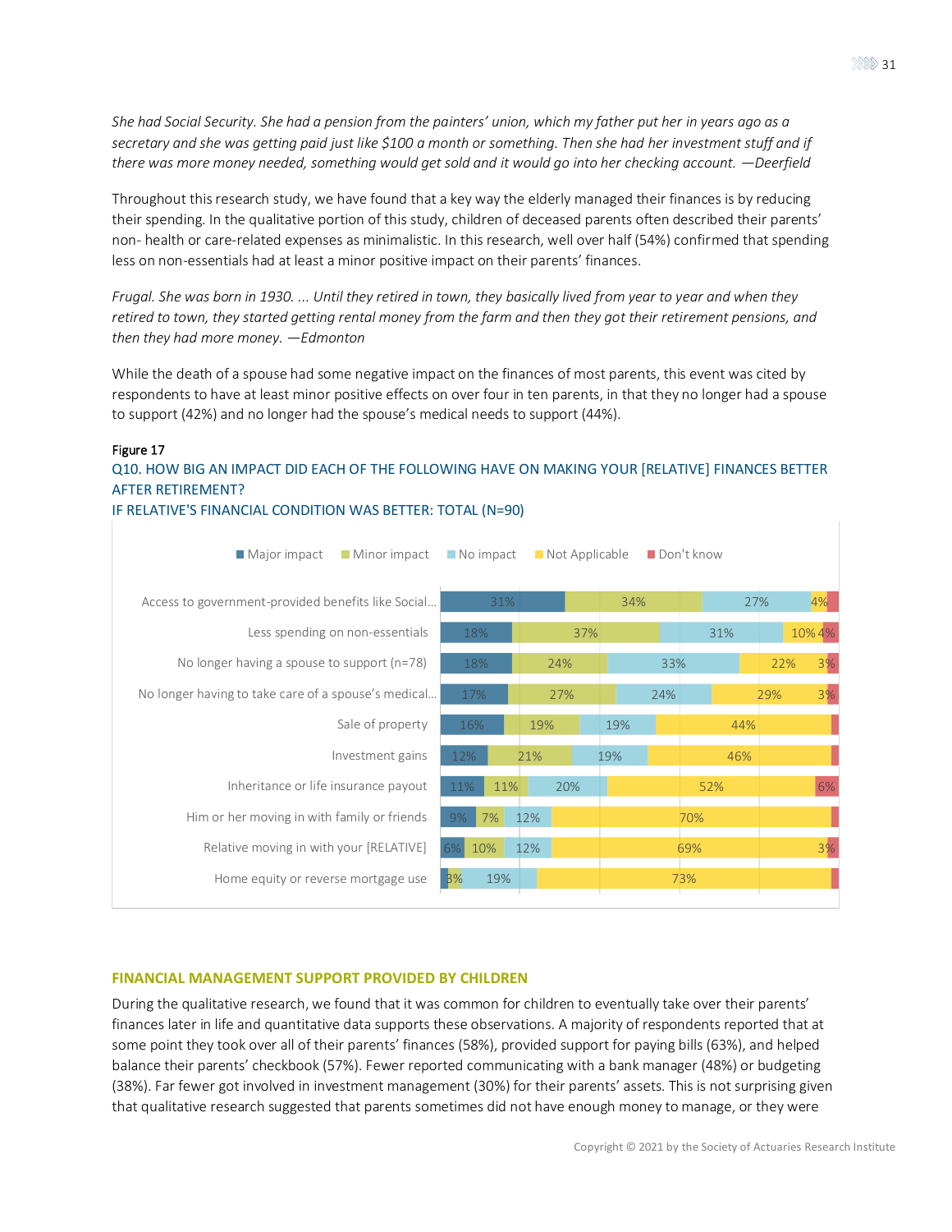*She had Social Security. She had a pension from the painters' union, which my father put her in years ago as a secretary and she was getting paid just like $100 a month or something. Then she had her investment stuff and if there was more money needed, something would get sold and it would go into her checking account. —Deerfield*

Throughout this research study, we have found that a key way the elderly managed their finances is by reducing their spending. In the qualitative portion of this study, children of deceased parents often described their parents' non- health or care-related expenses as minimalistic. In this research, well over half (54%) confirmed that spending less on non-essentials had at least a minor positive impact on their parents' finances.

*Frugal. She was born in 1930. ... Until they retired in town, they basically lived from year to year and when they retired to town, they started getting rental money from the farm and then they got their retirement pensions, and then they had more money. —Edmonton*

While the death of a spouse had some negative impact on the finances of most parents, this event was cited by respondents to have at least minor positive effects on over four in ten parents, in that they no longer had a spouse to support (42%) and no longer had the spouse's medical needs to support (44%).

Figure 17

Q10. HOW BIG AN IMPACT DID EACH OF THE FOLLOWING HAVE ON MAKING YOUR [RELATIVE] FINANCES BETTER AFTER RETIREMENT?

IF RELATIVE'S FINANCIAL CONDITION WAS BETTER: TOTAL (N=90)

| | Major impact | Minor impact | No impact | Not Applicable | Don't know |
|---|---|---|---|---|---|
| Access to government-provided benefits like Social... | 31% | 34% | 27% | 4% | |
| Less spending on non-essentials | 18% | 37% | 31% | 10% | 4% |
| No longer having a spouse to support (n=78) | 18% | 24% | 33% | 22% | 3% |
| No longer having to take care of a spouse's medical... | 17% | 27% | 24% | 29% | 3% |
| Sale of property | 16% | 19% | 19% | 44% | |
| Investment gains | 12% | 21% | 19% | 46% | |
| Inheritance or life insurance payout | 11% | 11% | 20% | 52% | 6% |
| Him or her moving in with family or friends | 9% | 7% | 12% | 70% | |
| Relative moving in with your [RELATIVE] | 6% | 10% | 12% | 69% | 3% |
| Home equity or reverse mortgage use | | 3% | 19% | 73% | |

## FINANCIAL MANAGEMENT SUPPORT PROVIDED BY CHILDREN

During the qualitative research, we found that it was common for children to eventually take over their parents' finances later in life and quantitative data supports these observations. A majority of respondents reported that at some point they took over all of their parents' finances (58%), provided support for paying bills (63%), and helped balance their parents' checkbook (57%). Fewer reported communicating with a bank manager (48%) or budgeting (38%). Far fewer got involved in investment management (30%) for their parents' assets. This is not surprising given that qualitative research suggested that parents sometimes did not have enough money to manage, or they were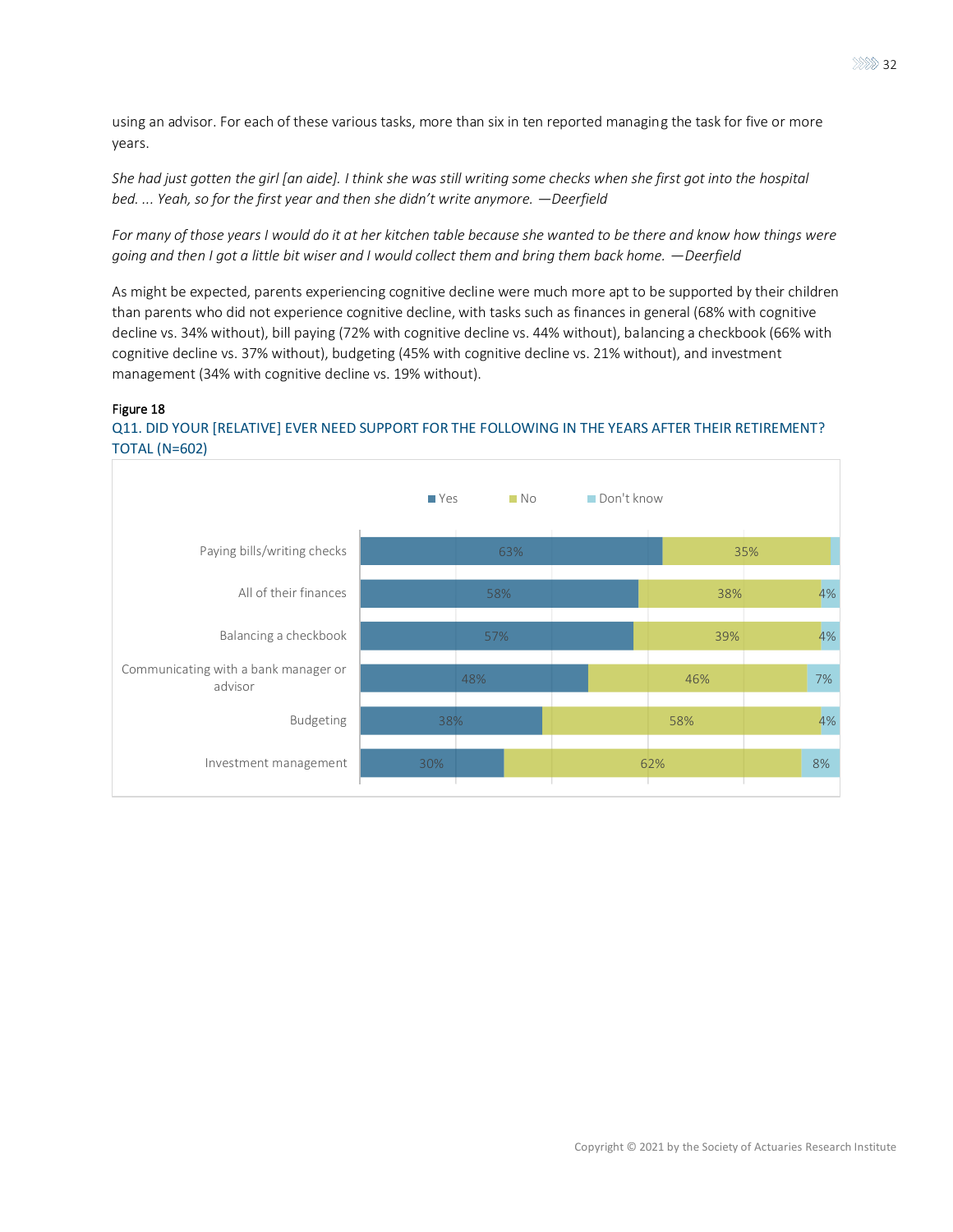using an advisor. For each of these various tasks, more than six in ten reported managing the task for five or more years.

*She had just gotten the girl [an aide]. I think she was still writing some checks when she first got into the hospital bed. ... Yeah, so for the first year and then she didn't write anymore. —Deerfield*

*For many of those years I would do it at her kitchen table because she wanted to be there and know how things were going and then I got a little bit wiser and I would collect them and bring them back home. —Deerfield*

As might be expected, parents experiencing cognitive decline were much more apt to be supported by their children than parents who did not experience cognitive decline, with tasks such as finances in general (68% with cognitive decline vs. 34% without), bill paying (72% with cognitive decline vs. 44% without), balancing a checkbook (66% with cognitive decline vs. 37% without), budgeting (45% with cognitive decline vs. 21% without), and investment management (34% with cognitive decline vs. 19% without).

**Figure 18**

Q11. DID YOUR [RELATIVE] EVER NEED SUPPORT FOR THE FOLLOWING IN THE YEARS AFTER THEIR RETIREMENT?
TOTAL (N=602)

| | Yes | No | Don't know |
|---|---|---|---|
| Paying bills/writing checks | 63% | 35% | |
| All of their finances | 58% | 38% | 4% |
| Balancing a checkbook | 57% | 39% | 4% |
| Communicating with a bank manager or advisor | 48% | 46% | 7% |
| Budgeting | 38% | 58% | 4% |
| Investment management | 30% | 62% | 8% |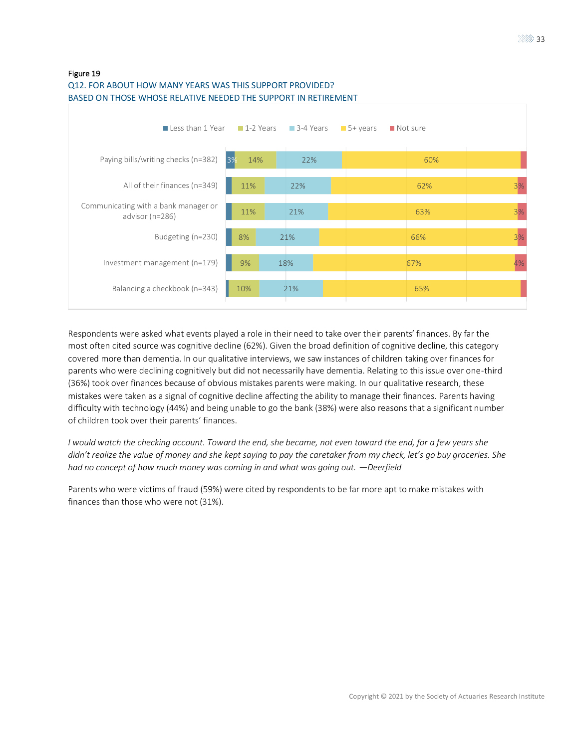Figure 19

Q12. FOR ABOUT HOW MANY YEARS WAS THIS SUPPORT PROVIDED?
BASED ON THOSE WHOSE RELATIVE NEEDED THE SUPPORT IN RETIREMENT

| | Less than 1 Year | 1-2 Years | 3-4 Years | 5+ years | Not sure |
|---|---|---|---|---|---|
| Paying bills/writing checks (n=382) | 3% | 14% | 22% | 60% | |
| All of their finances (n=349) | | 11% | 22% | 62% | 3% |
| Communicating with a bank manager or advisor (n=286) | | 11% | 21% | 63% | 3% |
| Budgeting (n=230) | | 8% | 21% | 66% | 3% |
| Investment management (n=179) | | 9% | 18% | 67% | 4% |
| Balancing a checkbook (n=343) | | 10% | 21% | 65% | |

Respondents were asked what events played a role in their need to take over their parents' finances. By far the most often cited source was cognitive decline (62%). Given the broad definition of cognitive decline, this category covered more than dementia. In our qualitative interviews, we saw instances of children taking over finances for parents who were declining cognitively but did not necessarily have dementia. Relating to this issue over one-third (36%) took over finances because of obvious mistakes parents were making. In our qualitative research, these mistakes were taken as a signal of cognitive decline affecting the ability to manage their finances. Parents having difficulty with technology (44%) and being unable to go the bank (38%) were also reasons that a significant number of children took over their parents' finances.

*I would watch the checking account. Toward the end, she became, not even toward the end, for a few years she didn't realize the value of money and she kept saying to pay the caretaker from my check, let's go buy groceries. She had no concept of how much money was coming in and what was going out. —Deerfield*

Parents who were victims of fraud (59%) were cited by respondents to be far more apt to make mistakes with finances than those who were not (31%).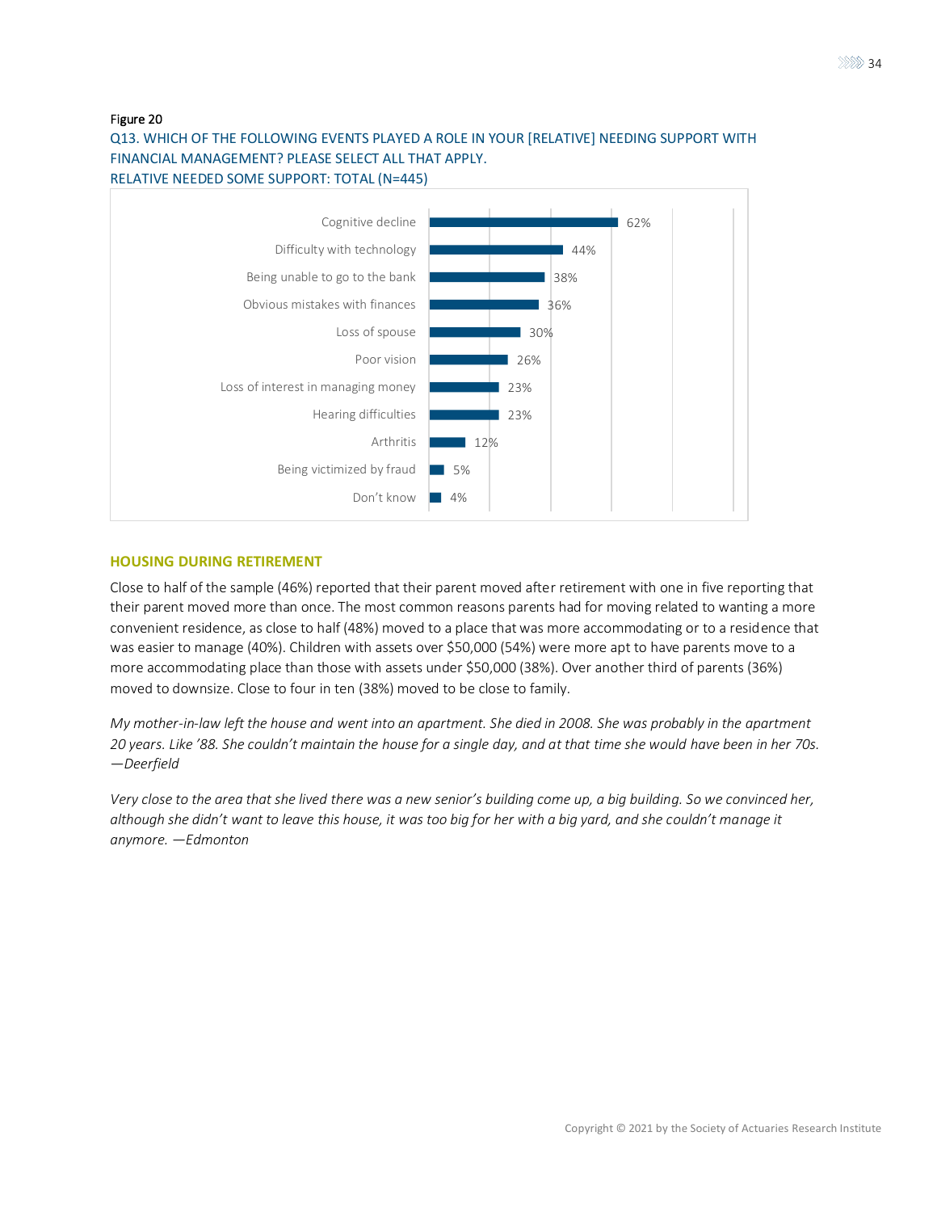Figure 20

Q13. WHICH OF THE FOLLOWING EVENTS PLAYED A ROLE IN YOUR [RELATIVE] NEEDING SUPPORT WITH FINANCIAL MANAGEMENT? PLEASE SELECT ALL THAT APPLY.
RELATIVE NEEDED SOME SUPPORT: TOTAL (N=445)

| Event | Percent |
|---|---|
| Cognitive decline | 62% |
| Difficulty with technology | 44% |
| Being unable to go to the bank | 38% |
| Obvious mistakes with finances | 36% |
| Loss of spouse | 30% |
| Poor vision | 26% |
| Loss of interest in managing money | 23% |
| Hearing difficulties | 23% |
| Arthritis | 12% |
| Being victimized by fraud | 5% |
| Don't know | 4% |

## HOUSING DURING RETIREMENT

Close to half of the sample (46%) reported that their parent moved after retirement with one in five reporting that their parent moved more than once. The most common reasons parents had for moving related to wanting a more convenient residence, as close to half (48%) moved to a place that was more accommodating or to a residence that was easier to manage (40%). Children with assets over $50,000 (54%) were more apt to have parents move to a more accommodating place than those with assets under $50,000 (38%). Over another third of parents (36%) moved to downsize. Close to four in ten (38%) moved to be close to family.

*My mother-in-law left the house and went into an apartment. She died in 2008. She was probably in the apartment 20 years. Like '88. She couldn't maintain the house for a single day, and at that time she would have been in her 70s. —Deerfield*

*Very close to the area that she lived there was a new senior's building come up, a big building. So we convinced her, although she didn't want to leave this house, it was too big for her with a big yard, and she couldn't manage it anymore. —Edmonton*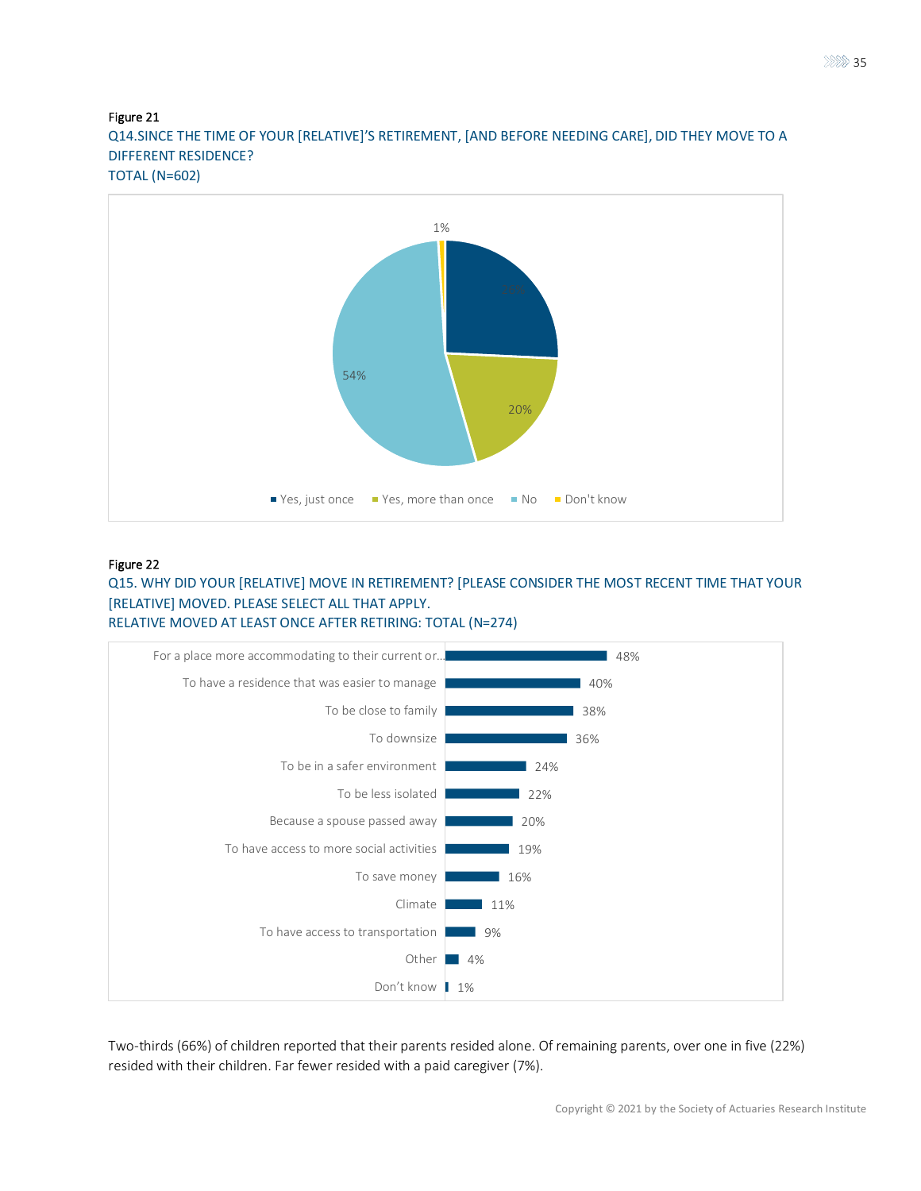Figure 21

Q14.SINCE THE TIME OF YOUR [RELATIVE]'S RETIREMENT, [AND BEFORE NEEDING CARE], DID THEY MOVE TO A DIFFERENT RESIDENCE?

TOTAL (N=602)

| Response | Percent |
|---|---|
| Yes, just once | 25% |
| Yes, more than once | 20% |
| No | 54% |
| Don't know | 1% |

Figure 22

Q15. WHY DID YOUR [RELATIVE] MOVE IN RETIREMENT? [PLEASE CONSIDER THE MOST RECENT TIME THAT YOUR [RELATIVE] MOVED. PLEASE SELECT ALL THAT APPLY.

RELATIVE MOVED AT LEAST ONCE AFTER RETIRING: TOTAL (N=274)

| Reason | Percent |
|---|---|
| For a place more accommodating to their current or... | 48% |
| To have a residence that was easier to manage | 40% |
| To be close to family | 38% |
| To downsize | 36% |
| To be in a safer environment | 24% |
| To be less isolated | 22% |
| Because a spouse passed away | 20% |
| To have access to more social activities | 19% |
| To save money | 16% |
| Climate | 11% |
| To have access to transportation | 9% |
| Other | 4% |
| Don't know | 1% |

Two-thirds (66%) of children reported that their parents resided alone. Of remaining parents, over one in five (22%) resided with their children. Far fewer resided with a paid caregiver (7%).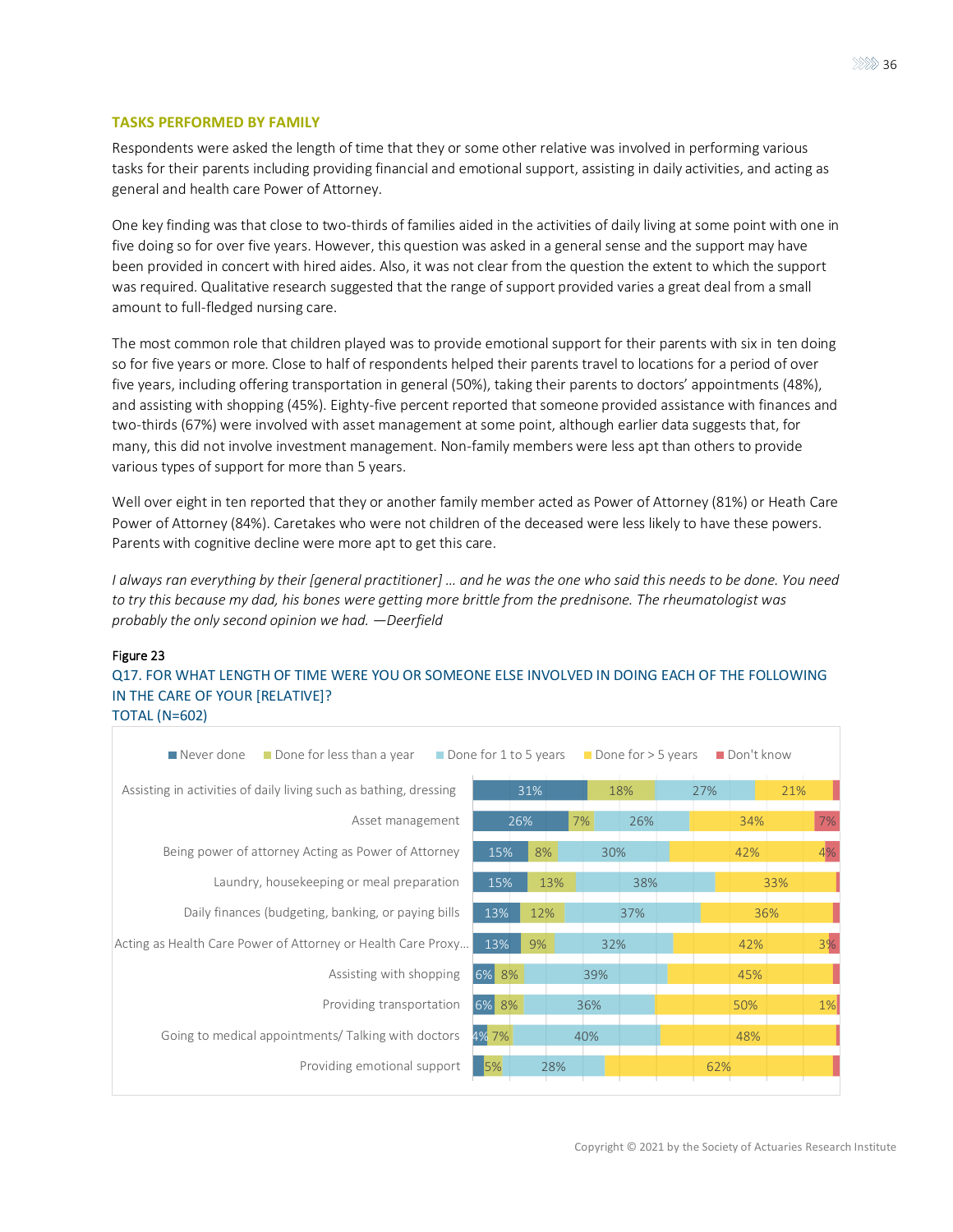## TASKS PERFORMED BY FAMILY

Respondents were asked the length of time that they or some other relative was involved in performing various tasks for their parents including providing financial and emotional support, assisting in daily activities, and acting as general and health care Power of Attorney.

One key finding was that close to two-thirds of families aided in the activities of daily living at some point with one in five doing so for over five years. However, this question was asked in a general sense and the support may have been provided in concert with hired aides. Also, it was not clear from the question the extent to which the support was required. Qualitative research suggested that the range of support provided varies a great deal from a small amount to full-fledged nursing care.

The most common role that children played was to provide emotional support for their parents with six in ten doing so for five years or more. Close to half of respondents helped their parents travel to locations for a period of over five years, including offering transportation in general (50%), taking their parents to doctors' appointments (48%), and assisting with shopping (45%). Eighty-five percent reported that someone provided assistance with finances and two-thirds (67%) were involved with asset management at some point, although earlier data suggests that, for many, this did not involve investment management. Non-family members were less apt than others to provide various types of support for more than 5 years.

Well over eight in ten reported that they or another family member acted as Power of Attorney (81%) or Heath Care Power of Attorney (84%). Caretakes who were not children of the deceased were less likely to have these powers. Parents with cognitive decline were more apt to get this care.

*I always ran everything by their [general practitioner] … and he was the one who said this needs to be done. You need to try this because my dad, his bones were getting more brittle from the prednisone. The rheumatologist was probably the only second opinion we had. —Deerfield*

Figure 23

Q17. FOR WHAT LENGTH OF TIME WERE YOU OR SOMEONE ELSE INVOLVED IN DOING EACH OF THE FOLLOWING IN THE CARE OF YOUR [RELATIVE]?

TOTAL (N=602)

| | Never done | Done for less than a year | Done for 1 to 5 years | Done for > 5 years | Don't know |
|---|---|---|---|---|---|
| Assisting in activities of daily living such as bathing, dressing | 31% | 18% | 27% | 21% | |
| Asset management | 26% | 7% | 26% | 34% | 7% |
| Being power of attorney Acting as Power of Attorney | 15% | 8% | 30% | 42% | 4% |
| Laundry, housekeeping or meal preparation | 15% | 13% | 38% | 33% | |
| Daily finances (budgeting, banking, or paying bills | 13% | 12% | 37% | 36% | |
| Acting as Health Care Power of Attorney or Health Care Proxy... | 13% | 9% | 32% | 42% | 3% |
| Assisting with shopping | 6% | 8% | 39% | 45% | |
| Providing transportation | 6% | 8% | 36% | 50% | 1% |
| Going to medical appointments/ Talking with doctors | 4% | 7% | 40% | 48% | |
| Providing emotional support | | 5% | 28% | 62% | |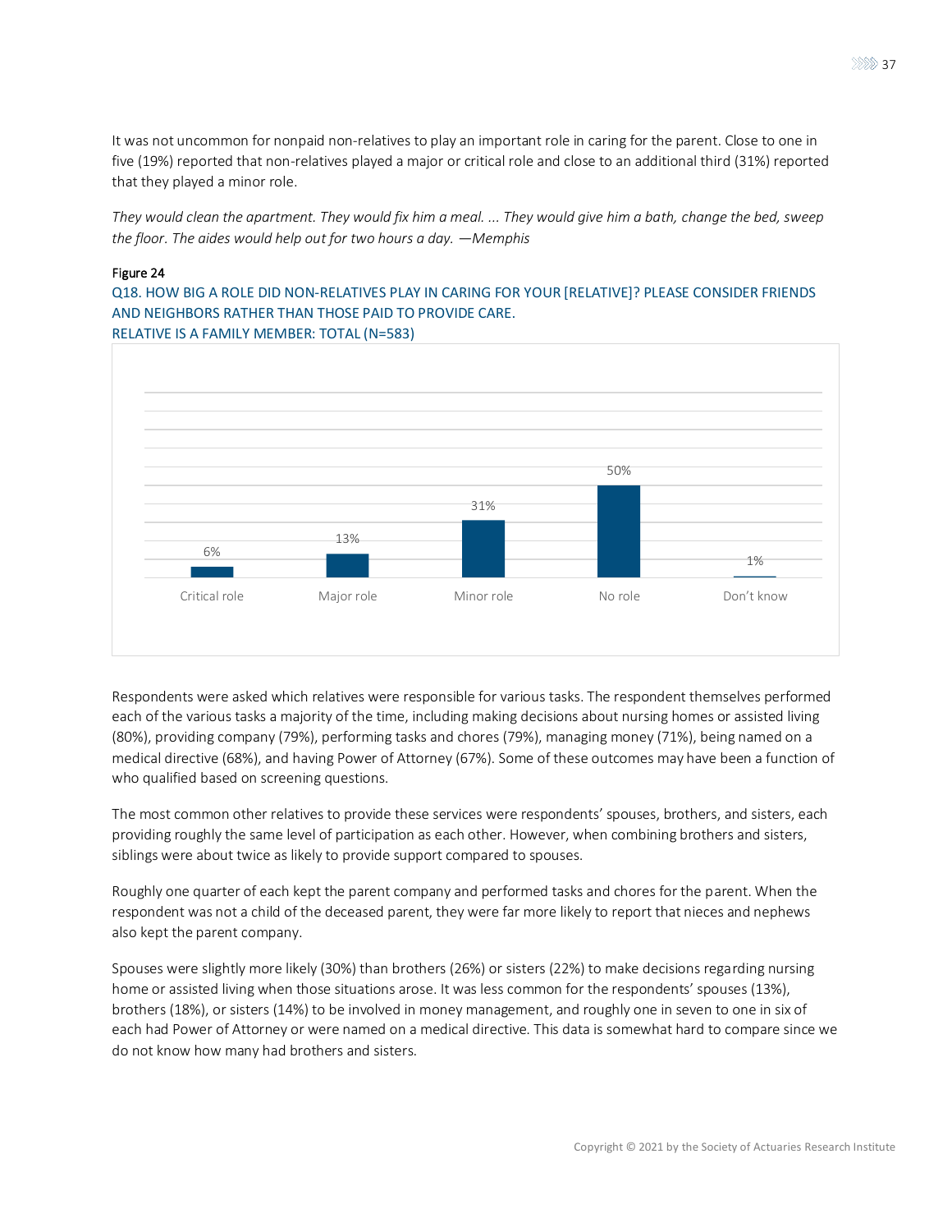It was not uncommon for nonpaid non-relatives to play an important role in caring for the parent. Close to one in five (19%) reported that non-relatives played a major or critical role and close to an additional third (31%) reported that they played a minor role.

*They would clean the apartment. They would fix him a meal. ... They would give him a bath, change the bed, sweep the floor. The aides would help out for two hours a day. —Memphis*

Figure 24

Q18. HOW BIG A ROLE DID NON-RELATIVES PLAY IN CARING FOR YOUR [RELATIVE]? PLEASE CONSIDER FRIENDS AND NEIGHBORS RATHER THAN THOSE PAID TO PROVIDE CARE.
RELATIVE IS A FAMILY MEMBER: TOTAL (N=583)

| Critical role | Major role | Minor role | No role | Don't know |
|---|---|---|---|---|
| 6% | 13% | 31% | 50% | 1% |

Respondents were asked which relatives were responsible for various tasks. The respondent themselves performed each of the various tasks a majority of the time, including making decisions about nursing homes or assisted living (80%), providing company (79%), performing tasks and chores (79%), managing money (71%), being named on a medical directive (68%), and having Power of Attorney (67%). Some of these outcomes may have been a function of who qualified based on screening questions.

The most common other relatives to provide these services were respondents' spouses, brothers, and sisters, each providing roughly the same level of participation as each other. However, when combining brothers and sisters, siblings were about twice as likely to provide support compared to spouses.

Roughly one quarter of each kept the parent company and performed tasks and chores for the parent. When the respondent was not a child of the deceased parent, they were far more likely to report that nieces and nephews also kept the parent company.

Spouses were slightly more likely (30%) than brothers (26%) or sisters (22%) to make decisions regarding nursing home or assisted living when those situations arose. It was less common for the respondents' spouses (13%), brothers (18%), or sisters (14%) to be involved in money management, and roughly one in seven to one in six of each had Power of Attorney or were named on a medical directive. This data is somewhat hard to compare since we do not know how many had brothers and sisters.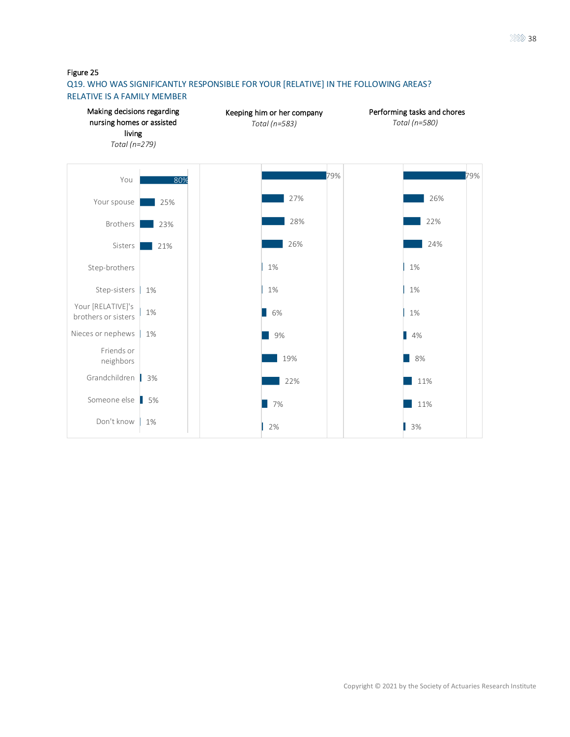Figure 25

## Q19. WHO WAS SIGNIFICANTLY RESPONSIBLE FOR YOUR [RELATIVE] IN THE FOLLOWING AREAS? RELATIVE IS A FAMILY MEMBER

| | Making decisions regarding nursing homes or assisted living *Total (n=279)* | Keeping him or her company *Total (n=583)* | Performing tasks and chores *Total (n=580)* |
|---|---|---|---|
| You | 80% | 79% | 79% |
| Your spouse | 25% | 27% | 26% |
| Brothers | 23% | 28% | 22% |
| Sisters | 21% | 26% | 24% |
| Step-brothers | | 1% | 1% |
| Step-sisters | 1% | 1% | 1% |
| Your [RELATIVE]'s brothers or sisters | 1% | 6% | 1% |
| Nieces or nephews | 1% | 9% | 4% |
| Friends or neighbors | | 19% | 8% |
| Grandchildren | 3% | 22% | 11% |
| Someone else | 5% | 7% | 11% |
| Don't know | 1% | 2% | 3% |

Copyright © 2021 by the Society of Actuaries Research Institute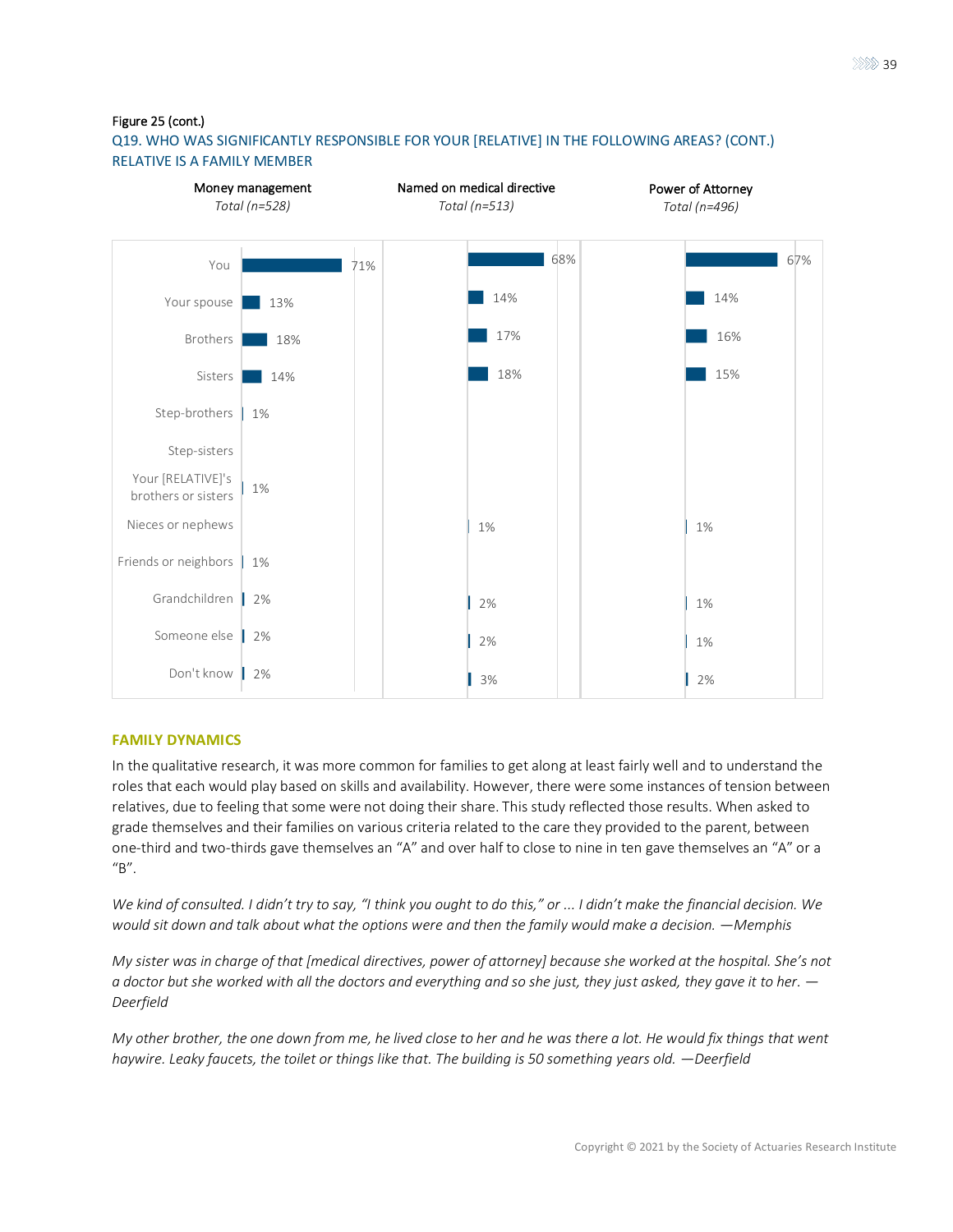Figure 25 (cont.)

Q19. WHO WAS SIGNIFICANTLY RESPONSIBLE FOR YOUR [RELATIVE] IN THE FOLLOWING AREAS? (CONT.)
RELATIVE IS A FAMILY MEMBER

| | Money management<br>*Total (n=528)* | Named on medical directive<br>*Total (n=513)* | Power of Attorney<br>*Total (n=496)* |
|---|---|---|---|
| You | 71% | 68% | 67% |
| Your spouse | 13% | 14% | 14% |
| Brothers | 18% | 17% | 16% |
| Sisters | 14% | 18% | 15% |
| Step-brothers | 1% | | |
| Step-sisters | | | |
| Your [RELATIVE]'s brothers or sisters | 1% | | |
| Nieces or nephews | | 1% | 1% |
| Friends or neighbors | 1% | | |
| Grandchildren | 2% | 2% | 1% |
| Someone else | 2% | 2% | 1% |
| Don't know | 2% | 3% | 2% |

## FAMILY DYNAMICS

In the qualitative research, it was more common for families to get along at least fairly well and to understand the roles that each would play based on skills and availability. However, there were some instances of tension between relatives, due to feeling that some were not doing their share. This study reflected those results. When asked to grade themselves and their families on various criteria related to the care they provided to the parent, between one-third and two-thirds gave themselves an "A" and over half to close to nine in ten gave themselves an "A" or a "B".

*We kind of consulted. I didn't try to say, "I think you ought to do this," or ... I didn't make the financial decision. We would sit down and talk about what the options were and then the family would make a decision. —Memphis*

*My sister was in charge of that [medical directives, power of attorney] because she worked at the hospital. She's not a doctor but she worked with all the doctors and everything and so she just, they just asked, they gave it to her. —Deerfield*

*My other brother, the one down from me, he lived close to her and he was there a lot. He would fix things that went haywire. Leaky faucets, the toilet or things like that. The building is 50 something years old. —Deerfield*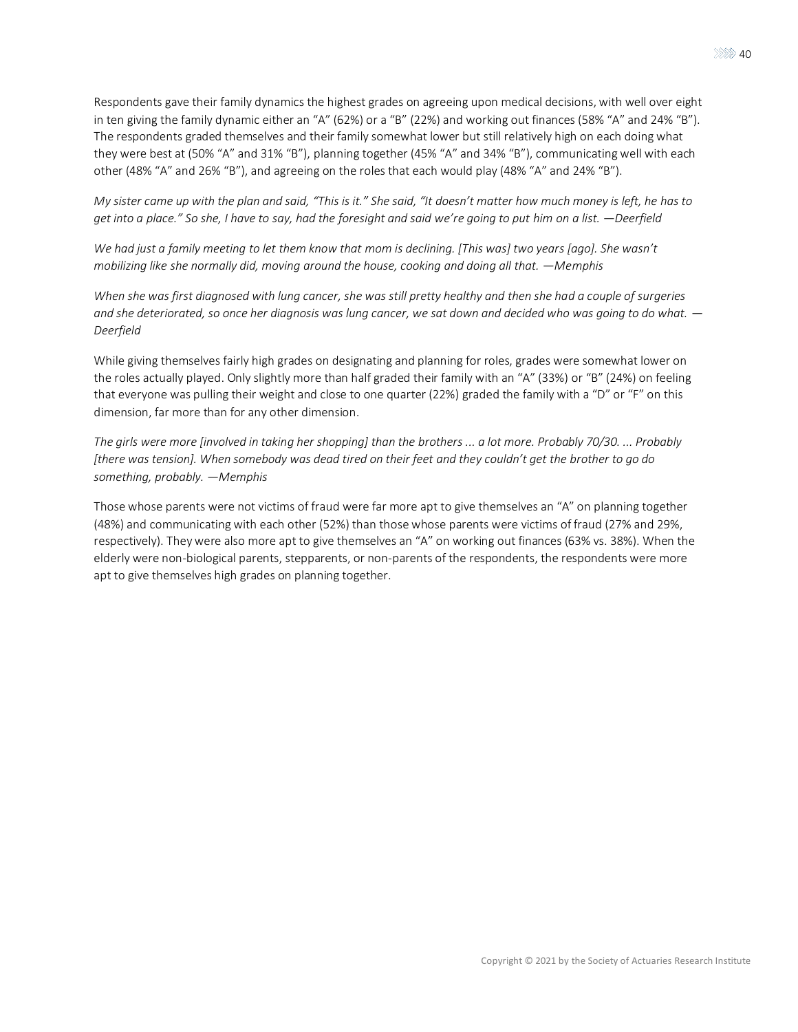Respondents gave their family dynamics the highest grades on agreeing upon medical decisions, with well over eight in ten giving the family dynamic either an "A" (62%) or a "B" (22%) and working out finances (58% "A" and 24% "B"). The respondents graded themselves and their family somewhat lower but still relatively high on each doing what they were best at (50% "A" and 31% "B"), planning together (45% "A" and 34% "B"), communicating well with each other (48% "A" and 26% "B"), and agreeing on the roles that each would play (48% "A" and 24% "B").

*My sister came up with the plan and said, "This is it." She said, "It doesn't matter how much money is left, he has to get into a place." So she, I have to say, had the foresight and said we're going to put him on a list. —Deerfield*

*We had just a family meeting to let them know that mom is declining. [This was] two years [ago]. She wasn't mobilizing like she normally did, moving around the house, cooking and doing all that. —Memphis*

*When she was first diagnosed with lung cancer, she was still pretty healthy and then she had a couple of surgeries and she deteriorated, so once her diagnosis was lung cancer, we sat down and decided who was going to do what. —Deerfield*

While giving themselves fairly high grades on designating and planning for roles, grades were somewhat lower on the roles actually played. Only slightly more than half graded their family with an "A" (33%) or "B" (24%) on feeling that everyone was pulling their weight and close to one quarter (22%) graded the family with a "D" or "F" on this dimension, far more than for any other dimension.

*The girls were more [involved in taking her shopping] than the brothers ... a lot more. Probably 70/30. ... Probably [there was tension]. When somebody was dead tired on their feet and they couldn't get the brother to go do something, probably. —Memphis*

Those whose parents were not victims of fraud were far more apt to give themselves an "A" on planning together (48%) and communicating with each other (52%) than those whose parents were victims of fraud (27% and 29%, respectively). They were also more apt to give themselves an "A" on working out finances (63% vs. 38%). When the elderly were non-biological parents, stepparents, or non-parents of the respondents, the respondents were more apt to give themselves high grades on planning together.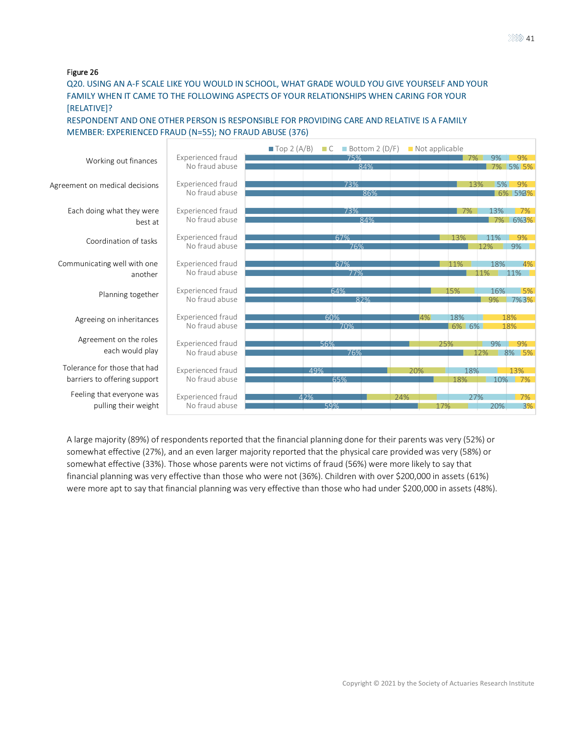Figure 26

Q20. USING AN A-F SCALE LIKE YOU WOULD IN SCHOOL, WHAT GRADE WOULD YOU GIVE YOURSELF AND YOUR FAMILY WHEN IT CAME TO THE FOLLOWING ASPECTS OF YOUR RELATIONSHIPS WHEN CARING FOR YOUR [RELATIVE]?

RESPONDENT AND ONE OTHER PERSON IS RESPONSIBLE FOR PROVIDING CARE AND RELATIVE IS A FAMILY MEMBER: EXPERIENCED FRAUD (N=55); NO FRAUD ABUSE (376)

| Aspect | Group | Top 2 (A/B) | C | Bottom 2 (D/F) | Not applicable |
|---|---|---|---|---|---|
| Working out finances | Experienced fraud | 75% | 7% | 9% | 9% |
| | No fraud abuse | 84% | 7% | 5% | 5% |
| Agreement on medical decisions | Experienced fraud | 73% | 13% | 5% | 9% |
| | No fraud abuse | 86% | 6% | 5% | 3% |
| Each doing what they were best at | Experienced fraud | 73% | 7% | 13% | 7% |
| | No fraud abuse | 84% | 7% | 6% | 3% |
| Coordination of tasks | Experienced fraud | 67% | 13% | 11% | 9% |
| | No fraud abuse | 76% | 12% | 9% | |
| Communicating well with one another | Experienced fraud | 67% | 11% | 18% | 4% |
| | No fraud abuse | 77% | 11% | 11% | |
| Planning together | Experienced fraud | 64% | 15% | 16% | 5% |
| | No fraud abuse | 82% | 9% | 7% | 3% |
| Agreeing on inheritances | Experienced fraud | 60% | 4% | 18% | 18% |
| | No fraud abuse | 70% | 6% | 6% | 18% |
| Agreement on the roles each would play | Experienced fraud | 56% | 25% | 9% | 9% |
| | No fraud abuse | 76% | 12% | 8% | 5% |
| Tolerance for those that had barriers to offering support | Experienced fraud | 49% | 20% | 18% | 13% |
| | No fraud abuse | 65% | 18% | 10% | 7% |
| Feeling that everyone was pulling their weight | Experienced fraud | 42% | 24% | 27% | 7% |
| | No fraud abuse | 59% | 17% | 20% | 3% |

A large majority (89%) of respondents reported that the financial planning done for their parents was very (52%) or somewhat effective (27%), and an even larger majority reported that the physical care provided was very (58%) or somewhat effective (33%). Those whose parents were not victims of fraud (56%) were more likely to say that financial planning was very effective than those who were not (36%). Children with over $200,000 in assets (61%) were more apt to say that financial planning was very effective than those who had under $200,000 in assets (48%).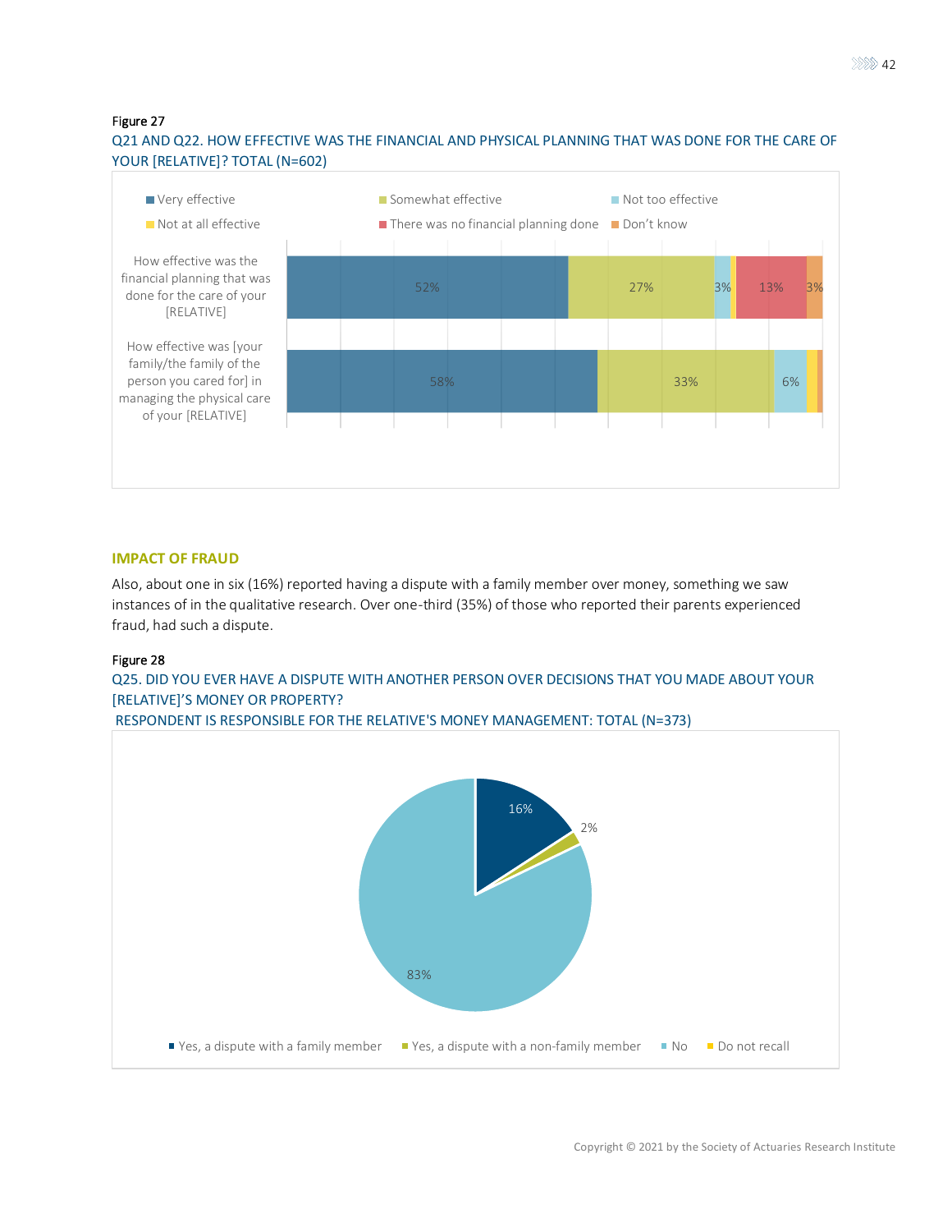Figure 27

Q21 AND Q22. HOW EFFECTIVE WAS THE FINANCIAL AND PHYSICAL PLANNING THAT WAS DONE FOR THE CARE OF YOUR [RELATIVE]? TOTAL (N=602)

| | Very effective | Somewhat effective | Not too effective | Not at all effective | There was no financial planning done | Don't know |
|---|---|---|---|---|---|---|
| How effective was the financial planning that was done for the care of your [RELATIVE] | 52% | 27% | 3% | | 13% | 3% |
| How effective was [your family/the family of the person you cared for] in managing the physical care of your [RELATIVE] | 58% | 33% | 6% | | | |

## IMPACT OF FRAUD

Also, about one in six (16%) reported having a dispute with a family member over money, something we saw instances of in the qualitative research. Over one-third (35%) of those who reported their parents experienced fraud, had such a dispute.

Figure 28

Q25. DID YOU EVER HAVE A DISPUTE WITH ANOTHER PERSON OVER DECISIONS THAT YOU MADE ABOUT YOUR [RELATIVE]'S MONEY OR PROPERTY?

RESPONDENT IS RESPONSIBLE FOR THE RELATIVE'S MONEY MANAGEMENT: TOTAL (N=373)

| Response | Percent |
|---|---|
| Yes, a dispute with a family member | 16% |
| Yes, a dispute with a non-family member | 2% |
| No | 83% |
| Do not recall | |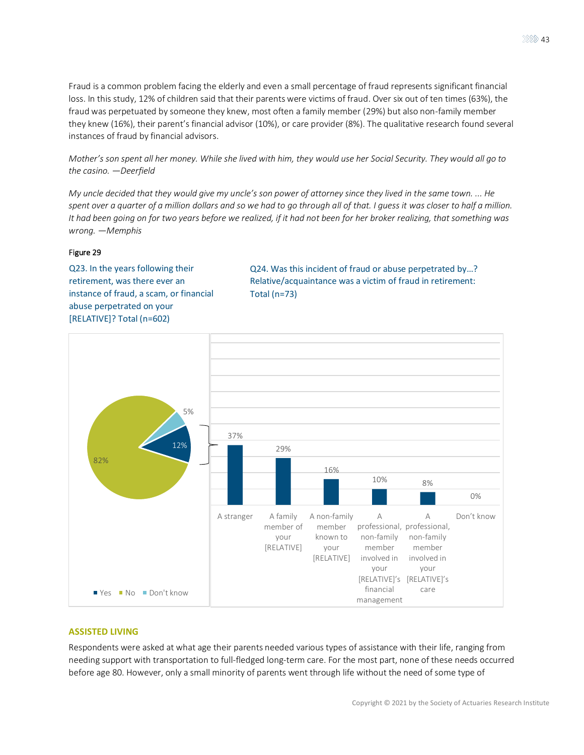Fraud is a common problem facing the elderly and even a small percentage of fraud represents significant financial loss. In this study, 12% of children said that their parents were victims of fraud. Over six out of ten times (63%), the fraud was perpetuated by someone they knew, most often a family member (29%) but also non-family member they knew (16%), their parent's financial advisor (10%), or care provider (8%). The qualitative research found several instances of fraud by financial advisors.

*Mother's son spent all her money. While she lived with him, they would use her Social Security. They would all go to the casino. —Deerfield*

*My uncle decided that they would give my uncle's son power of attorney since they lived in the same town. ... He spent over a quarter of a million dollars and so we had to go through all of that. I guess it was closer to half a million. It had been going on for two years before we realized, if it had not been for her broker realizing, that something was wrong. —Memphis*

Figure 29

Q23. In the years following their retirement, was there ever an instance of fraud, a scam, or financial abuse perpetrated on your [RELATIVE]? Total (n=602)

| Response | % |
|---|---|
| Yes | 12% |
| No | 82% |
| Don't know | 5% |

Q24. Was this incident of fraud or abuse perpetrated by...? Relative/acquaintance was a victim of fraud in retirement: Total (n=73)

| Perpetrator | % |
|---|---|
| A stranger | 37% |
| A family member of your [RELATIVE] | 29% |
| A non-family member known to your [RELATIVE] | 16% |
| A professional, non-family member involved in your [RELATIVE]'s financial management | 10% |
| A professional, non-family member involved in your [RELATIVE]'s care | 8% |
| Don't know | 0% |

## ASSISTED LIVING

Respondents were asked at what age their parents needed various types of assistance with their life, ranging from needing support with transportation to full-fledged long-term care. For the most part, none of these needs occurred before age 80. However, only a small minority of parents went through life without the need of some type of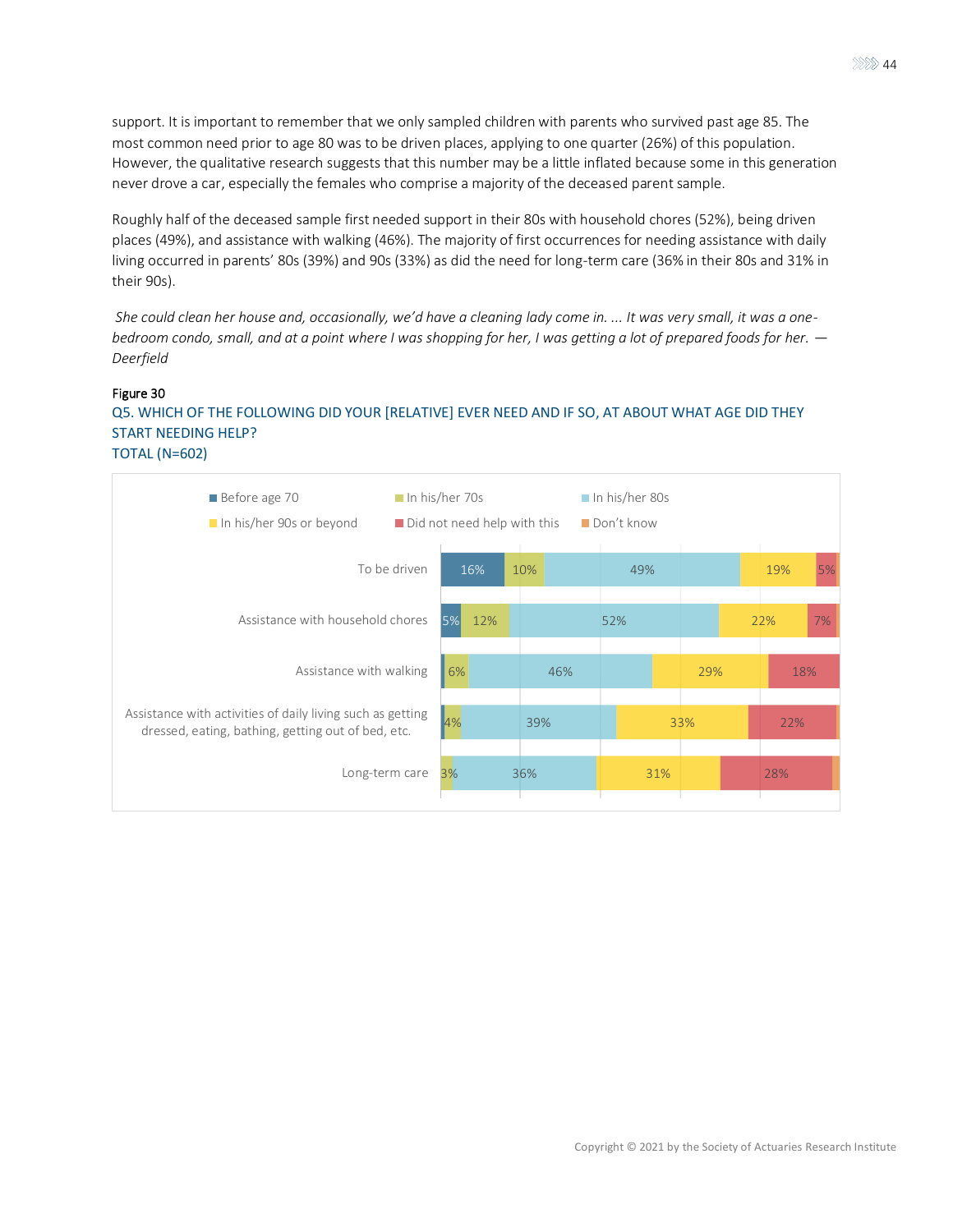support. It is important to remember that we only sampled children with parents who survived past age 85. The most common need prior to age 80 was to be driven places, applying to one quarter (26%) of this population. However, the qualitative research suggests that this number may be a little inflated because some in this generation never drove a car, especially the females who comprise a majority of the deceased parent sample.

Roughly half of the deceased sample first needed support in their 80s with household chores (52%), being driven places (49%), and assistance with walking (46%). The majority of first occurrences for needing assistance with daily living occurred in parents' 80s (39%) and 90s (33%) as did the need for long-term care (36% in their 80s and 31% in their 90s).

*She could clean her house and, occasionally, we'd have a cleaning lady come in. ... It was very small, it was a one-bedroom condo, small, and at a point where I was shopping for her, I was getting a lot of prepared foods for her.* — *Deerfield*

**Figure 30**

Q5. WHICH OF THE FOLLOWING DID YOUR [RELATIVE] EVER NEED AND IF SO, AT ABOUT WHAT AGE DID THEY START NEEDING HELP?

TOTAL (N=602)

| | Before age 70 | In his/her 70s | In his/her 80s | In his/her 90s or beyond | Did not need help with this | Don't know |
|---|---|---|---|---|---|---|
| To be driven | 16% | 10% | 49% | 19% | 5% | |
| Assistance with household chores | 5% | 12% | 52% | 22% | 7% | |
| Assistance with walking | | 6% | 46% | 29% | 18% | |
| Assistance with activities of daily living such as getting dressed, eating, bathing, getting out of bed, etc. | | 4% | 39% | 33% | 22% | |
| Long-term care | | 3% | 36% | 31% | 28% | |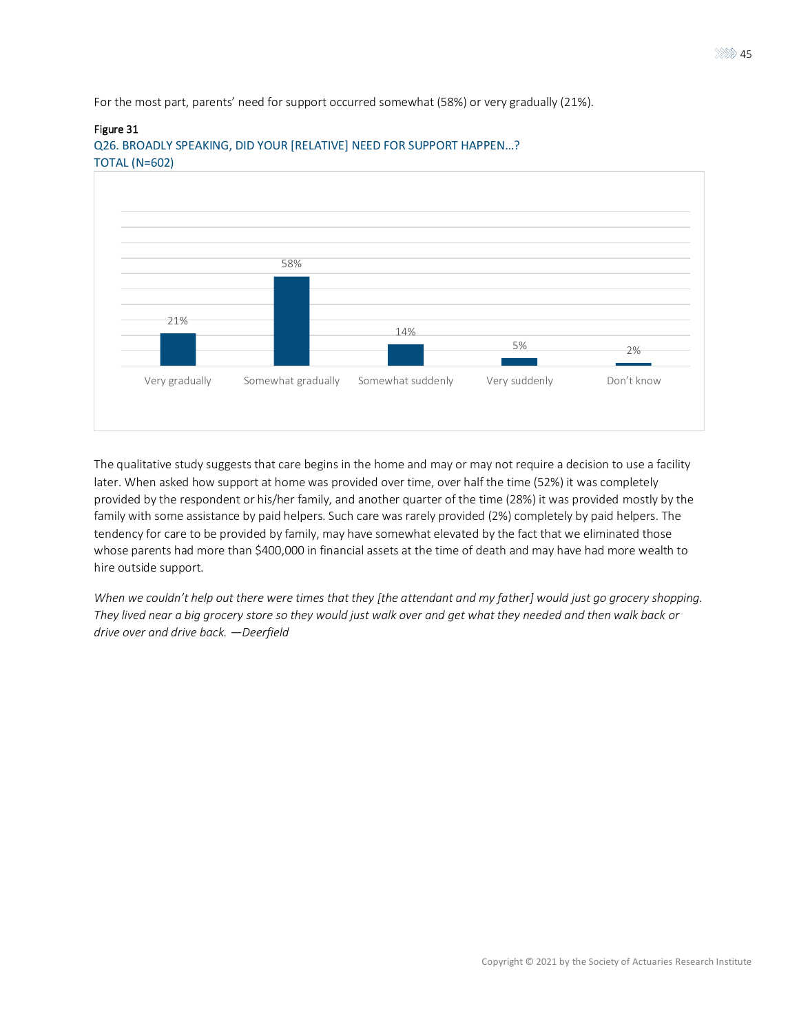For the most part, parents' need for support occurred somewhat (58%) or very gradually (21%).

Figure 31

Q26. BROADLY SPEAKING, DID YOUR [RELATIVE] NEED FOR SUPPORT HAPPEN…?
TOTAL (N=602)

| Very gradually | Somewhat gradually | Somewhat suddenly | Very suddenly | Don't know |
|---|---|---|---|---|
| 21% | 58% | 14% | 5% | 2% |

The qualitative study suggests that care begins in the home and may or may not require a decision to use a facility later. When asked how support at home was provided over time, over half the time (52%) it was completely provided by the respondent or his/her family, and another quarter of the time (28%) it was provided mostly by the family with some assistance by paid helpers. Such care was rarely provided (2%) completely by paid helpers. The tendency for care to be provided by family, may have somewhat elevated by the fact that we eliminated those whose parents had more than $400,000 in financial assets at the time of death and may have had more wealth to hire outside support.

*When we couldn't help out there were times that they [the attendant and my father] would just go grocery shopping. They lived near a big grocery store so they would just walk over and get what they needed and then walk back or drive over and drive back. —Deerfield*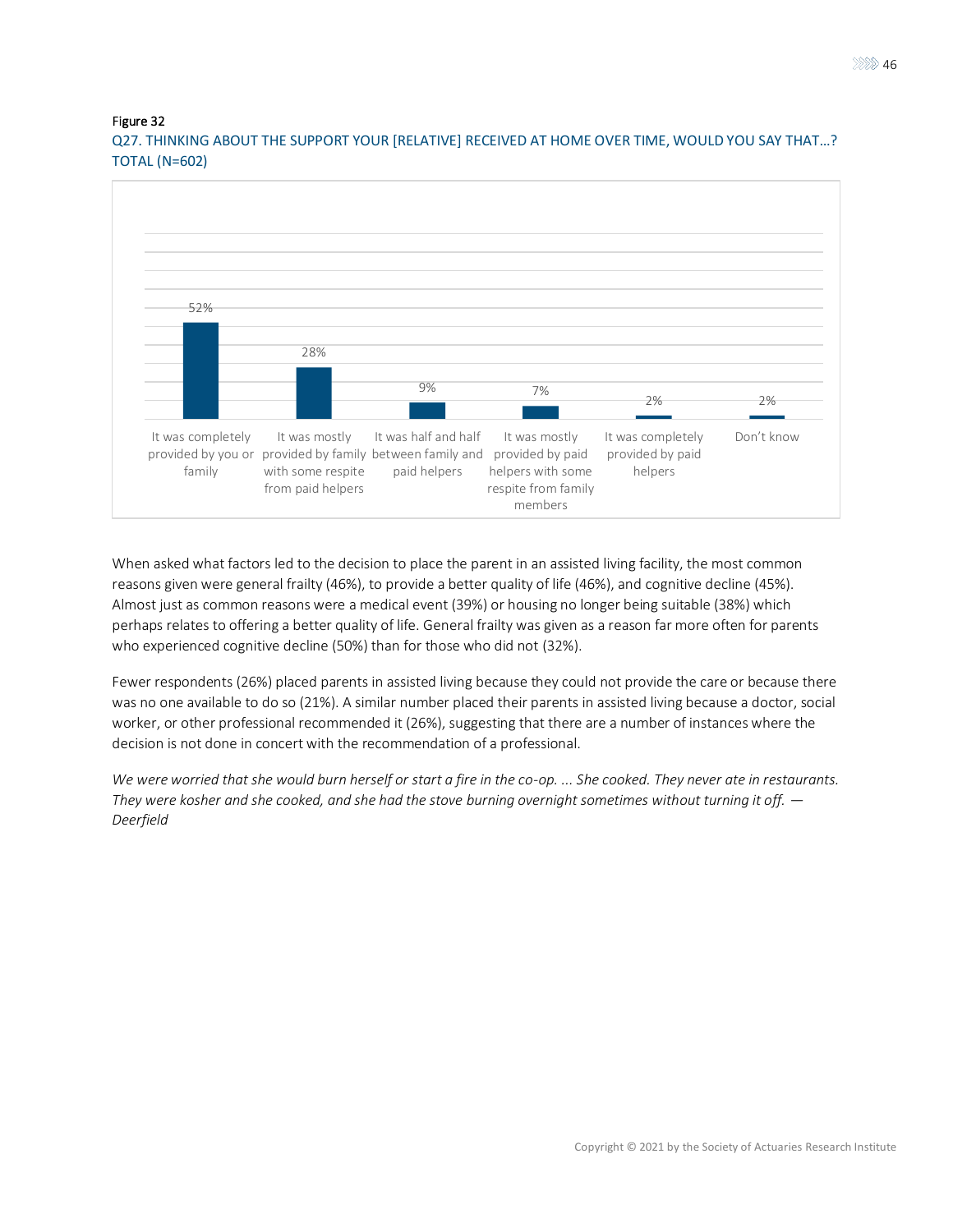Figure 32

Q27. THINKING ABOUT THE SUPPORT YOUR [RELATIVE] RECEIVED AT HOME OVER TIME, WOULD YOU SAY THAT…? TOTAL (N=602)

| Response | Percent |
|---|---|
| It was completely provided by you or family | 52% |
| It was mostly provided by family with some respite from paid helpers | 28% |
| It was half and half between family and paid helpers | 9% |
| It was mostly provided by paid helpers with some respite from family members | 7% |
| It was completely provided by paid helpers | 2% |
| Don't know | 2% |

When asked what factors led to the decision to place the parent in an assisted living facility, the most common reasons given were general frailty (46%), to provide a better quality of life (46%), and cognitive decline (45%). Almost just as common reasons were a medical event (39%) or housing no longer being suitable (38%) which perhaps relates to offering a better quality of life. General frailty was given as a reason far more often for parents who experienced cognitive decline (50%) than for those who did not (32%).

Fewer respondents (26%) placed parents in assisted living because they could not provide the care or because there was no one available to do so (21%). A similar number placed their parents in assisted living because a doctor, social worker, or other professional recommended it (26%), suggesting that there are a number of instances where the decision is not done in concert with the recommendation of a professional.

*We were worried that she would burn herself or start a fire in the co-op. ... She cooked. They never ate in restaurants. They were kosher and she cooked, and she had the stove burning overnight sometimes without turning it off. — Deerfield*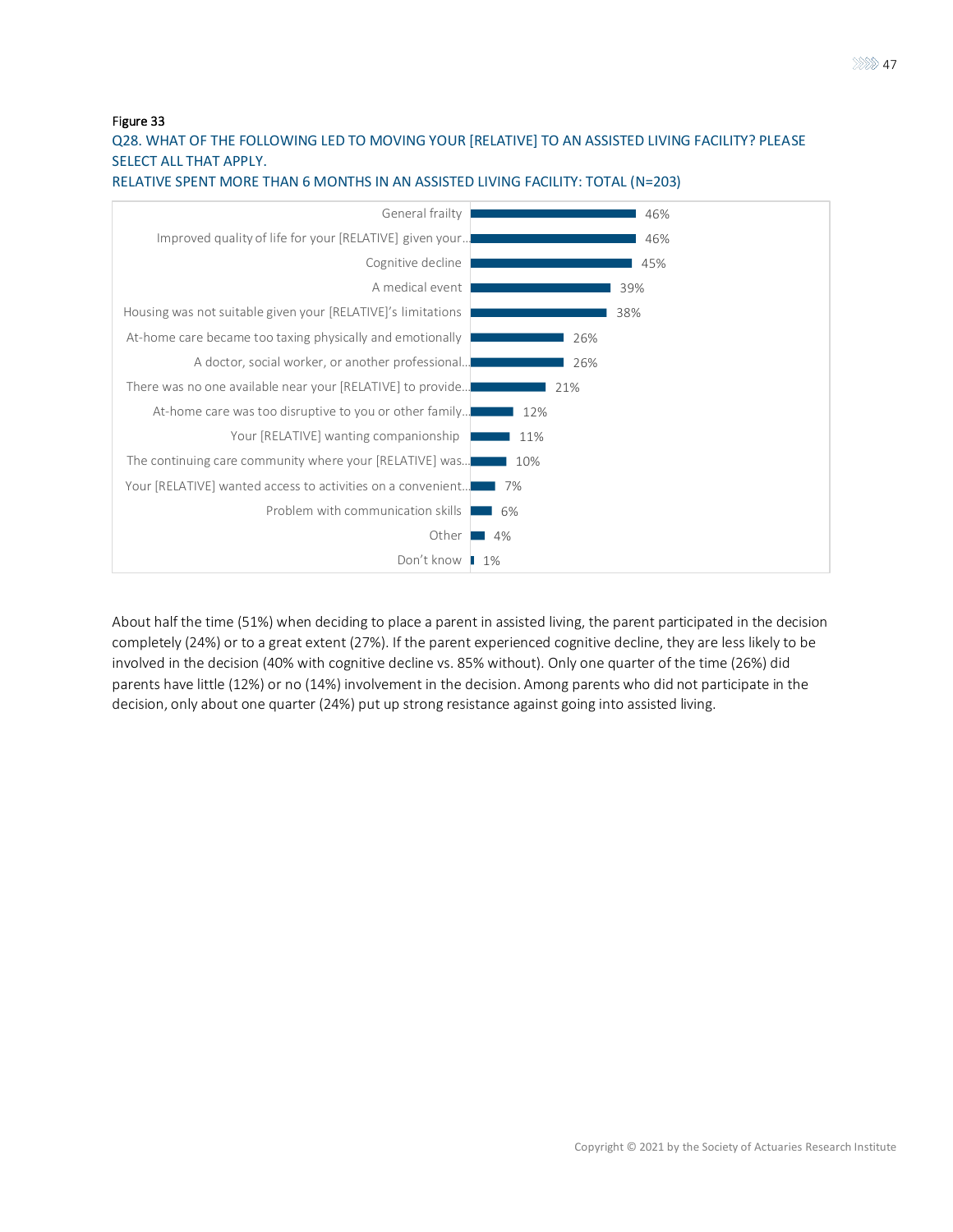Figure 33

Q28. WHAT OF THE FOLLOWING LED TO MOVING YOUR [RELATIVE] TO AN ASSISTED LIVING FACILITY? PLEASE SELECT ALL THAT APPLY.

RELATIVE SPENT MORE THAN 6 MONTHS IN AN ASSISTED LIVING FACILITY: TOTAL (N=203)

| Reason | Percent |
|---|---|
| General frailty | 46% |
| Improved quality of life for your [RELATIVE] given your... | 46% |
| Cognitive decline | 45% |
| A medical event | 39% |
| Housing was not suitable given your [RELATIVE]'s limitations | 38% |
| At-home care became too taxing physically and emotionally | 26% |
| A doctor, social worker, or another professional... | 26% |
| There was no one available near your [RELATIVE] to provide... | 21% |
| At-home care was too disruptive to you or other family... | 12% |
| Your [RELATIVE] wanting companionship | 11% |
| The continuing care community where your [RELATIVE] was... | 10% |
| Your [RELATIVE] wanted access to activities on a convenient... | 7% |
| Problem with communication skills | 6% |
| Other | 4% |
| Don't know | 1% |

About half the time (51%) when deciding to place a parent in assisted living, the parent participated in the decision completely (24%) or to a great extent (27%). If the parent experienced cognitive decline, they are less likely to be involved in the decision (40% with cognitive decline vs. 85% without). Only one quarter of the time (26%) did parents have little (12%) or no (14%) involvement in the decision. Among parents who did not participate in the decision, only about one quarter (24%) put up strong resistance against going into assisted living.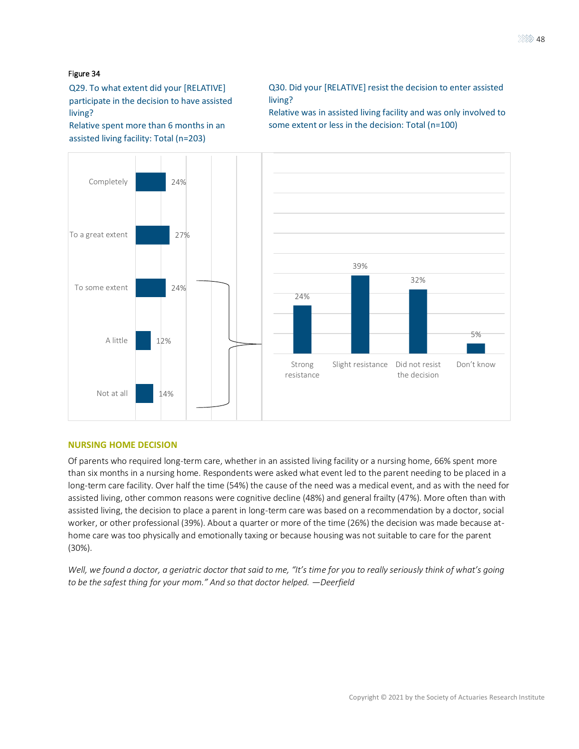Figure 34

Q29. To what extent did your [RELATIVE] participate in the decision to have assisted living?
Relative spent more than 6 months in an assisted living facility: Total (n=203)

| Response | % |
|---|---|
| Completely | 24% |
| To a great extent | 27% |
| To some extent | 24% |
| A little | 12% |
| Not at all | 14% |

Q30. Did your [RELATIVE] resist the decision to enter assisted living?
Relative was in assisted living facility and was only involved to some extent or less in the decision: Total (n=100)

| Response | % |
|---|---|
| Strong resistance | 24% |
| Slight resistance | 39% |
| Did not resist the decision | 32% |
| Don't know | 5% |

## NURSING HOME DECISION

Of parents who required long-term care, whether in an assisted living facility or a nursing home, 66% spent more than six months in a nursing home. Respondents were asked what event led to the parent needing to be placed in a long-term care facility. Over half the time (54%) the cause of the need was a medical event, and as with the need for assisted living, other common reasons were cognitive decline (48%) and general frailty (47%). More often than with assisted living, the decision to place a parent in long-term care was based on a recommendation by a doctor, social worker, or other professional (39%). About a quarter or more of the time (26%) the decision was made because at-home care was too physically and emotionally taxing or because housing was not suitable to care for the parent (30%).

*Well, we found a doctor, a geriatric doctor that said to me, "It's time for you to really seriously think of what's going to be the safest thing for your mom." And so that doctor helped. —Deerfield*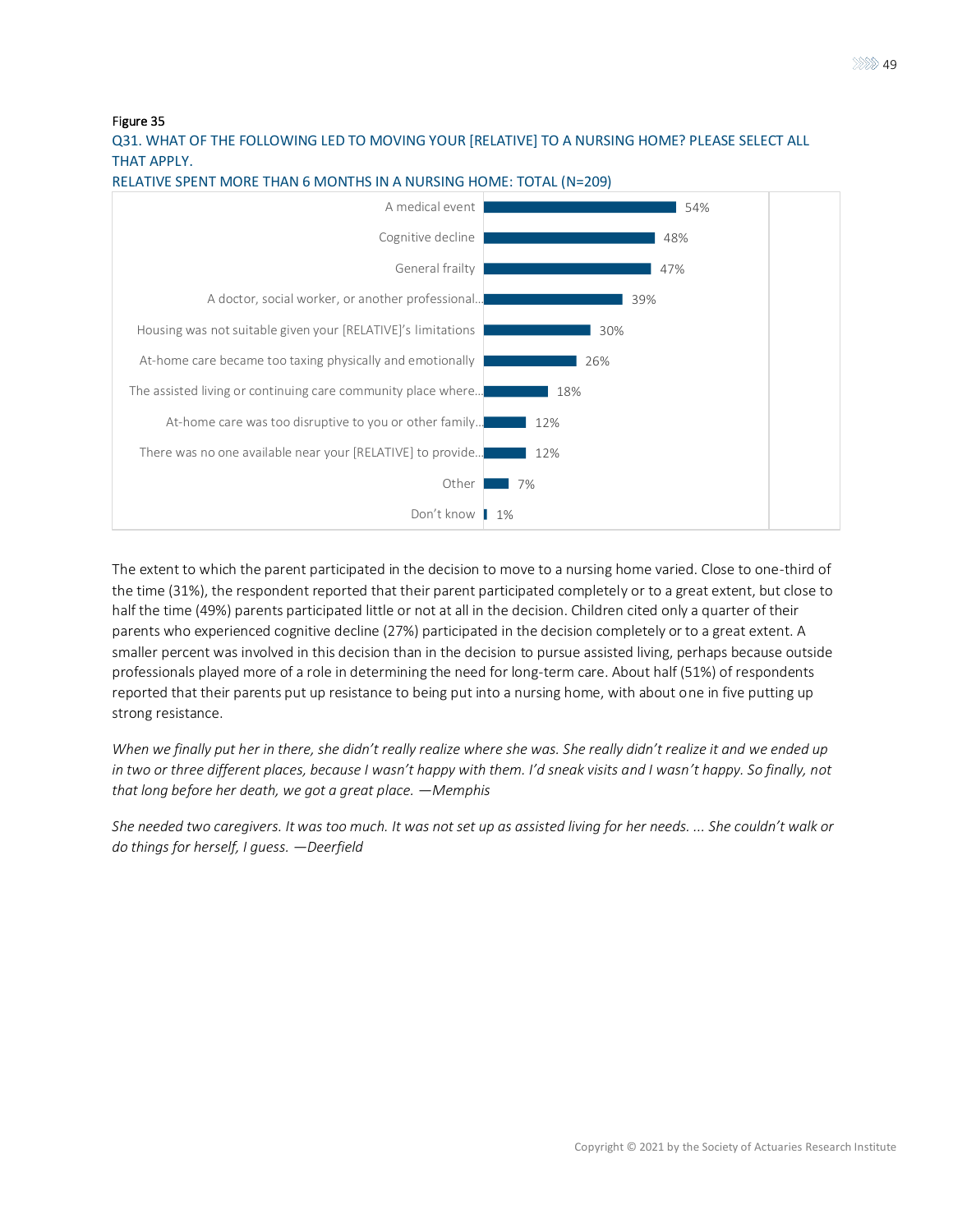Figure 35

Q31. WHAT OF THE FOLLOWING LED TO MOVING YOUR [RELATIVE] TO A NURSING HOME? PLEASE SELECT ALL THAT APPLY.

RELATIVE SPENT MORE THAN 6 MONTHS IN A NURSING HOME: TOTAL (N=209)

| Reason | Percent |
|---|---|
| A medical event | 54% |
| Cognitive decline | 48% |
| General frailty | 47% |
| A doctor, social worker, or another professional... | 39% |
| Housing was not suitable given your [RELATIVE]'s limitations | 30% |
| At-home care became too taxing physically and emotionally | 26% |
| The assisted living or continuing care community place where... | 18% |
| At-home care was too disruptive to you or other family... | 12% |
| There was no one available near your [RELATIVE] to provide... | 12% |
| Other | 7% |
| Don't know | 1% |

The extent to which the parent participated in the decision to move to a nursing home varied. Close to one-third of the time (31%), the respondent reported that their parent participated completely or to a great extent, but close to half the time (49%) parents participated little or not at all in the decision. Children cited only a quarter of their parents who experienced cognitive decline (27%) participated in the decision completely or to a great extent. A smaller percent was involved in this decision than in the decision to pursue assisted living, perhaps because outside professionals played more of a role in determining the need for long-term care. About half (51%) of respondents reported that their parents put up resistance to being put into a nursing home, with about one in five putting up strong resistance.

*When we finally put her in there, she didn't really realize where she was. She really didn't realize it and we ended up in two or three different places, because I wasn't happy with them. I'd sneak visits and I wasn't happy. So finally, not that long before her death, we got a great place. —Memphis*

*She needed two caregivers. It was too much. It was not set up as assisted living for her needs. ... She couldn't walk or do things for herself, I guess. —Deerfield*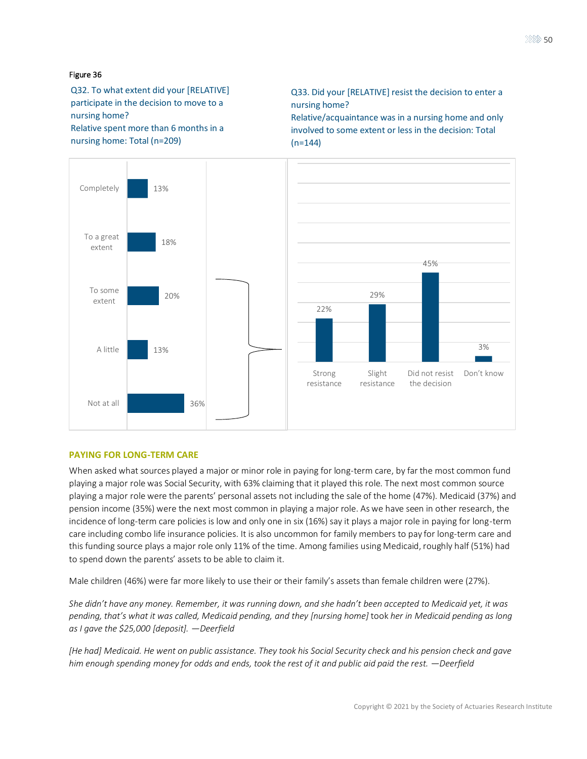Figure 36

Q32. To what extent did your [RELATIVE] participate in the decision to move to a nursing home?
Relative spent more than 6 months in a nursing home: Total (n=209)

| Response | % |
|---|---|
| Completely | 13% |
| To a great extent | 18% |
| To some extent | 20% |
| A little | 13% |
| Not at all | 36% |

Q33. Did your [RELATIVE] resist the decision to enter a nursing home?
Relative/acquaintance was in a nursing home and only involved to some extent or less in the decision: Total (n=144)

| Response | % |
|---|---|
| Strong resistance | 22% |
| Slight resistance | 29% |
| Did not resist the decision | 45% |
| Don't know | 3% |

## PAYING FOR LONG-TERM CARE

When asked what sources played a major or minor role in paying for long-term care, by far the most common fund playing a major role was Social Security, with 63% claiming that it played this role. The next most common source playing a major role were the parents' personal assets not including the sale of the home (47%). Medicaid (37%) and pension income (35%) were the next most common in playing a major role. As we have seen in other research, the incidence of long-term care policies is low and only one in six (16%) say it plays a major role in paying for long-term care including combo life insurance policies. It is also uncommon for family members to pay for long-term care and this funding source plays a major role only 11% of the time. Among families using Medicaid, roughly half (51%) had to spend down the parents' assets to be able to claim it.

Male children (46%) were far more likely to use their or their family's assets than female children were (27%).

*She didn't have any money. Remember, it was running down, and she hadn't been accepted to Medicaid yet, it was pending, that's what it was called, Medicaid pending, and they [nursing home]* took *her in Medicaid pending as long as I gave the $25,000 [deposit]. —Deerfield*

*[He had] Medicaid. He went on public assistance. They took his Social Security check and his pension check and gave him enough spending money for odds and ends, took the rest of it and public aid paid the rest. —Deerfield*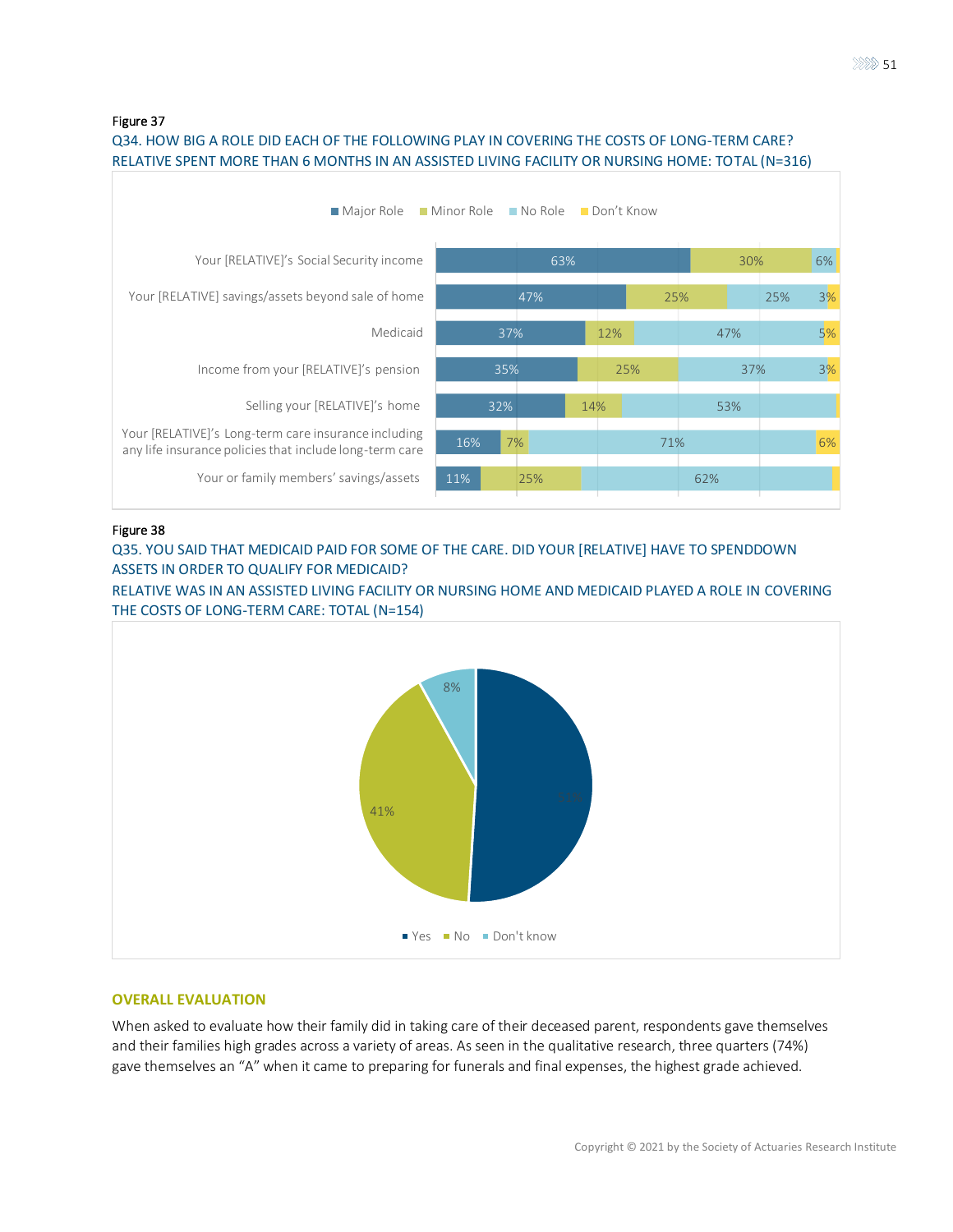Figure 37

Q34. HOW BIG A ROLE DID EACH OF THE FOLLOWING PLAY IN COVERING THE COSTS OF LONG-TERM CARE?
RELATIVE SPENT MORE THAN 6 MONTHS IN AN ASSISTED LIVING FACILITY OR NURSING HOME: TOTAL (N=316)

| | Major Role | Minor Role | No Role | Don't Know |
|---|---|---|---|---|
| Your [RELATIVE]'s Social Security income | 63% | 30% | 6% | |
| Your [RELATIVE] savings/assets beyond sale of home | 47% | 25% | 25% | 3% |
| Medicaid | 37% | 12% | 47% | 5% |
| Income from your [RELATIVE]'s pension | 35% | 25% | 37% | 3% |
| Selling your [RELATIVE]'s home | 32% | 14% | 53% | |
| Your [RELATIVE]'s Long-term care insurance including any life insurance policies that include long-term care | 16% | 7% | 71% | 6% |
| Your or family members' savings/assets | 11% | 25% | 62% | |

Figure 38

Q35. YOU SAID THAT MEDICAID PAID FOR SOME OF THE CARE. DID YOUR [RELATIVE] HAVE TO SPENDDOWN ASSETS IN ORDER TO QUALIFY FOR MEDICAID?
RELATIVE WAS IN AN ASSISTED LIVING FACILITY OR NURSING HOME AND MEDICAID PLAYED A ROLE IN COVERING THE COSTS OF LONG-TERM CARE: TOTAL (N=154)

| Response | Percent |
|---|---|
| Yes | 51% |
| No | 41% |
| Don't know | 8% |

### OVERALL EVALUATION

When asked to evaluate how their family did in taking care of their deceased parent, respondents gave themselves and their families high grades across a variety of areas. As seen in the qualitative research, three quarters (74%) gave themselves an "A" when it came to preparing for funerals and final expenses, the highest grade achieved.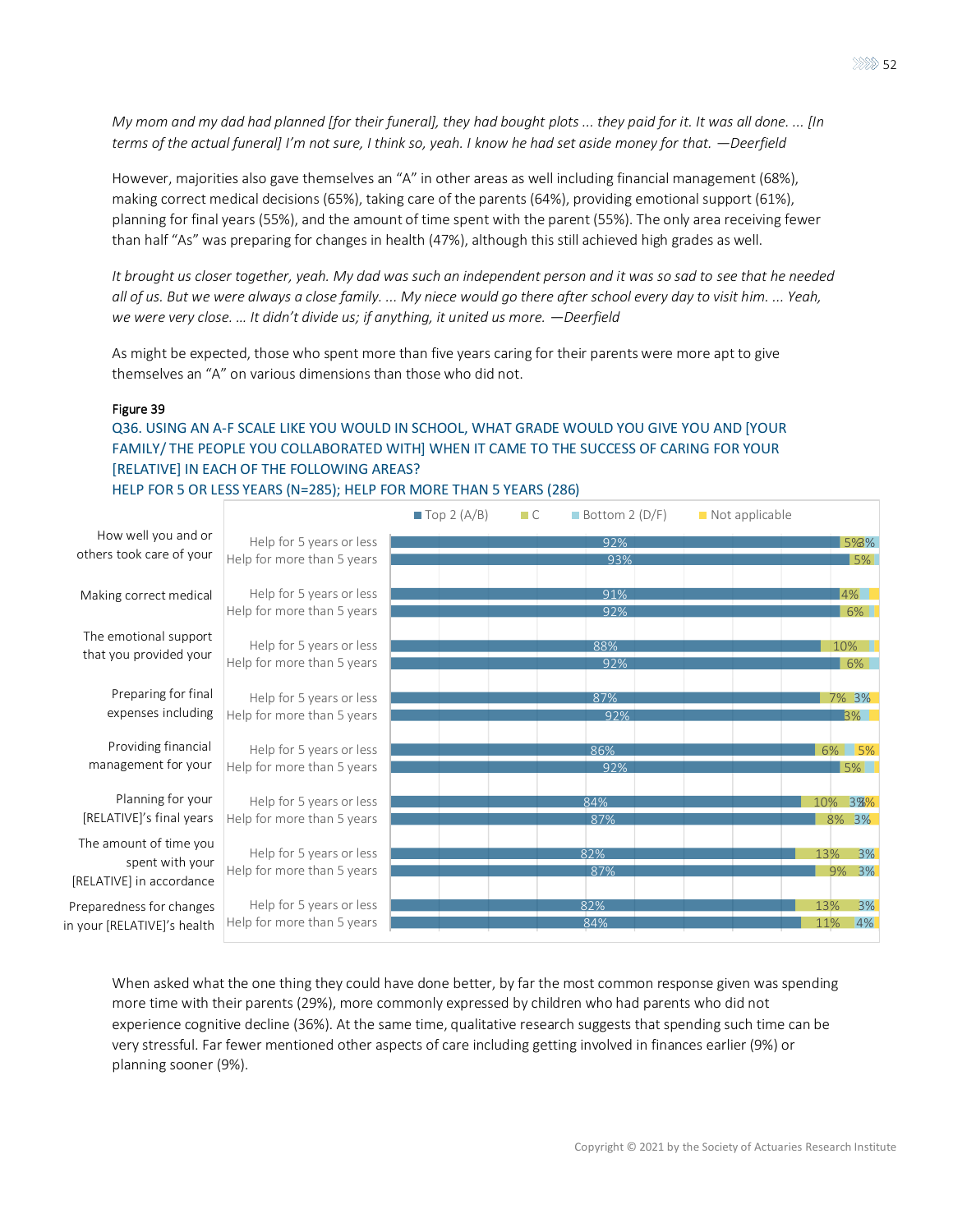*My mom and my dad had planned [for their funeral], they had bought plots ... they paid for it. It was all done. ... [In terms of the actual funeral] I'm not sure, I think so, yeah. I know he had set aside money for that. —Deerfield*

However, majorities also gave themselves an "A" in other areas as well including financial management (68%), making correct medical decisions (65%), taking care of the parents (64%), providing emotional support (61%), planning for final years (55%), and the amount of time spent with the parent (55%). The only area receiving fewer than half "As" was preparing for changes in health (47%), although this still achieved high grades as well.

*It brought us closer together, yeah. My dad was such an independent person and it was so sad to see that he needed all of us. But we were always a close family. ... My niece would go there after school every day to visit him. ... Yeah, we were very close. ... It didn't divide us; if anything, it united us more. —Deerfield*

As might be expected, those who spent more than five years caring for their parents were more apt to give themselves an "A" on various dimensions than those who did not.

Figure 39

Q36. USING AN A-F SCALE LIKE YOU WOULD IN SCHOOL, WHAT GRADE WOULD YOU GIVE YOU AND [YOUR FAMILY/ THE PEOPLE YOU COLLABORATED WITH] WHEN IT CAME TO THE SUCCESS OF CARING FOR YOUR [RELATIVE] IN EACH OF THE FOLLOWING AREAS?
HELP FOR 5 OR LESS YEARS (N=285); HELP FOR MORE THAN 5 YEARS (286)

| Area | Group | Top 2 (A/B) | C | Bottom 2 (D/F) | Not applicable |
|---|---|---|---|---|---|
| How well you and or others took care of your | Help for 5 years or less | 92% | 5% | 3% | |
| | Help for more than 5 years | 93% | 5% | | |
| Making correct medical | Help for 5 years or less | 91% | 4% | | |
| | Help for more than 5 years | 92% | 6% | | |
| The emotional support that you provided your | Help for 5 years or less | 88% | 10% | | |
| | Help for more than 5 years | 92% | 6% | | |
| Preparing for final expenses including | Help for 5 years or less | 87% | 7% | 3% | |
| | Help for more than 5 years | 92% | 3% | | |
| Providing financial management for your | Help for 5 years or less | 86% | 6% | | 5% |
| | Help for more than 5 years | 92% | 5% | | |
| Planning for your [RELATIVE]'s final years | Help for 5 years or less | 84% | 10% | 3% | 3% |
| | Help for more than 5 years | 87% | 8% | 3% | |
| The amount of time you spent with your [RELATIVE] in accordance | Help for 5 years or less | 82% | 13% | 3% | |
| | Help for more than 5 years | 87% | 9% | 3% | |
| Preparedness for changes in your [RELATIVE]'s health | Help for 5 years or less | 82% | 13% | 3% | |
| | Help for more than 5 years | 84% | 11% | 4% | |

When asked what the one thing they could have done better, by far the most common response given was spending more time with their parents (29%), more commonly expressed by children who had parents who did not experience cognitive decline (36%). At the same time, qualitative research suggests that spending such time can be very stressful. Far fewer mentioned other aspects of care including getting involved in finances earlier (9%) or planning sooner (9%).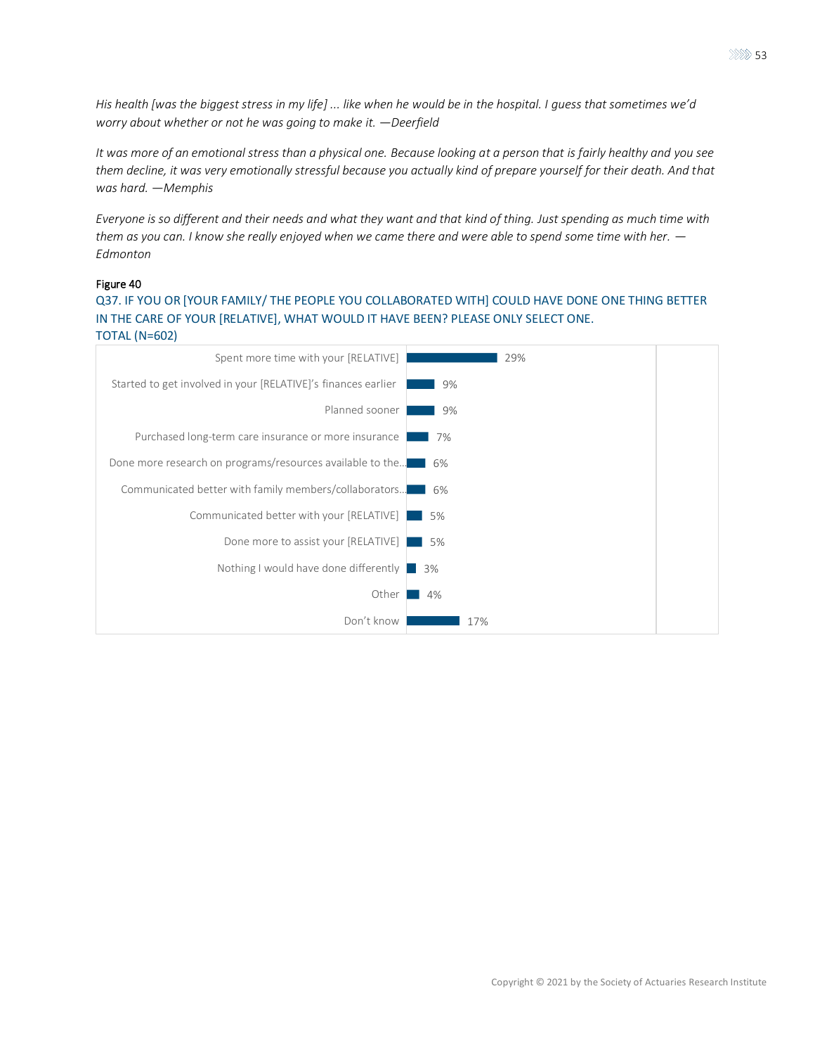*His health [was the biggest stress in my life] ... like when he would be in the hospital. I guess that sometimes we'd worry about whether or not he was going to make it. —Deerfield*

*It was more of an emotional stress than a physical one. Because looking at a person that is fairly healthy and you see them decline, it was very emotionally stressful because you actually kind of prepare yourself for their death. And that was hard. —Memphis*

*Everyone is so different and their needs and what they want and that kind of thing. Just spending as much time with them as you can. I know she really enjoyed when we came there and were able to spend some time with her. —Edmonton*

Figure 40

Q37. IF YOU OR [YOUR FAMILY/ THE PEOPLE YOU COLLABORATED WITH] COULD HAVE DONE ONE THING BETTER IN THE CARE OF YOUR [RELATIVE], WHAT WOULD IT HAVE BEEN? PLEASE ONLY SELECT ONE.
TOTAL (N=602)

| Response | % |
| --- | --- |
| Spent more time with your [RELATIVE] | 29% |
| Started to get involved in your [RELATIVE]'s finances earlier | 9% |
| Planned sooner | 9% |
| Purchased long-term care insurance or more insurance | 7% |
| Done more research on programs/resources available to the... | 6% |
| Communicated better with family members/collaborators... | 6% |
| Communicated better with your [RELATIVE] | 5% |
| Done more to assist your [RELATIVE] | 5% |
| Nothing I would have done differently | 3% |
| Other | 4% |
| Don't know | 17% |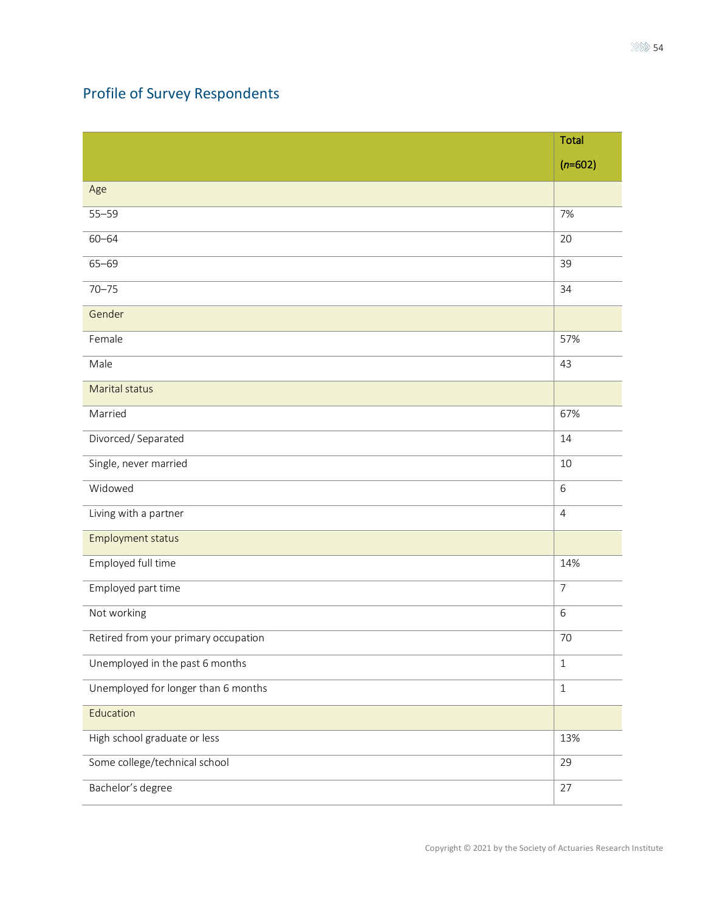## Profile of Survey Respondents

| | Total (*n*=602) |
|---|---|
| Age | |
| 55–59 | 7% |
| 60–64 | 20 |
| 65–69 | 39 |
| 70–75 | 34 |
| Gender | |
| Female | 57% |
| Male | 43 |
| Marital status | |
| Married | 67% |
| Divorced/ Separated | 14 |
| Single, never married | 10 |
| Widowed | 6 |
| Living with a partner | 4 |
| Employment status | |
| Employed full time | 14% |
| Employed part time | 7 |
| Not working | 6 |
| Retired from your primary occupation | 70 |
| Unemployed in the past 6 months | 1 |
| Unemployed for longer than 6 months | 1 |
| Education | |
| High school graduate or less | 13% |
| Some college/technical school | 29 |
| Bachelor's degree | 27 |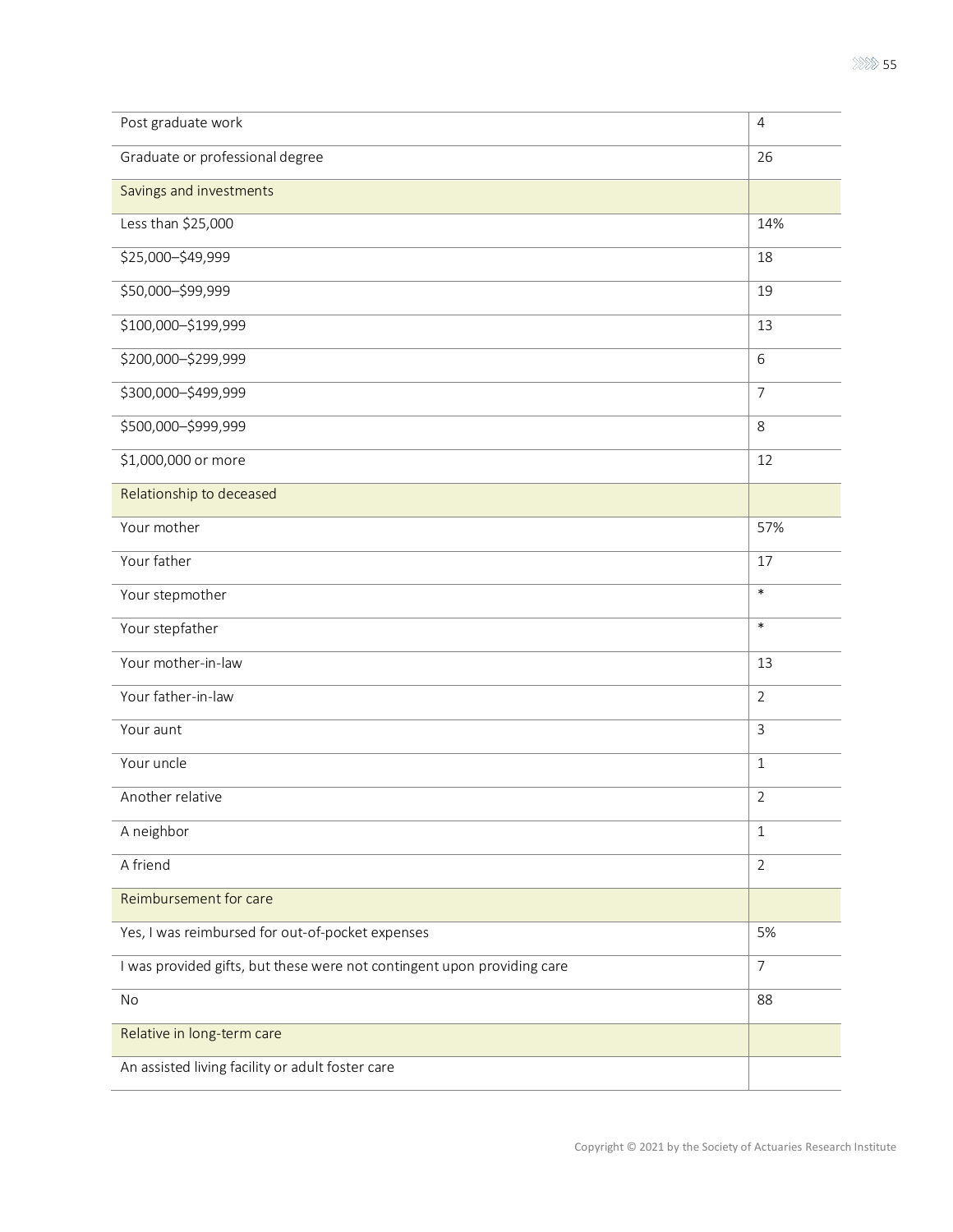| | |
|---|---|
| Post graduate work | 4 |
| Graduate or professional degree | 26 |
| Savings and investments | |
| Less than $25,000 | 14% |
| $25,000–$49,999 | 18 |
| $50,000–$99,999 | 19 |
| $100,000–$199,999 | 13 |
| $200,000–$299,999 | 6 |
| $300,000–$499,999 | 7 |
| $500,000–$999,999 | 8 |
| $1,000,000 or more | 12 |
| Relationship to deceased | |
| Your mother | 57% |
| Your father | 17 |
| Your stepmother | * |
| Your stepfather | * |
| Your mother-in-law | 13 |
| Your father-in-law | 2 |
| Your aunt | 3 |
| Your uncle | 1 |
| Another relative | 2 |
| A neighbor | 1 |
| A friend | 2 |
| Reimbursement for care | |
| Yes, I was reimbursed for out-of-pocket expenses | 5% |
| I was provided gifts, but these were not contingent upon providing care | 7 |
| No | 88 |
| Relative in long-term care | |
| An assisted living facility or adult foster care | |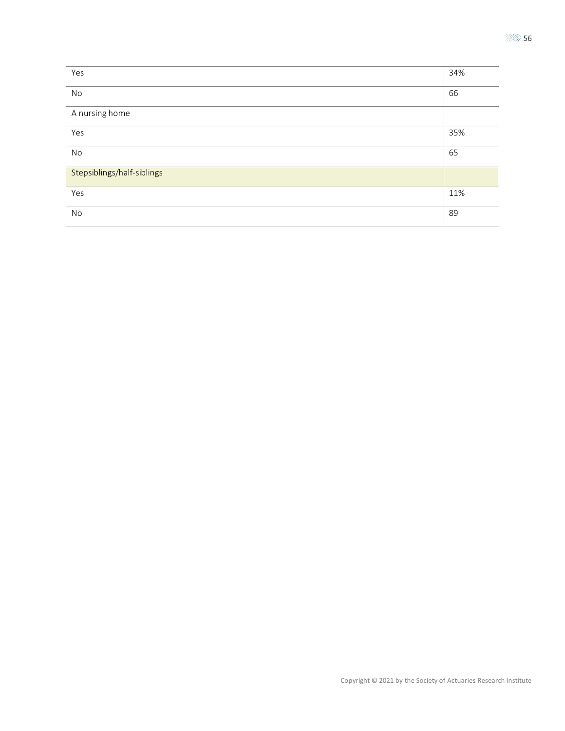| | |
|---|---|
| Yes | 34% |
| No | 66 |
| A nursing home | |
| Yes | 35% |
| No | 65 |
| Stepsiblings/half-siblings | |
| Yes | 11% |
| No | 89 |

Copyright © 2021 by the Society of Actuaries Research Institute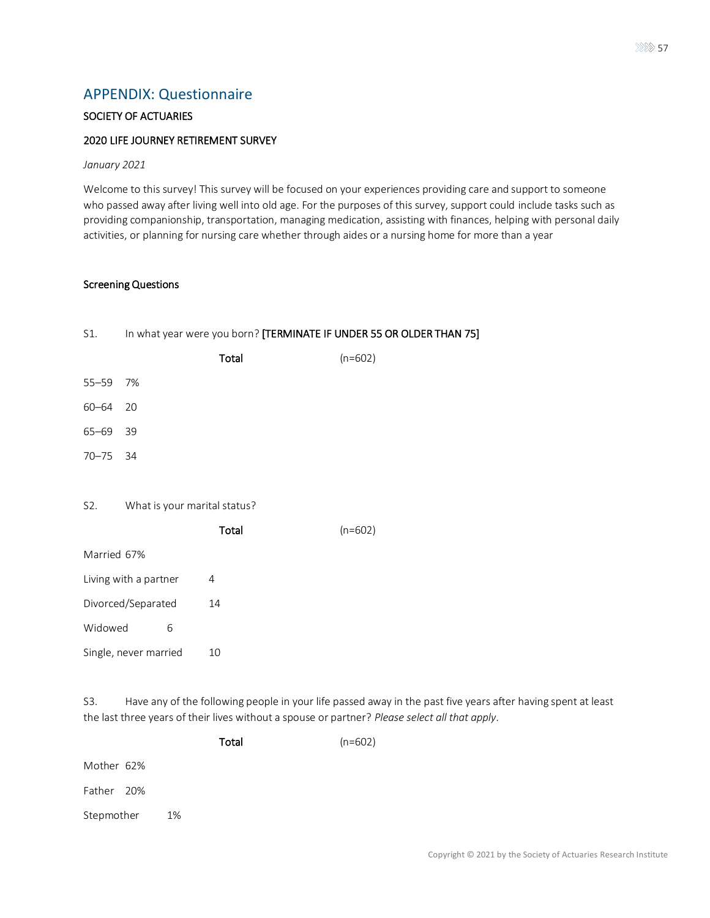## APPENDIX: Questionnaire

SOCIETY OF ACTUARIES

2020 LIFE JOURNEY RETIREMENT SURVEY

*January 2021*

Welcome to this survey! This survey will be focused on your experiences providing care and support to someone who passed away after living well into old age. For the purposes of this survey, support could include tasks such as providing companionship, transportation, managing medication, assisting with finances, helping with personal daily activities, or planning for nursing care whether through aides or a nursing home for more than a year

### Screening Questions

S1. In what year were you born? **[TERMINATE IF UNDER 55 OR OLDER THAN 75]**

| | Total (n=602) |
|---|---|
| 55–59 | 7% |
| 60–64 | 20 |
| 65–69 | 39 |
| 70–75 | 34 |

S2. What is your marital status?

| | Total (n=602) |
|---|---|
| Married | 67% |
| Living with a partner | 4 |
| Divorced/Separated | 14 |
| Widowed | 6 |
| Single, never married | 10 |

S3. Have any of the following people in your life passed away in the past five years after having spent at least the last three years of their lives without a spouse or partner? *Please select all that apply*.

| | Total (n=602) |
|---|---|
| Mother | 62% |
| Father | 20% |
| Stepmother | 1% |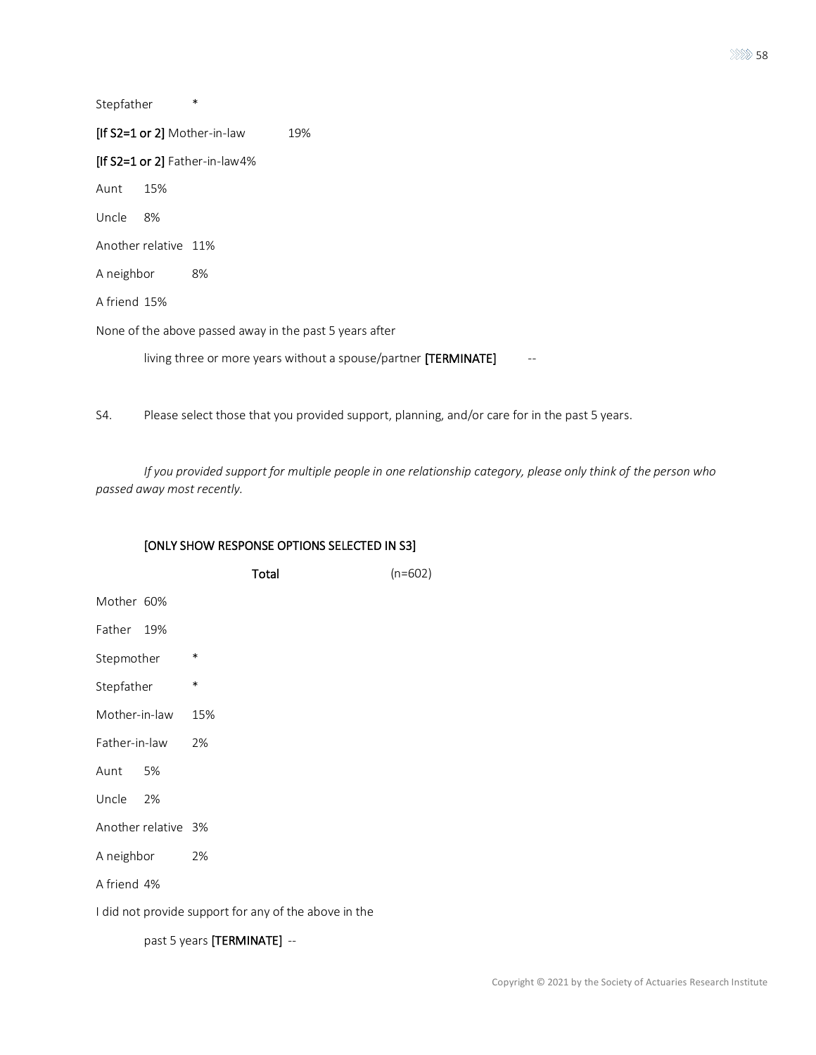Stepfather *

**[If S2=1 or 2]** Mother-in-law 19%

**[If S2=1 or 2]** Father-in-law 4%

Aunt 15%

Uncle 8%

Another relative 11%

A neighbor 8%

A friend 15%

None of the above passed away in the past 5 years after

living three or more years without a spouse/partner **[TERMINATE]** --

S4. Please select those that you provided support, planning, and/or care for in the past 5 years.

*If you provided support for multiple people in one relationship category, please only think of the person who passed away most recently.*

**[ONLY SHOW RESPONSE OPTIONS SELECTED IN S3]**

| | **Total** (n=602) |
|---|---|
| Mother | 60% |
| Father | 19% |
| Stepmother | * |
| Stepfather | * |
| Mother-in-law | 15% |
| Father-in-law | 2% |
| Aunt | 5% |
| Uncle | 2% |
| Another relative | 3% |
| A neighbor | 2% |
| A friend | 4% |
| I did not provide support for any of the above in the past 5 years **[TERMINATE]** | -- |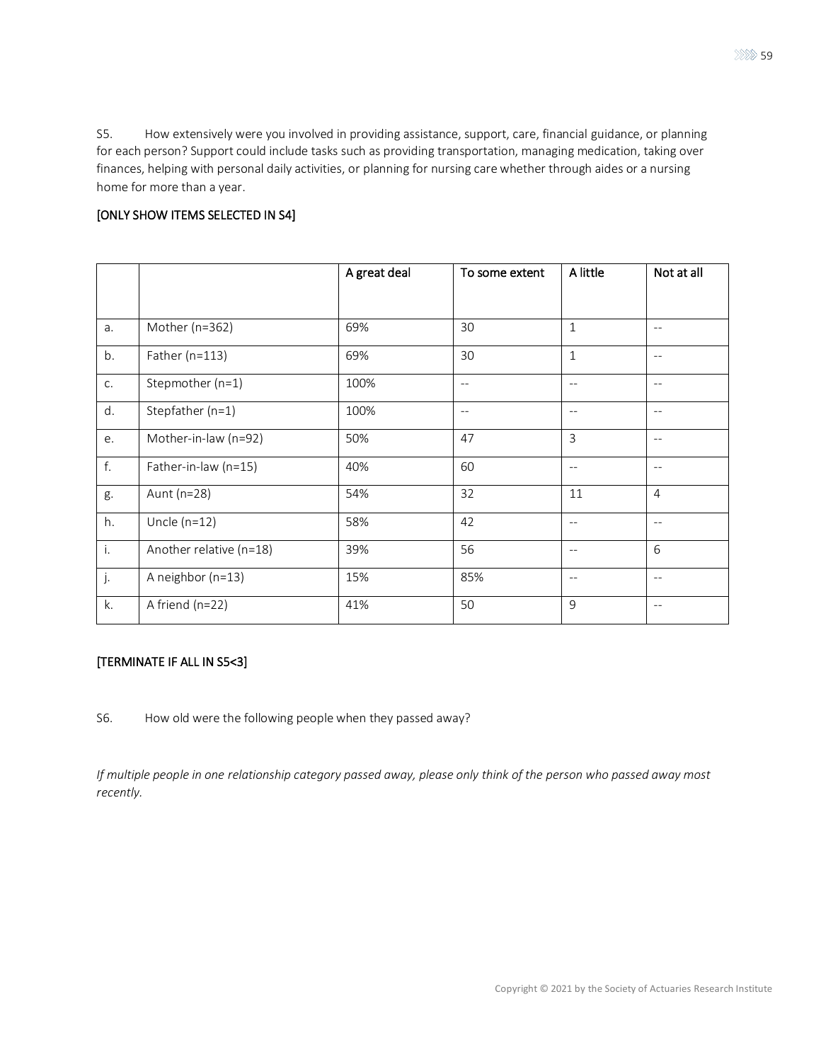S5. How extensively were you involved in providing assistance, support, care, financial guidance, or planning for each person? Support could include tasks such as providing transportation, managing medication, taking over finances, helping with personal daily activities, or planning for nursing care whether through aides or a nursing home for more than a year.

[ONLY SHOW ITEMS SELECTED IN S4]

| | | A great deal | To some extent | A little | Not at all |
|---|---|---|---|---|---|
| a. | Mother (n=362) | 69% | 30 | 1 | -- |
| b. | Father (n=113) | 69% | 30 | 1 | -- |
| c. | Stepmother (n=1) | 100% | -- | -- | -- |
| d. | Stepfather (n=1) | 100% | -- | -- | -- |
| e. | Mother-in-law (n=92) | 50% | 47 | 3 | -- |
| f. | Father-in-law (n=15) | 40% | 60 | -- | -- |
| g. | Aunt (n=28) | 54% | 32 | 11 | 4 |
| h. | Uncle (n=12) | 58% | 42 | -- | -- |
| i. | Another relative (n=18) | 39% | 56 | -- | 6 |
| j. | A neighbor (n=13) | 15% | 85% | -- | -- |
| k. | A friend (n=22) | 41% | 50 | 9 | -- |

[TERMINATE IF ALL IN S5<3]

S6. How old were the following people when they passed away?

*If multiple people in one relationship category passed away, please only think of the person who passed away most recently.*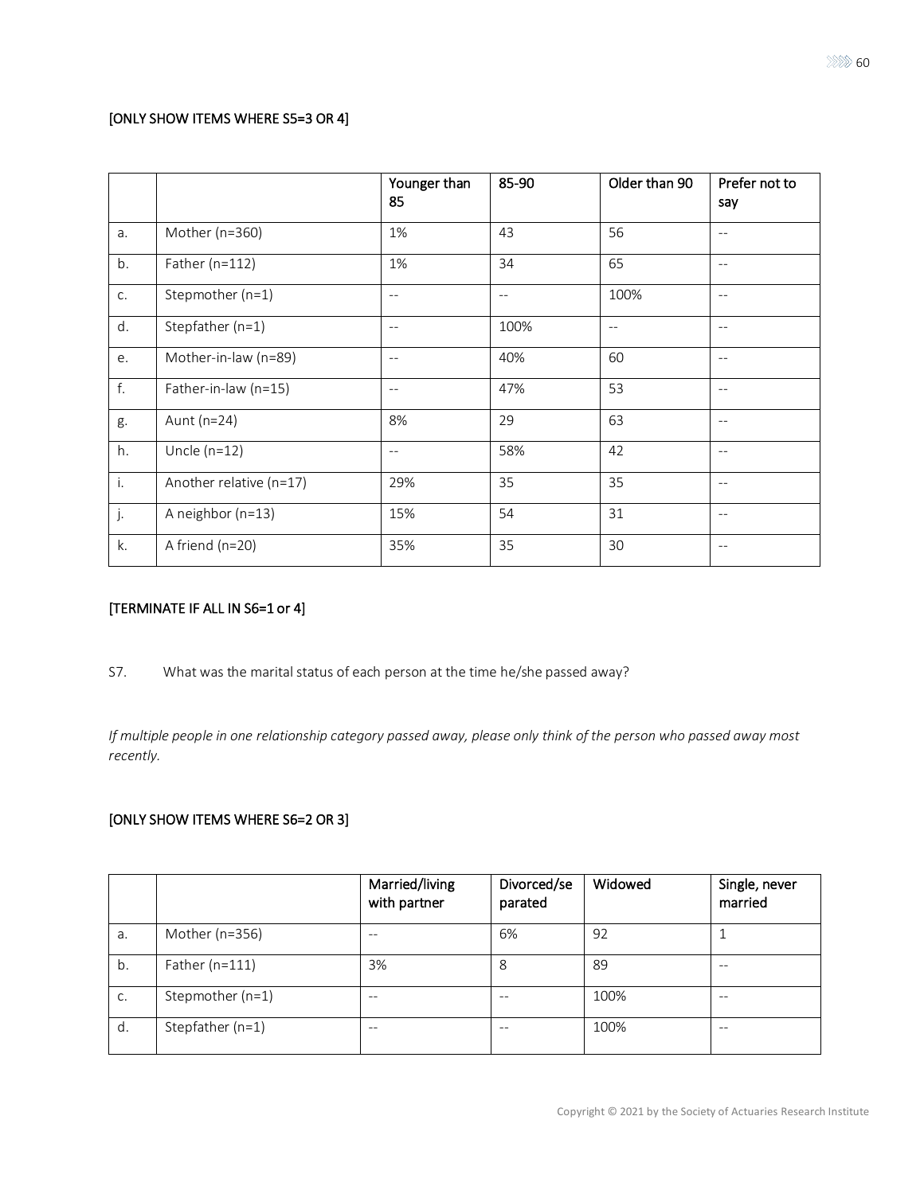[ONLY SHOW ITEMS WHERE S5=3 OR 4]

| | | Younger than 85 | 85-90 | Older than 90 | Prefer not to say |
|---|---|---|---|---|---|
| a. | Mother (n=360) | 1% | 43 | 56 | -- |
| b. | Father (n=112) | 1% | 34 | 65 | -- |
| c. | Stepmother (n=1) | -- | -- | 100% | -- |
| d. | Stepfather (n=1) | -- | 100% | -- | -- |
| e. | Mother-in-law (n=89) | -- | 40% | 60 | -- |
| f. | Father-in-law (n=15) | -- | 47% | 53 | -- |
| g. | Aunt (n=24) | 8% | 29 | 63 | -- |
| h. | Uncle (n=12) | -- | 58% | 42 | -- |
| i. | Another relative (n=17) | 29% | 35 | 35 | -- |
| j. | A neighbor (n=13) | 15% | 54 | 31 | -- |
| k. | A friend (n=20) | 35% | 35 | 30 | -- |

[TERMINATE IF ALL IN S6=1 or 4]

S7. What was the marital status of each person at the time he/she passed away?

*If multiple people in one relationship category passed away, please only think of the person who passed away most recently.*

[ONLY SHOW ITEMS WHERE S6=2 OR 3]

| | | Married/living with partner | Divorced/separated | Widowed | Single, never married |
|---|---|---|---|---|---|
| a. | Mother (n=356) | -- | 6% | 92 | 1 |
| b. | Father (n=111) | 3% | 8 | 89 | -- |
| c. | Stepmother (n=1) | -- | -- | 100% | -- |
| d. | Stepfather (n=1) | -- | -- | 100% | -- |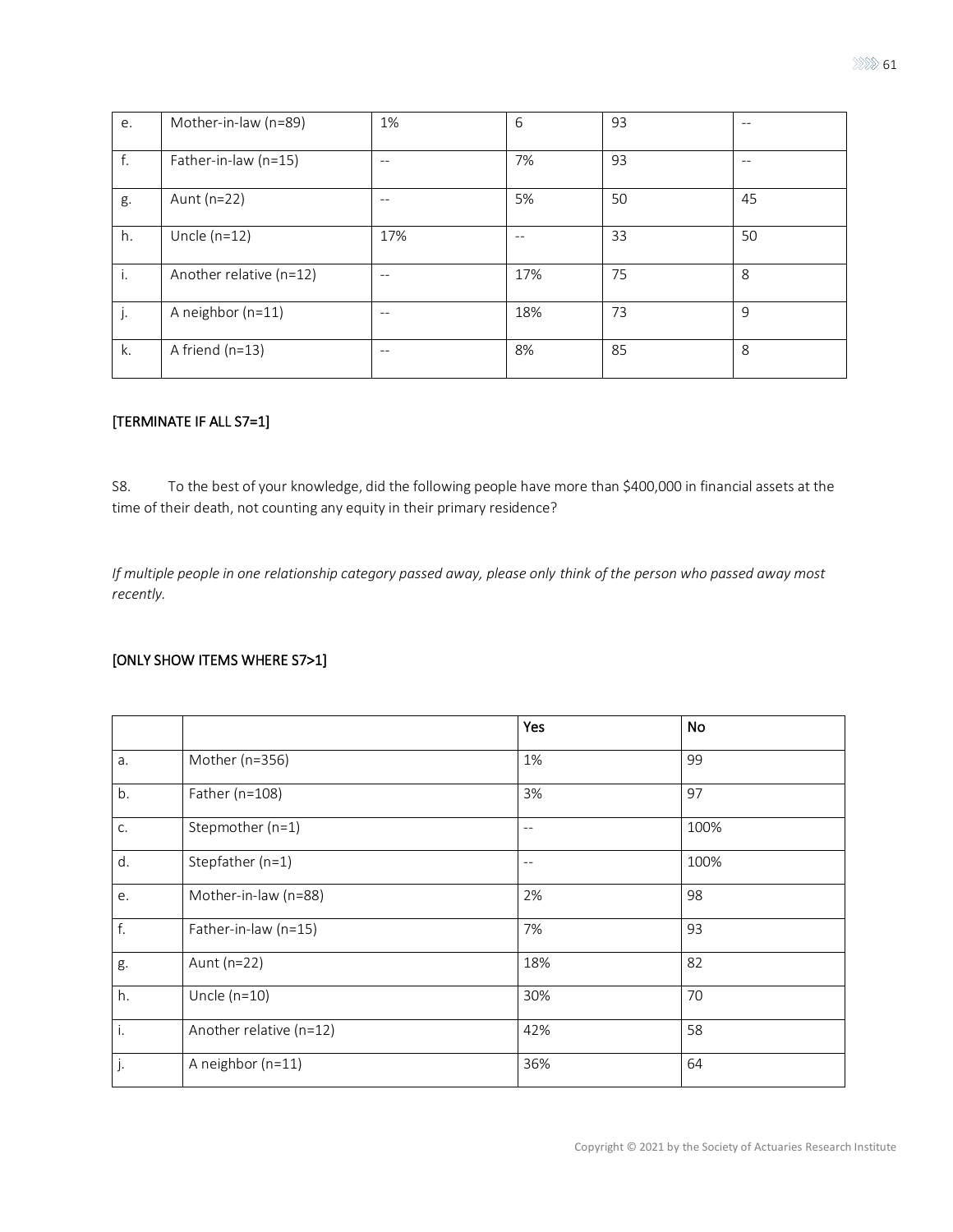| e. | Mother-in-law (n=89) | 1% | 6 | 93 | -- |
|---|---|---|---|---|---|
| f. | Father-in-law (n=15) | -- | 7% | 93 | -- |
| g. | Aunt (n=22) | -- | 5% | 50 | 45 |
| h. | Uncle (n=12) | 17% | -- | 33 | 50 |
| i. | Another relative (n=12) | -- | 17% | 75 | 8 |
| j. | A neighbor (n=11) | -- | 18% | 73 | 9 |
| k. | A friend (n=13) | -- | 8% | 85 | 8 |

[TERMINATE IF ALL S7=1]

S8. To the best of your knowledge, did the following people have more than $400,000 in financial assets at the time of their death, not counting any equity in their primary residence?

*If multiple people in one relationship category passed away, please only think of the person who passed away most recently.*

[ONLY SHOW ITEMS WHERE S7>1]

| | | Yes | No |
|---|---|---|---|
| a. | Mother (n=356) | 1% | 99 |
| b. | Father (n=108) | 3% | 97 |
| c. | Stepmother (n=1) | -- | 100% |
| d. | Stepfather (n=1) | -- | 100% |
| e. | Mother-in-law (n=88) | 2% | 98 |
| f. | Father-in-law (n=15) | 7% | 93 |
| g. | Aunt (n=22) | 18% | 82 |
| h. | Uncle (n=10) | 30% | 70 |
| i. | Another relative (n=12) | 42% | 58 |
| j. | A neighbor (n=11) | 36% | 64 |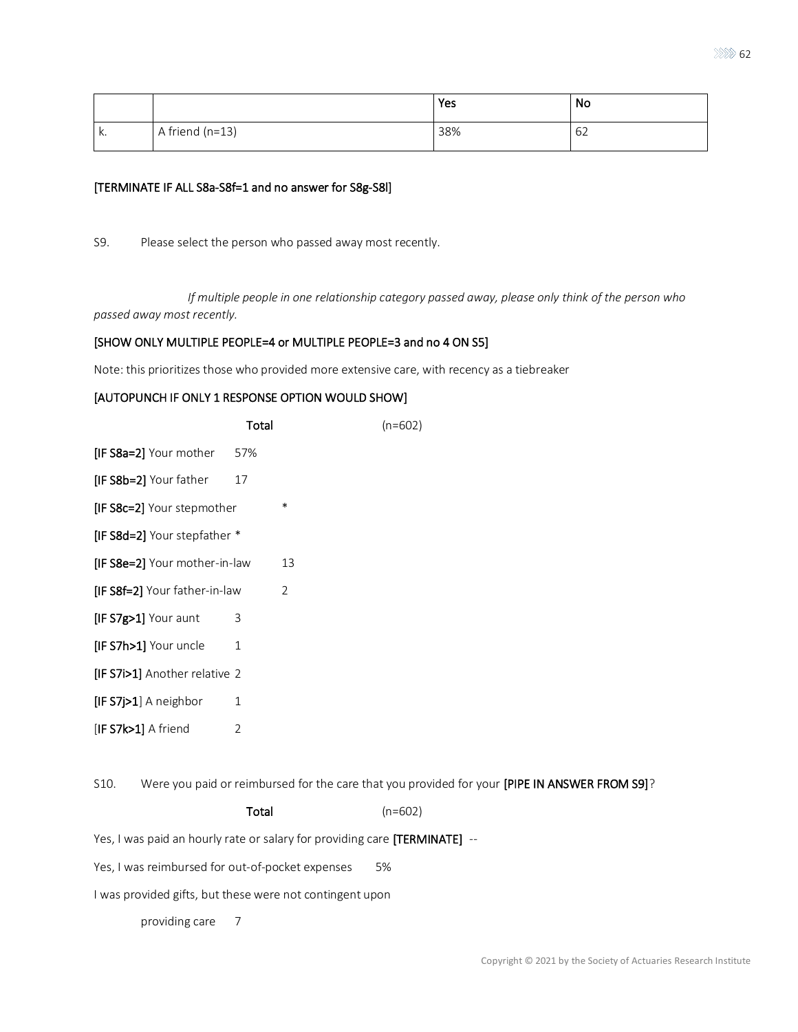| | | Yes | No |
|---|---|---|---|
| k. | A friend (n=13) | 38% | 62 |

**[TERMINATE IF ALL S8a-S8f=1 and no answer for S8g-S8l]**

S9. Please select the person who passed away most recently.

*If multiple people in one relationship category passed away, please only think of the person who passed away most recently.*

**[SHOW ONLY MULTIPLE PEOPLE=4 or MULTIPLE PEOPLE=3 and no 4 ON S5]**

Note: this prioritizes those who provided more extensive care, with recency as a tiebreaker

**[AUTOPUNCH IF ONLY 1 RESPONSE OPTION WOULD SHOW]**

| | Total (n=602) |
|---|---|
| **[IF S8a=2]** Your mother | 57% |
| **[IF S8b=2]** Your father | 17 |
| **[IF S8c=2]** Your stepmother | * |
| **[IF S8d=2]** Your stepfather | * |
| **[IF S8e=2]** Your mother-in-law | 13 |
| **[IF S8f=2]** Your father-in-law | 2 |
| **[IF S7g>1]** Your aunt | 3 |
| **[IF S7h>1]** Your uncle | 1 |
| **[IF S7i>1]** Another relative | 2 |
| **[IF S7j>1]** A neighbor | 1 |
| **[IF S7k>1]** A friend | 2 |

S10. Were you paid or reimbursed for the care that you provided for your **[PIPE IN ANSWER FROM S9]**?

| | Total (n=602) |
|---|---|
| Yes, I was paid an hourly rate or salary for providing care **[TERMINATE]** | -- |
| Yes, I was reimbursed for out-of-pocket expenses | 5% |
| I was provided gifts, but these were not contingent upon providing care | 7 |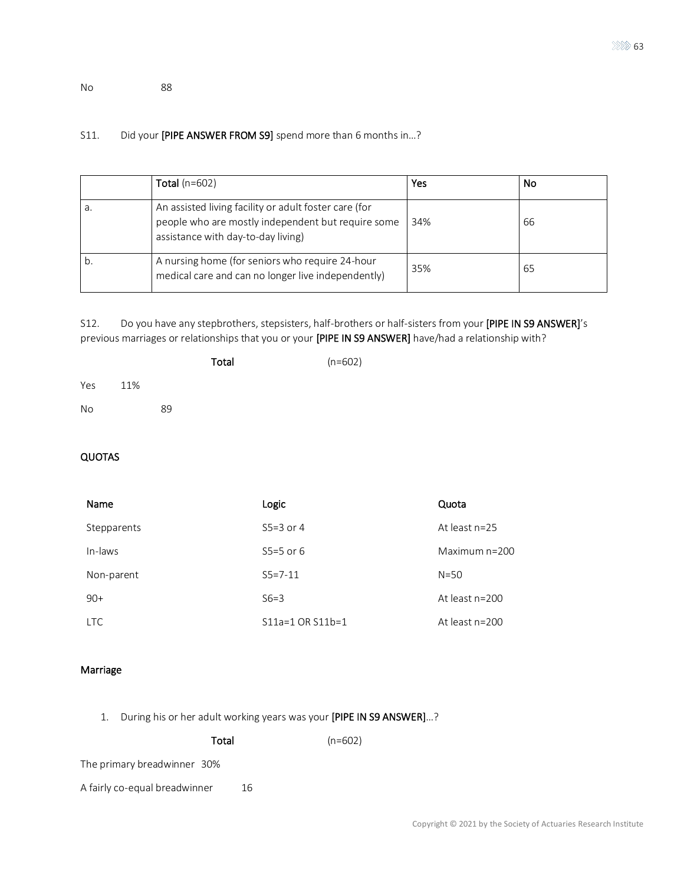No 88

S11. Did your **[PIPE ANSWER FROM S9]** spend more than 6 months in…?

| | **Total** (n=602) | **Yes** | **No** |
|---|---|---|---|
| a. | An assisted living facility or adult foster care (for people who are mostly independent but require some assistance with day-to-day living) | 34% | 66 |
| b. | A nursing home (for seniors who require 24-hour medical care and can no longer live independently) | 35% | 65 |

S12. Do you have any stepbrothers, stepsisters, half-brothers or half-sisters from your **[PIPE IN S9 ANSWER]**'s previous marriages or relationships that you or your **[PIPE IN S9 ANSWER]** have/had a relationship with?

**Total** (n=602)

Yes 11%

No 89

QUOTAS

| Name | Logic | Quota |
|---|---|---|
| Stepparents | S5=3 or 4 | At least n=25 |
| In-laws | S5=5 or 6 | Maximum n=200 |
| Non-parent | S5=7-11 | N=50 |
| 90+ | S6=3 | At least n=200 |
| LTC | S11a=1 OR S11b=1 | At least n=200 |

Marriage

1. During his or her adult working years was your **[PIPE IN S9 ANSWER]**…?

**Total** (n=602)

The primary breadwinner 30%

A fairly co-equal breadwinner 16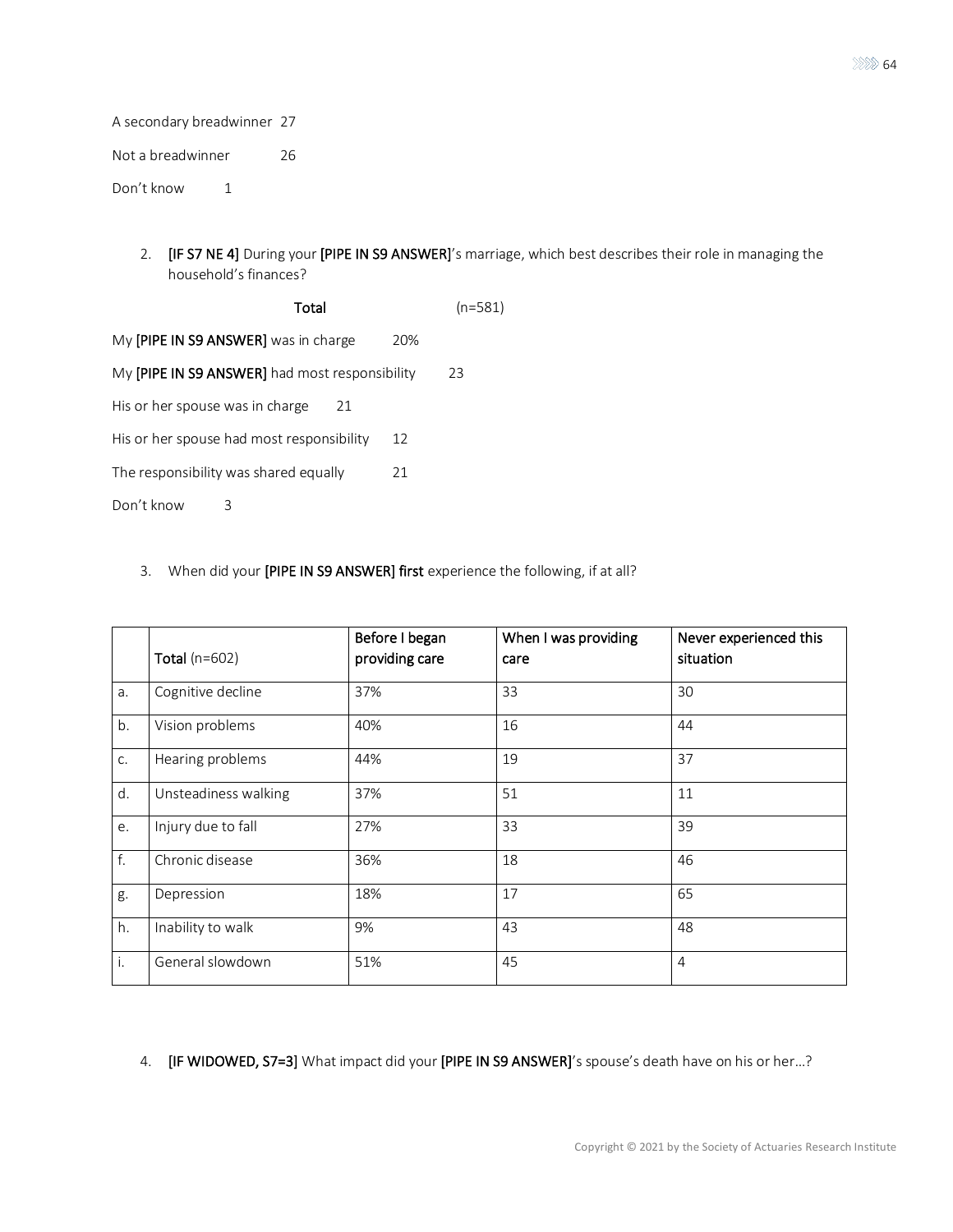A secondary breadwinner 27

Not a breadwinner 26

Don't know 1

2. **[IF S7 NE 4]** During your **[PIPE IN S9 ANSWER]**'s marriage, which best describes their role in managing the household's finances?

| **Total** | (n=581) |
|---|---|
| My **[PIPE IN S9 ANSWER]** was in charge | 20% |
| My **[PIPE IN S9 ANSWER]** had most responsibility | 23 |
| His or her spouse was in charge | 21 |
| His or her spouse had most responsibility | 12 |
| The responsibility was shared equally | 21 |
| Don't know | 3 |

3. When did your **[PIPE IN S9 ANSWER] first** experience the following, if at all?

| | **Total** (n=602) | Before I began providing care | When I was providing care | Never experienced this situation |
|---|---|---|---|---|
| a. | Cognitive decline | 37% | 33 | 30 |
| b. | Vision problems | 40% | 16 | 44 |
| c. | Hearing problems | 44% | 19 | 37 |
| d. | Unsteadiness walking | 37% | 51 | 11 |
| e. | Injury due to fall | 27% | 33 | 39 |
| f. | Chronic disease | 36% | 18 | 46 |
| g. | Depression | 18% | 17 | 65 |
| h. | Inability to walk | 9% | 43 | 48 |
| i. | General slowdown | 51% | 45 | 4 |

4. **[IF WIDOWED, S7=3]** What impact did your **[PIPE IN S9 ANSWER]**'s spouse's death have on his or her…?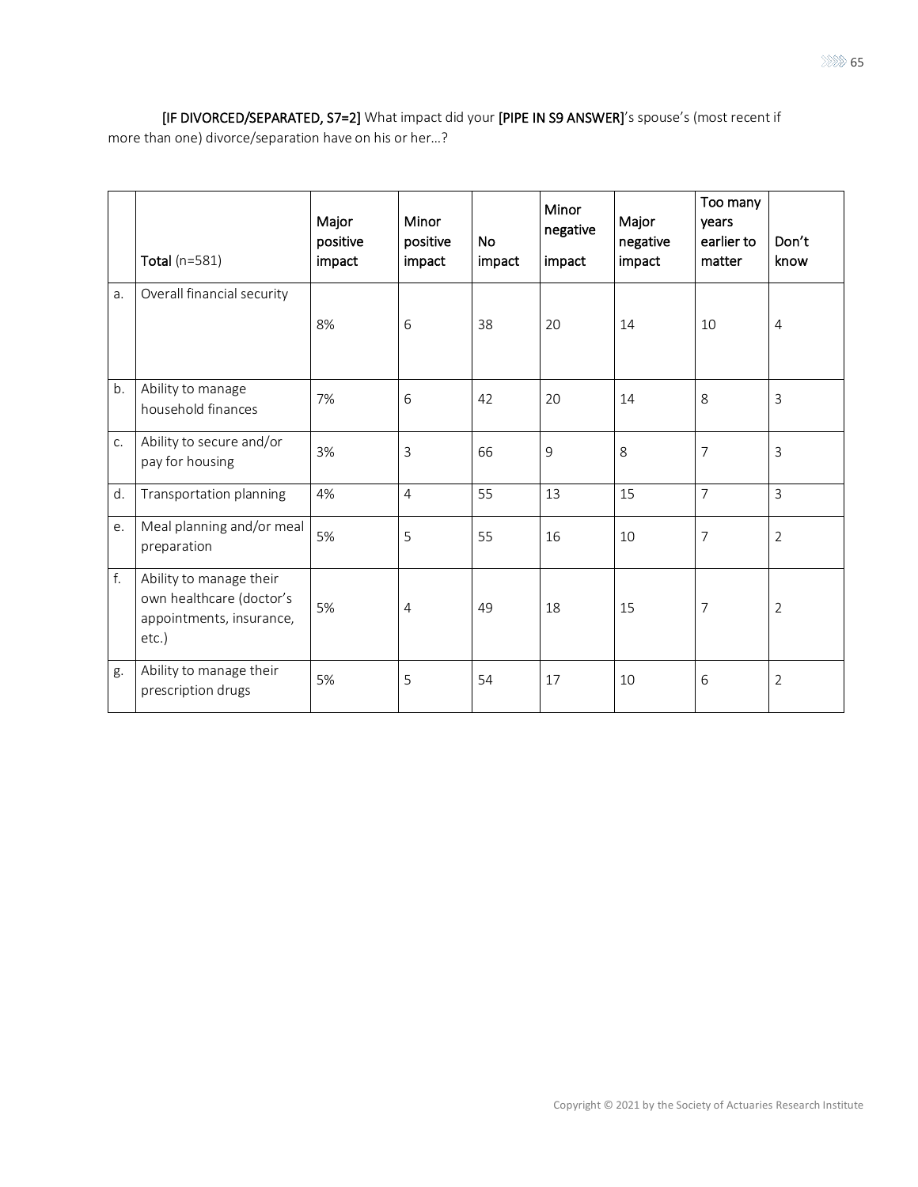**[IF DIVORCED/SEPARATED, S7=2]** What impact did your **[PIPE IN S9 ANSWER]**'s spouse's (most recent if more than one) divorce/separation have on his or her…?

| | **Total** (n=581) | Major positive impact | Minor positive impact | No impact | Minor negative impact | Major negative impact | Too many years earlier to matter | Don't know |
|---|---|---|---|---|---|---|---|---|
| a. | Overall financial security | 8% | 6 | 38 | 20 | 14 | 10 | 4 |
| b. | Ability to manage household finances | 7% | 6 | 42 | 20 | 14 | 8 | 3 |
| c. | Ability to secure and/or pay for housing | 3% | 3 | 66 | 9 | 8 | 7 | 3 |
| d. | Transportation planning | 4% | 4 | 55 | 13 | 15 | 7 | 3 |
| e. | Meal planning and/or meal preparation | 5% | 5 | 55 | 16 | 10 | 7 | 2 |
| f. | Ability to manage their own healthcare (doctor's appointments, insurance, etc.) | 5% | 4 | 49 | 18 | 15 | 7 | 2 |
| g. | Ability to manage their prescription drugs | 5% | 5 | 54 | 17 | 10 | 6 | 2 |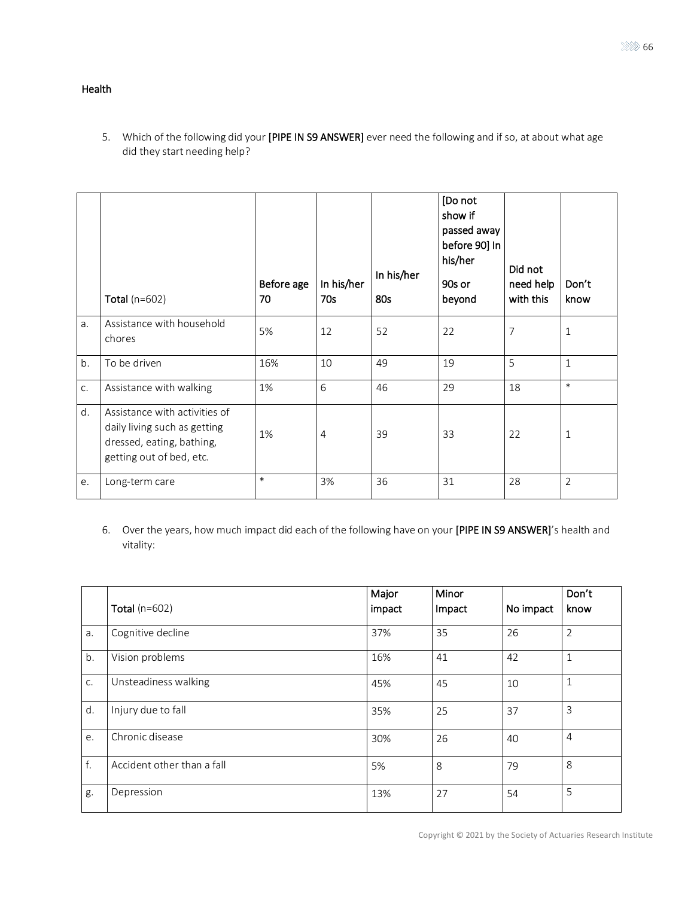## Health

5. Which of the following did your **[PIPE IN S9 ANSWER]** ever need the following and if so, at about what age did they start needing help?

| | **Total** (n=602) | Before age 70 | In his/her 70s | In his/her 80s | [Do not show if passed away before 90] In his/her 90s or beyond | Did not need help with this | Don't know |
|---|---|---|---|---|---|---|---|
| a. | Assistance with household chores | 5% | 12 | 52 | 22 | 7 | 1 |
| b. | To be driven | 16% | 10 | 49 | 19 | 5 | 1 |
| c. | Assistance with walking | 1% | 6 | 46 | 29 | 18 | * |
| d. | Assistance with activities of daily living such as getting dressed, eating, bathing, getting out of bed, etc. | 1% | 4 | 39 | 33 | 22 | 1 |
| e. | Long-term care | * | 3% | 36 | 31 | 28 | 2 |

6. Over the years, how much impact did each of the following have on your **[PIPE IN S9 ANSWER]**'s health and vitality:

| | **Total** (n=602) | Major impact | Minor Impact | No impact | Don't know |
|---|---|---|---|---|---|
| a. | Cognitive decline | 37% | 35 | 26 | 2 |
| b. | Vision problems | 16% | 41 | 42 | 1 |
| c. | Unsteadiness walking | 45% | 45 | 10 | 1 |
| d. | Injury due to fall | 35% | 25 | 37 | 3 |
| e. | Chronic disease | 30% | 26 | 40 | 4 |
| f. | Accident other than a fall | 5% | 8 | 79 | 8 |
| g. | Depression | 13% | 27 | 54 | 5 |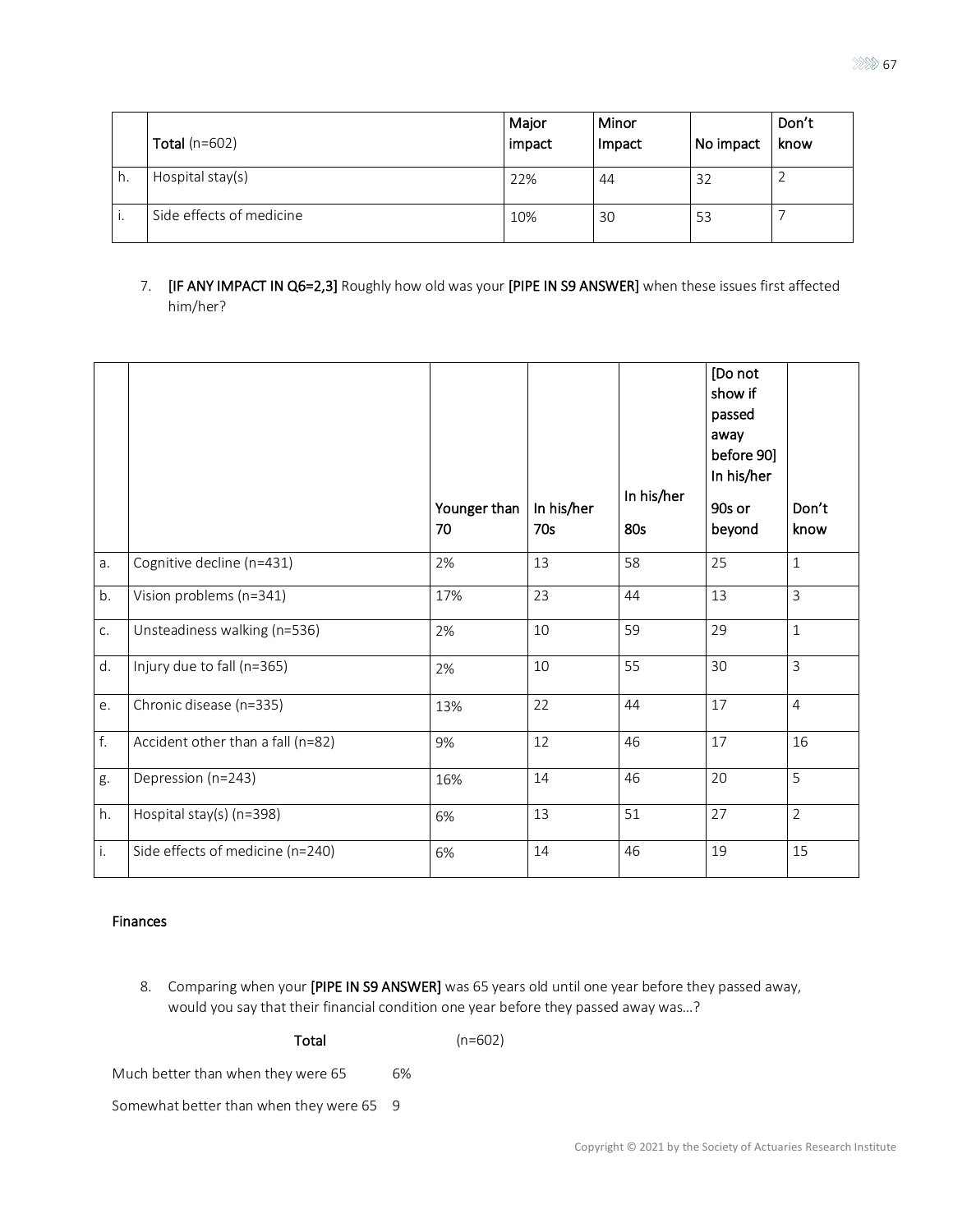|  | **Total** (n=602) | Major impact | Minor Impact | No impact | Don't know |
|---|---|---|---|---|---|
| h. | Hospital stay(s) | 22% | 44 | 32 | 2 |
| i. | Side effects of medicine | 10% | 30 | 53 | 7 |

7. **[IF ANY IMPACT IN Q6=2,3]** Roughly how old was your **[PIPE IN S9 ANSWER]** when these issues first affected him/her?

|  |  | Younger than 70 | In his/her 70s | In his/her 80s | [Do not show if passed away before 90] In his/her 90s or beyond | Don't know |
|---|---|---|---|---|---|---|
| a. | Cognitive decline (n=431) | 2% | 13 | 58 | 25 | 1 |
| b. | Vision problems (n=341) | 17% | 23 | 44 | 13 | 3 |
| c. | Unsteadiness walking (n=536) | 2% | 10 | 59 | 29 | 1 |
| d. | Injury due to fall (n=365) | 2% | 10 | 55 | 30 | 3 |
| e. | Chronic disease (n=335) | 13% | 22 | 44 | 17 | 4 |
| f. | Accident other than a fall (n=82) | 9% | 12 | 46 | 17 | 16 |
| g. | Depression (n=243) | 16% | 14 | 46 | 20 | 5 |
| h. | Hospital stay(s) (n=398) | 6% | 13 | 51 | 27 | 2 |
| i. | Side effects of medicine (n=240) | 6% | 14 | 46 | 19 | 15 |

### Finances

8. Comparing when your **[PIPE IN S9 ANSWER]** was 65 years old until one year before they passed away, would you say that their financial condition one year before they passed away was…?

| **Total** | (n=602) |
|---|---|
| Much better than when they were 65 | 6% |
| Somewhat better than when they were 65 | 9 |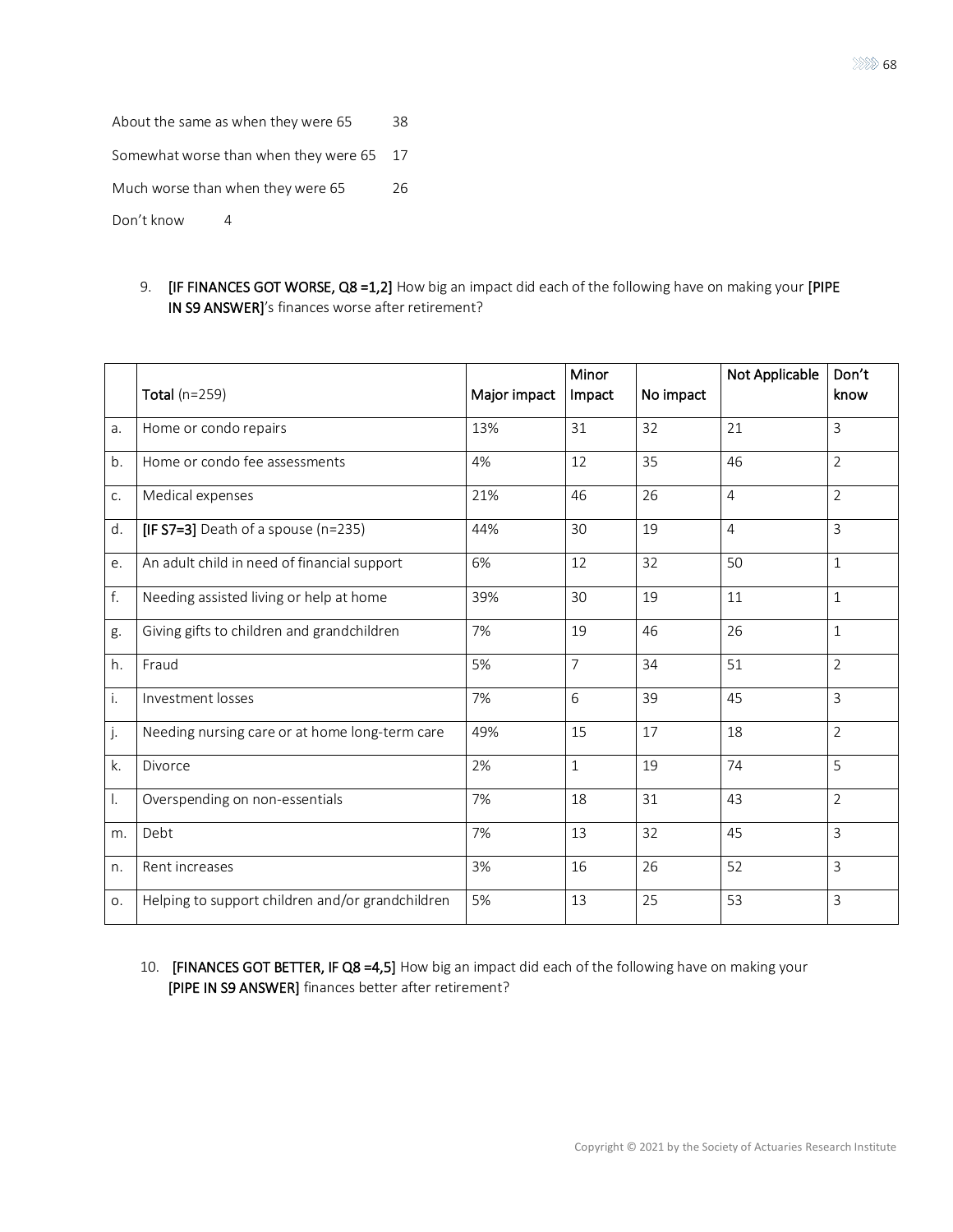About the same as when they were 65 38

Somewhat worse than when they were 65 17

Much worse than when they were 65 26

Don't know 4

9. **[IF FINANCES GOT WORSE, Q8 =1,2]** How big an impact did each of the following have on making your **[PIPE IN S9 ANSWER]**'s finances worse after retirement?

| | **Total** (n=259) | Major impact | Minor Impact | No impact | Not Applicable | Don't know |
|---|---|---|---|---|---|---|
| a. | Home or condo repairs | 13% | 31 | 32 | 21 | 3 |
| b. | Home or condo fee assessments | 4% | 12 | 35 | 46 | 2 |
| c. | Medical expenses | 21% | 46 | 26 | 4 | 2 |
| d. | **[IF S7=3]** Death of a spouse (n=235) | 44% | 30 | 19 | 4 | 3 |
| e. | An adult child in need of financial support | 6% | 12 | 32 | 50 | 1 |
| f. | Needing assisted living or help at home | 39% | 30 | 19 | 11 | 1 |
| g. | Giving gifts to children and grandchildren | 7% | 19 | 46 | 26 | 1 |
| h. | Fraud | 5% | 7 | 34 | 51 | 2 |
| i. | Investment losses | 7% | 6 | 39 | 45 | 3 |
| j. | Needing nursing care or at home long-term care | 49% | 15 | 17 | 18 | 2 |
| k. | Divorce | 2% | 1 | 19 | 74 | 5 |
| l. | Overspending on non-essentials | 7% | 18 | 31 | 43 | 2 |
| m. | Debt | 7% | 13 | 32 | 45 | 3 |
| n. | Rent increases | 3% | 16 | 26 | 52 | 3 |
| o. | Helping to support children and/or grandchildren | 5% | 13 | 25 | 53 | 3 |

10. **[FINANCES GOT BETTER, IF Q8 =4,5]** How big an impact did each of the following have on making your **[PIPE IN S9 ANSWER]** finances better after retirement?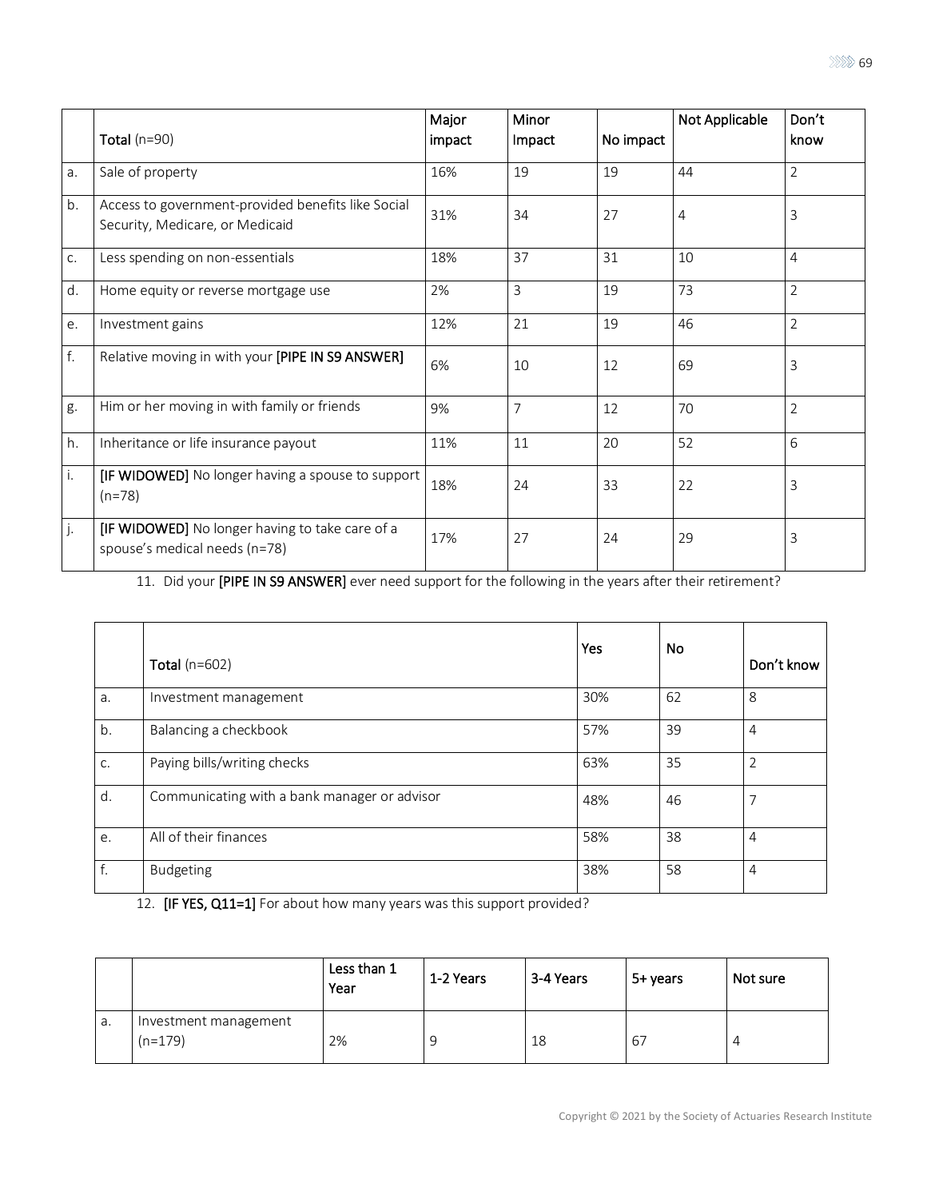| | **Total** (n=90) | Major impact | Minor Impact | No impact | Not Applicable | Don't know |
|---|---|---|---|---|---|---|
| a. | Sale of property | 16% | 19 | 19 | 44 | 2 |
| b. | Access to government-provided benefits like Social Security, Medicare, or Medicaid | 31% | 34 | 27 | 4 | 3 |
| c. | Less spending on non-essentials | 18% | 37 | 31 | 10 | 4 |
| d. | Home equity or reverse mortgage use | 2% | 3 | 19 | 73 | 2 |
| e. | Investment gains | 12% | 21 | 19 | 46 | 2 |
| f. | Relative moving in with your **[PIPE IN S9 ANSWER]** | 6% | 10 | 12 | 69 | 3 |
| g. | Him or her moving in with family or friends | 9% | 7 | 12 | 70 | 2 |
| h. | Inheritance or life insurance payout | 11% | 11 | 20 | 52 | 6 |
| i. | **[IF WIDOWED]** No longer having a spouse to support (n=78) | 18% | 24 | 33 | 22 | 3 |
| j. | **[IF WIDOWED]** No longer having to take care of a spouse's medical needs (n=78) | 17% | 27 | 24 | 29 | 3 |

11. Did your **[PIPE IN S9 ANSWER]** ever need support for the following in the years after their retirement?

| | **Total** (n=602) | Yes | No | Don't know |
|---|---|---|---|---|
| a. | Investment management | 30% | 62 | 8 |
| b. | Balancing a checkbook | 57% | 39 | 4 |
| c. | Paying bills/writing checks | 63% | 35 | 2 |
| d. | Communicating with a bank manager or advisor | 48% | 46 | 7 |
| e. | All of their finances | 58% | 38 | 4 |
| f. | Budgeting | 38% | 58 | 4 |

12. **[IF YES, Q11=1]** For about how many years was this support provided?

| | | Less than 1 Year | 1-2 Years | 3-4 Years | 5+ years | Not sure |
|---|---|---|---|---|---|---|
| a. | Investment management (n=179) | 2% | 9 | 18 | 67 | 4 |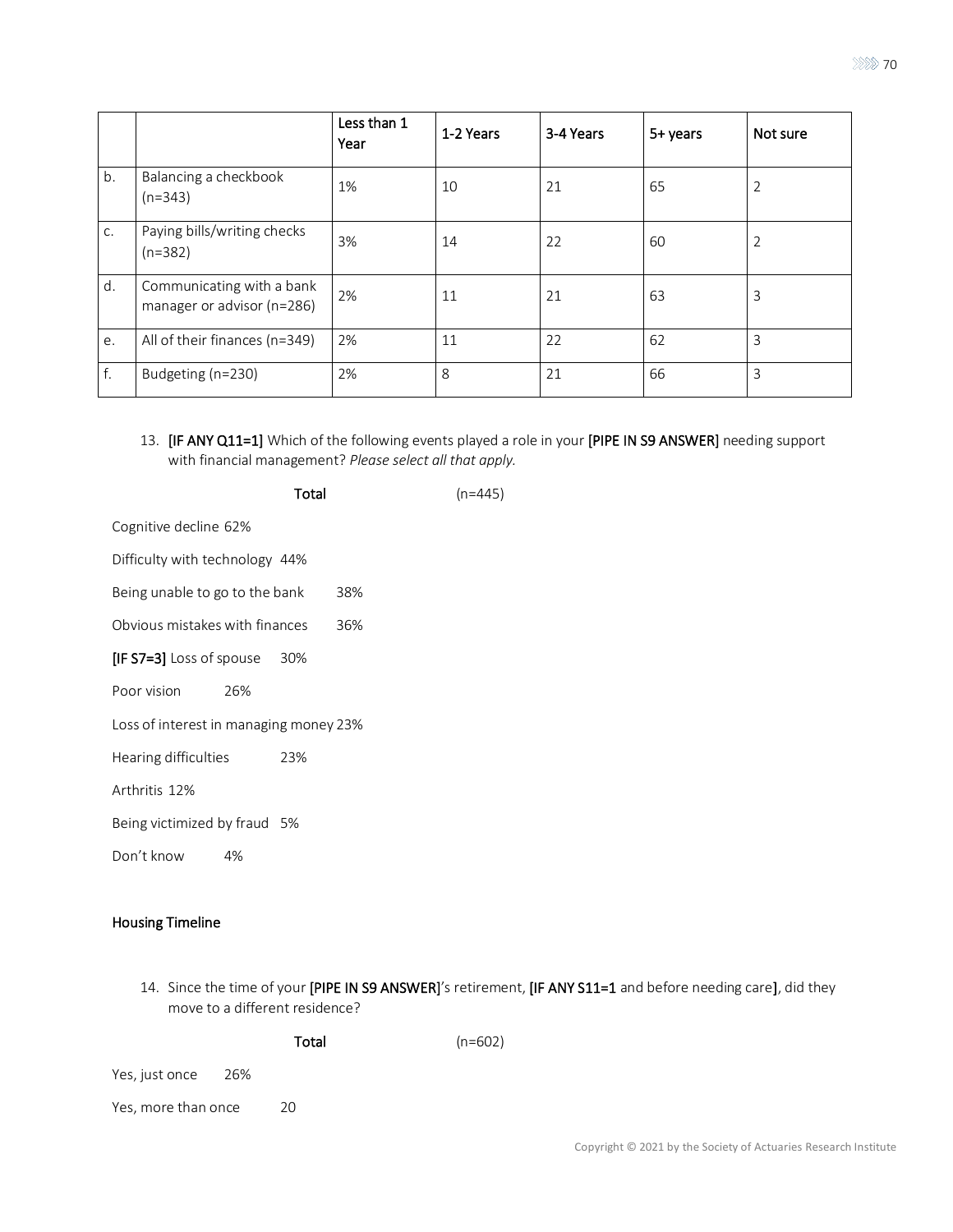| | | Less than 1 Year | 1-2 Years | 3-4 Years | 5+ years | Not sure |
|---|---|---|---|---|---|---|
| b. | Balancing a checkbook (n=343) | 1% | 10 | 21 | 65 | 2 |
| c. | Paying bills/writing checks (n=382) | 3% | 14 | 22 | 60 | 2 |
| d. | Communicating with a bank manager or advisor (n=286) | 2% | 11 | 21 | 63 | 3 |
| e. | All of their finances (n=349) | 2% | 11 | 22 | 62 | 3 |
| f. | Budgeting (n=230) | 2% | 8 | 21 | 66 | 3 |

13. **[IF ANY Q11=1]** Which of the following events played a role in your **[PIPE IN S9 ANSWER]** needing support with financial management? *Please select all that apply.*

| | **Total** (n=445) |
|---|---|
| Cognitive decline | 62% |
| Difficulty with technology | 44% |
| Being unable to go to the bank | 38% |
| Obvious mistakes with finances | 36% |
| **[IF S7=3]** Loss of spouse | 30% |
| Poor vision | 26% |
| Loss of interest in managing money | 23% |
| Hearing difficulties | 23% |
| Arthritis | 12% |
| Being victimized by fraud | 5% |
| Don't know | 4% |

**Housing Timeline**

14. Since the time of your **[PIPE IN S9 ANSWER]**'s retirement, **[IF ANY S11=1** and before needing care**]**, did they move to a different residence?

| | **Total** (n=602) |
|---|---|
| Yes, just once | 26% |
| Yes, more than once | 20 |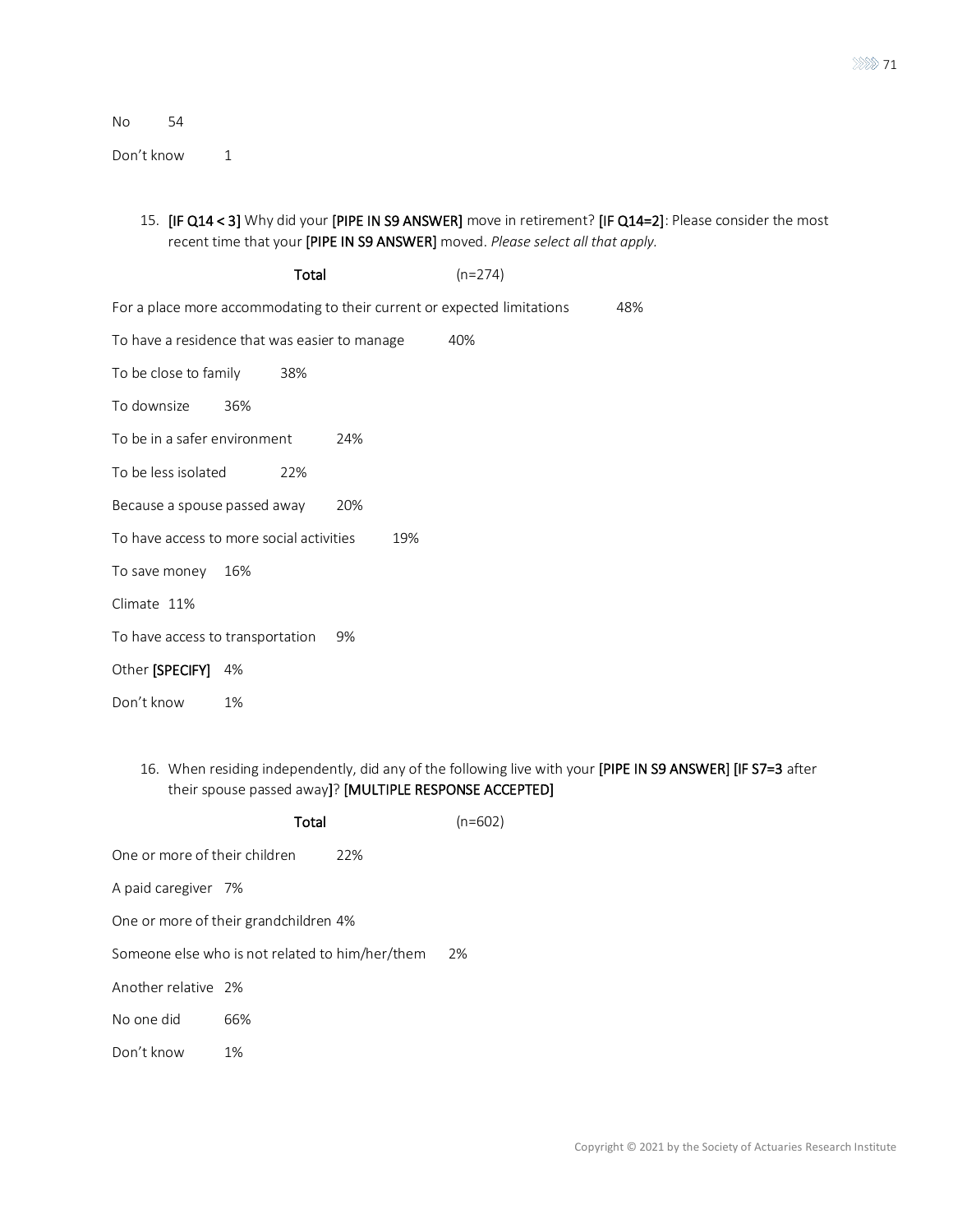No 54

Don't know 1

15. [IF Q14 < 3] Why did your [PIPE IN S9 ANSWER] move in retirement? [IF Q14=2]: Please consider the most recent time that your [PIPE IN S9 ANSWER] moved. *Please select all that apply.*

| | **Total** (n=274) |
|---|---|
| For a place more accommodating to their current or expected limitations | 48% |
| To have a residence that was easier to manage | 40% |
| To be close to family | 38% |
| To downsize | 36% |
| To be in a safer environment | 24% |
| To be less isolated | 22% |
| Because a spouse passed away | 20% |
| To have access to more social activities | 19% |
| To save money | 16% |
| Climate | 11% |
| To have access to transportation | 9% |
| Other [SPECIFY] | 4% |
| Don't know | 1% |

16. When residing independently, did any of the following live with your [PIPE IN S9 ANSWER] [IF S7=3 after their spouse passed away]? [MULTIPLE RESPONSE ACCEPTED]

| | **Total** (n=602) |
|---|---|
| One or more of their children | 22% |
| A paid caregiver | 7% |
| One or more of their grandchildren | 4% |
| Someone else who is not related to him/her/them | 2% |
| Another relative | 2% |
| No one did | 66% |
| Don't know | 1% |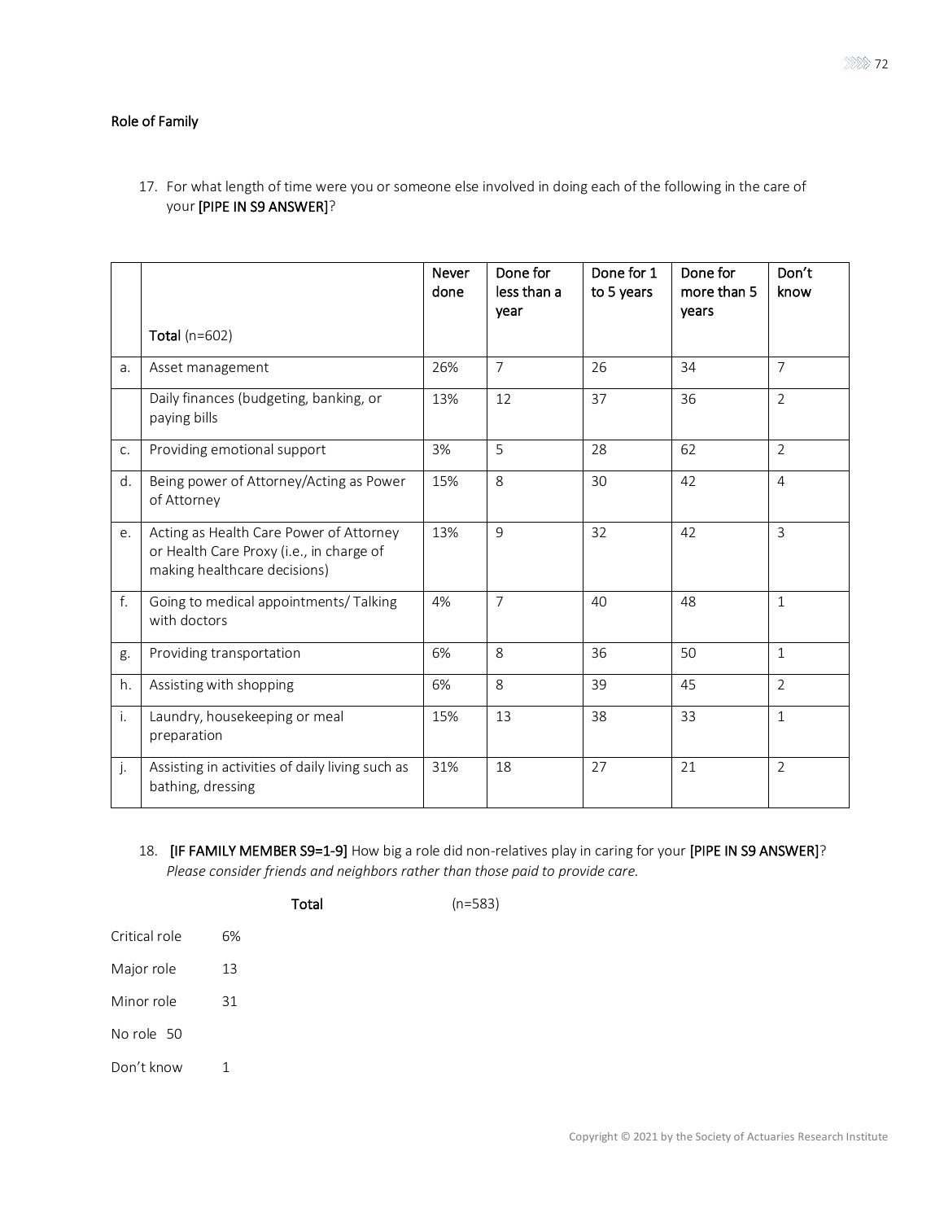### Role of Family

17. For what length of time were you or someone else involved in doing each of the following in the care of your **[PIPE IN S9 ANSWER]**?

| | **Total** (n=602) | Never done | Done for less than a year | Done for 1 to 5 years | Done for more than 5 years | Don't know |
|---|---|---|---|---|---|---|
| a. | Asset management | 26% | 7 | 26 | 34 | 7 |
| | Daily finances (budgeting, banking, or paying bills | 13% | 12 | 37 | 36 | 2 |
| c. | Providing emotional support | 3% | 5 | 28 | 62 | 2 |
| d. | Being power of Attorney/Acting as Power of Attorney | 15% | 8 | 30 | 42 | 4 |
| e. | Acting as Health Care Power of Attorney or Health Care Proxy (i.e., in charge of making healthcare decisions) | 13% | 9 | 32 | 42 | 3 |
| f. | Going to medical appointments/ Talking with doctors | 4% | 7 | 40 | 48 | 1 |
| g. | Providing transportation | 6% | 8 | 36 | 50 | 1 |
| h. | Assisting with shopping | 6% | 8 | 39 | 45 | 2 |
| i. | Laundry, housekeeping or meal preparation | 15% | 13 | 38 | 33 | 1 |
| j. | Assisting in activities of daily living such as bathing, dressing | 31% | 18 | 27 | 21 | 2 |

18. **[IF FAMILY MEMBER S9=1-9]** How big a role did non-relatives play in caring for your **[PIPE IN S9 ANSWER]**? *Please consider friends and neighbors rather than those paid to provide care.*

| | **Total** (n=583) |
|---|---|
| Critical role | 6% |
| Major role | 13 |
| Minor role | 31 |
| No role | 50 |
| Don't know | 1 |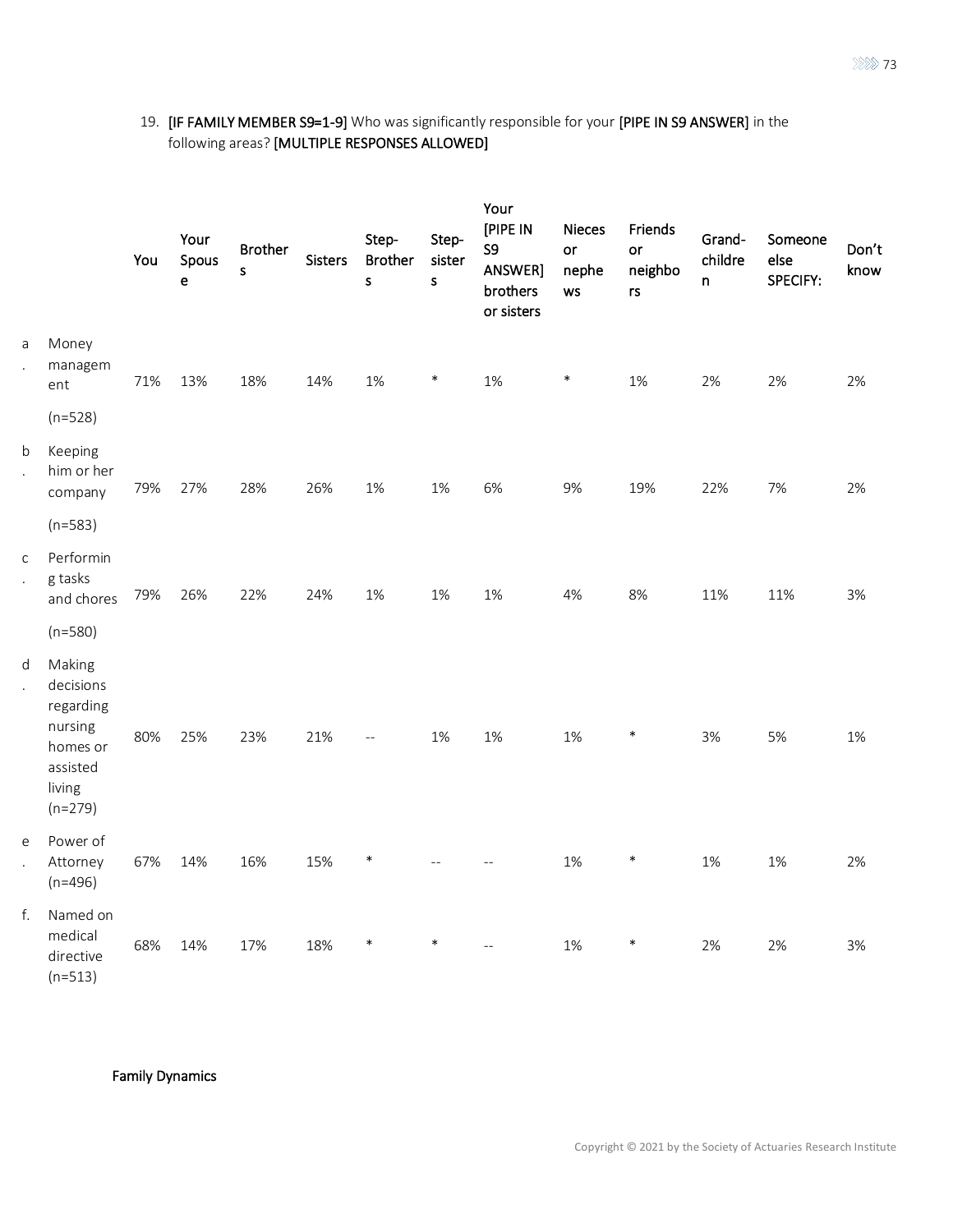19. **[IF FAMILY MEMBER S9=1-9]** Who was significantly responsible for your **[PIPE IN S9 ANSWER]** in the following areas? **[MULTIPLE RESPONSES ALLOWED]**

| | | You | Your Spouse | Brothers | Sisters | Step-Brothers | Step-sisters | Your [PIPE IN S9 ANSWER] brothers or sisters | Nieces or nephews | Friends or neighbors | Grand-children | Someone else SPECIFY: | Don't know |
|---|---|---|---|---|---|---|---|---|---|---|---|---|---|
| a. | Money management (n=528) | 71% | 13% | 18% | 14% | 1% | * | 1% | * | 1% | 2% | 2% | 2% |
| b. | Keeping him or her company (n=583) | 79% | 27% | 28% | 26% | 1% | 1% | 6% | 9% | 19% | 22% | 7% | 2% |
| c. | Performing tasks and chores (n=580) | 79% | 26% | 22% | 24% | 1% | 1% | 1% | 4% | 8% | 11% | 11% | 3% |
| d. | Making decisions regarding nursing homes or assisted living (n=279) | 80% | 25% | 23% | 21% | -- | 1% | 1% | 1% | * | 3% | 5% | 1% |
| e. | Power of Attorney (n=496) | 67% | 14% | 16% | 15% | * | -- | -- | 1% | * | 1% | 1% | 2% |
| f. | Named on medical directive (n=513) | 68% | 14% | 17% | 18% | * | * | -- | 1% | * | 2% | 2% | 3% |

Family Dynamics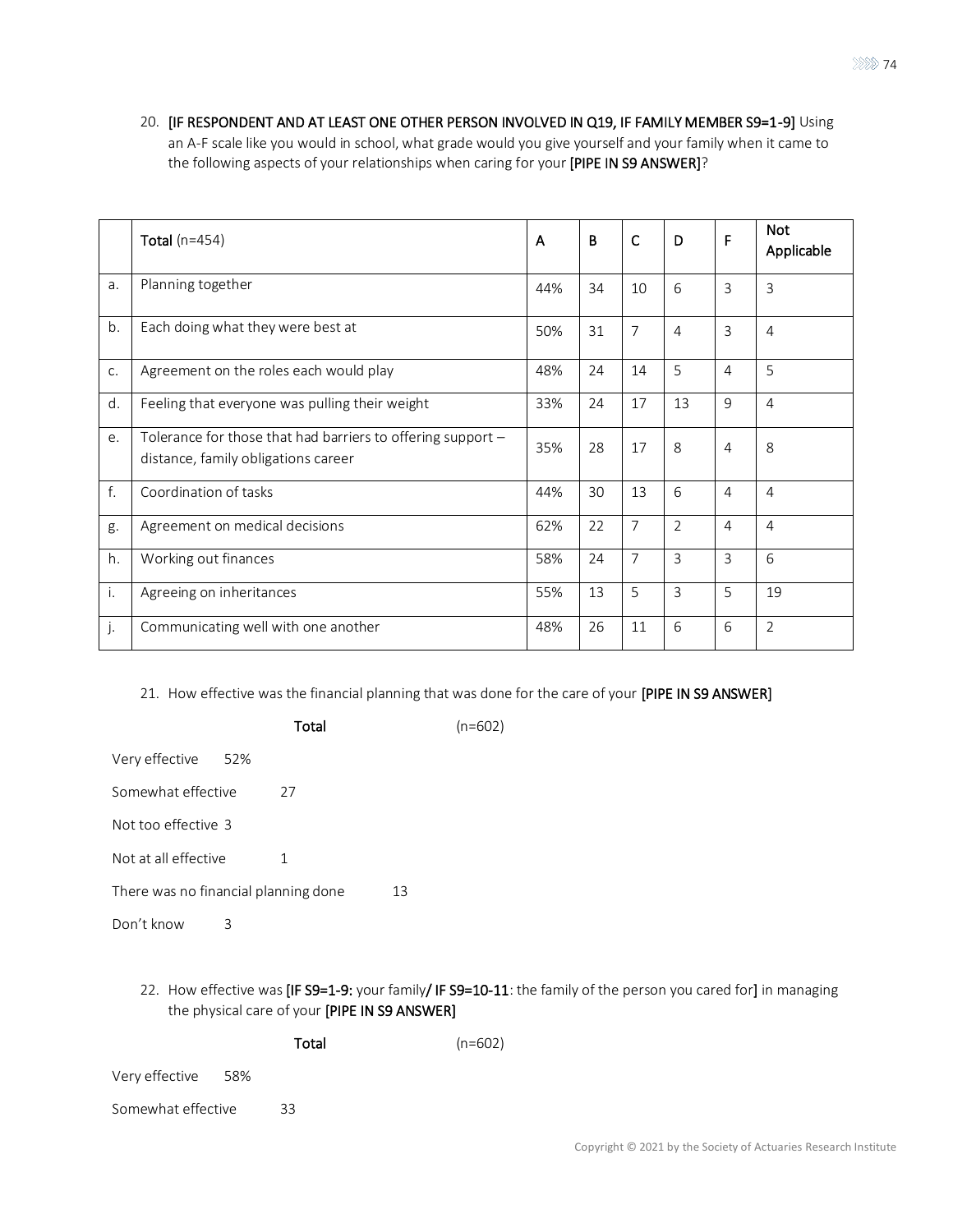20. **[IF RESPONDENT AND AT LEAST ONE OTHER PERSON INVOLVED IN Q19, IF FAMILY MEMBER S9=1-9]** Using an A-F scale like you would in school, what grade would you give yourself and your family when it came to the following aspects of your relationships when caring for your **[PIPE IN S9 ANSWER]**?

| | **Total** (n=454) | A | B | C | D | F | Not Applicable |
|---|---|---|---|---|---|---|---|
| a. | Planning together | 44% | 34 | 10 | 6 | 3 | 3 |
| b. | Each doing what they were best at | 50% | 31 | 7 | 4 | 3 | 4 |
| c. | Agreement on the roles each would play | 48% | 24 | 14 | 5 | 4 | 5 |
| d. | Feeling that everyone was pulling their weight | 33% | 24 | 17 | 13 | 9 | 4 |
| e. | Tolerance for those that had barriers to offering support – distance, family obligations career | 35% | 28 | 17 | 8 | 4 | 8 |
| f. | Coordination of tasks | 44% | 30 | 13 | 6 | 4 | 4 |
| g. | Agreement on medical decisions | 62% | 22 | 7 | 2 | 4 | 4 |
| h. | Working out finances | 58% | 24 | 7 | 3 | 3 | 6 |
| i. | Agreeing on inheritances | 55% | 13 | 5 | 3 | 5 | 19 |
| j. | Communicating well with one another | 48% | 26 | 11 | 6 | 6 | 2 |

21. How effective was the financial planning that was done for the care of your **[PIPE IN S9 ANSWER]**

| | **Total** (n=602) |
|---|---|
| Very effective | 52% |
| Somewhat effective | 27 |
| Not too effective | 3 |
| Not at all effective | 1 |
| There was no financial planning done | 13 |
| Don't know | 3 |

22. How effective was **[IF S9=1-9:** your family**/ IF S9=10-11**: the family of the person you cared for**]** in managing the physical care of your **[PIPE IN S9 ANSWER]**

| | **Total** (n=602) |
|---|---|
| Very effective | 58% |
| Somewhat effective | 33 |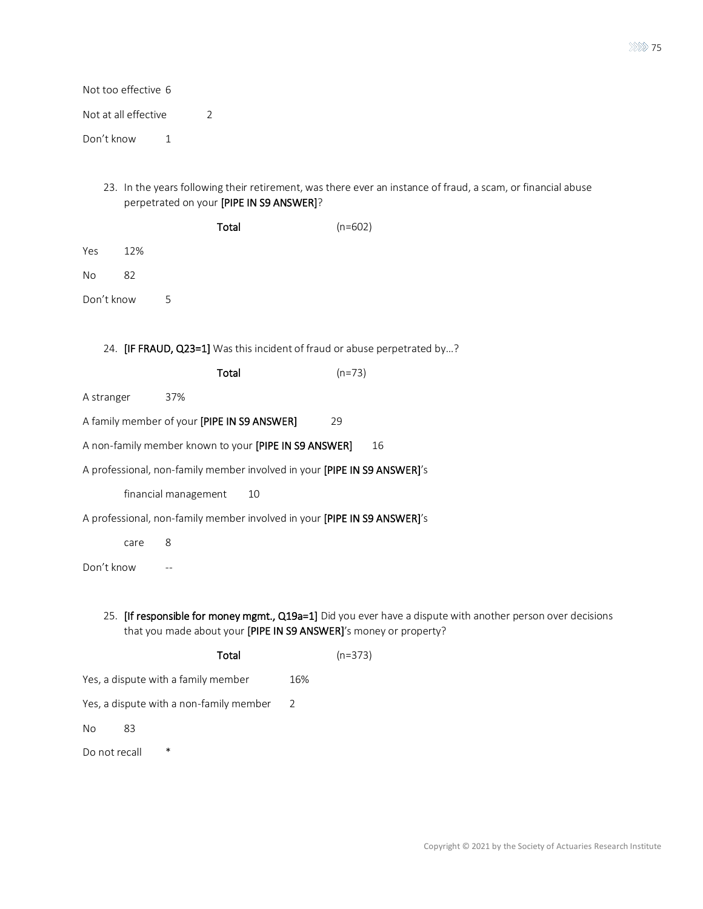Not too effective 6

Not at all effective 2

Don't know 1

23. In the years following their retirement, was there ever an instance of fraud, a scam, or financial abuse perpetrated on your **[PIPE IN S9 ANSWER]**?

| | **Total** (n=602) |
|---|---|
| Yes | 12% |
| No | 82 |
| Don't know | 5 |

24. **[IF FRAUD, Q23=1]** Was this incident of fraud or abuse perpetrated by…?

| | **Total** (n=73) |
|---|---|
| A stranger | 37% |
| A family member of your **[PIPE IN S9 ANSWER]** | 29 |
| A non-family member known to your **[PIPE IN S9 ANSWER]** | 16 |
| A professional, non-family member involved in your **[PIPE IN S9 ANSWER]**'s financial management | 10 |
| A professional, non-family member involved in your **[PIPE IN S9 ANSWER]**'s care | 8 |
| Don't know | -- |

25. **[If responsible for money mgmt., Q19a=1]** Did you ever have a dispute with another person over decisions that you made about your **[PIPE IN S9 ANSWER]**'s money or property?

| | **Total** (n=373) |
|---|---|
| Yes, a dispute with a family member | 16% |
| Yes, a dispute with a non-family member | 2 |
| No | 83 |
| Do not recall | * |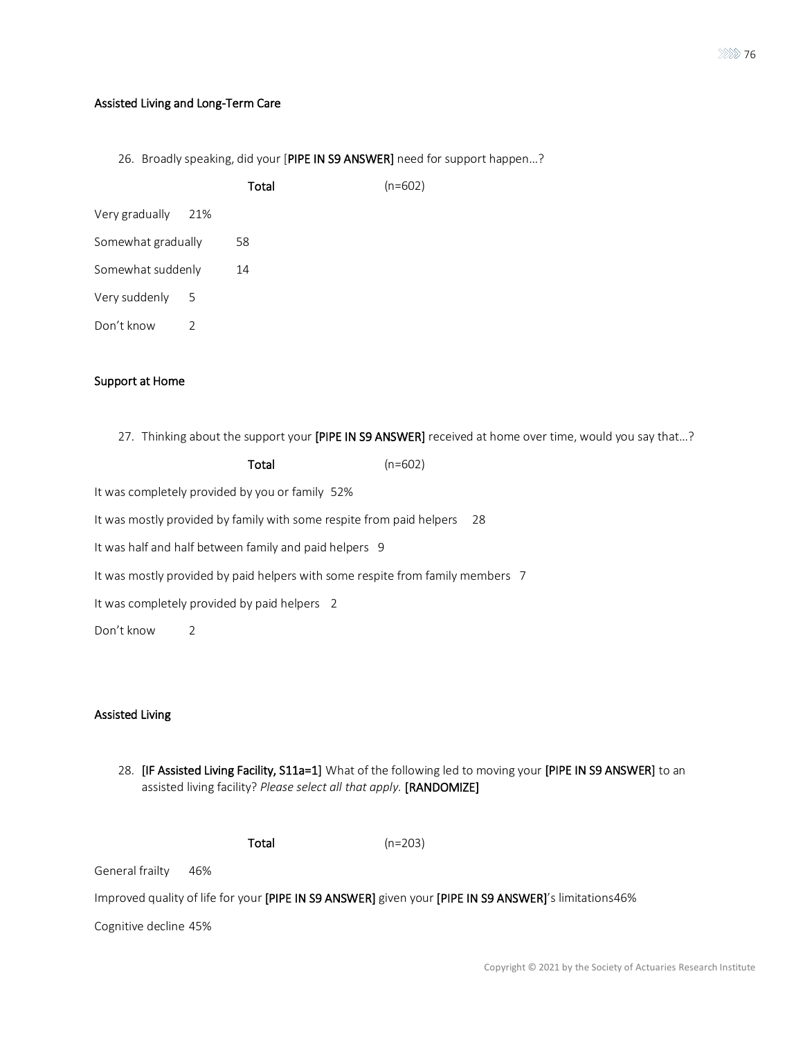### Assisted Living and Long-Term Care

26. Broadly speaking, did your [**PIPE IN S9 ANSWER**] need for support happen…?

| | Total (n=602) |
|---|---|
| Very gradually | 21% |
| Somewhat gradually | 58 |
| Somewhat suddenly | 14 |
| Very suddenly | 5 |
| Don't know | 2 |

### Support at Home

27. Thinking about the support your **[PIPE IN S9 ANSWER]** received at home over time, would you say that…?

| | Total (n=602) |
|---|---|
| It was completely provided by you or family | 52% |
| It was mostly provided by family with some respite from paid helpers | 28 |
| It was half and half between family and paid helpers | 9 |
| It was mostly provided by paid helpers with some respite from family members | 7 |
| It was completely provided by paid helpers | 2 |
| Don't know | 2 |

### Assisted Living

28. **[IF Assisted Living Facility, S11a=1]** What of the following led to moving your **[PIPE IN S9 ANSWER]** to an assisted living facility? *Please select all that apply.* **[RANDOMIZE]**

| | Total (n=203) |
|---|---|
| General frailty | 46% |
| Improved quality of life for your **[PIPE IN S9 ANSWER]** given your **[PIPE IN S9 ANSWER]**'s limitations | 46% |
| Cognitive decline | 45% |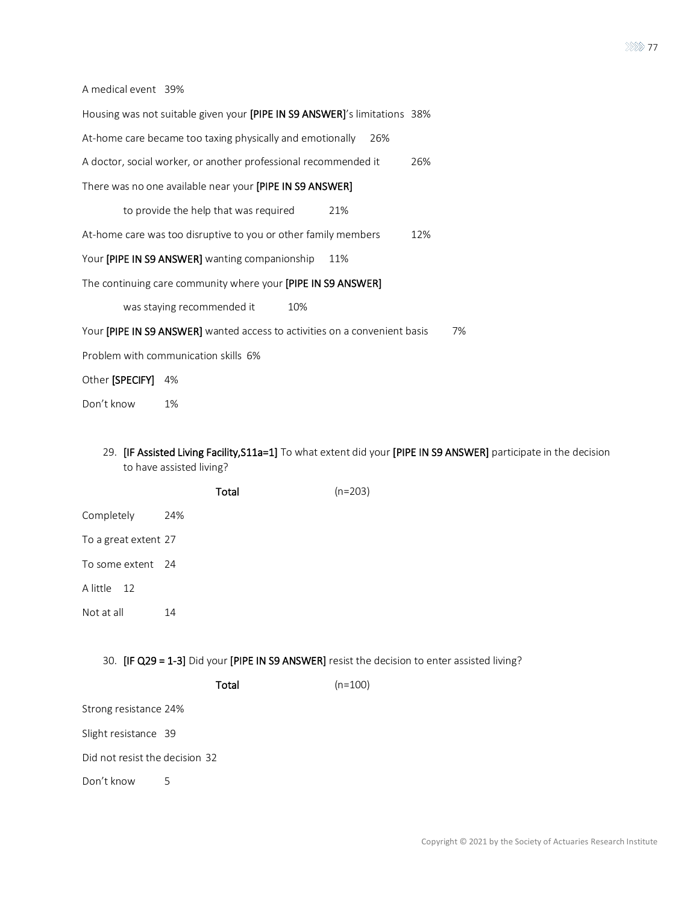A medical event 39%

Housing was not suitable given your **[PIPE IN S9 ANSWER]**'s limitations 38%

At-home care became too taxing physically and emotionally 26%

A doctor, social worker, or another professional recommended it 26%

There was no one available near your **[PIPE IN S9 ANSWER]**

to provide the help that was required 21%

At-home care was too disruptive to you or other family members 12%

Your **[PIPE IN S9 ANSWER]** wanting companionship 11%

The continuing care community where your **[PIPE IN S9 ANSWER]**

was staying recommended it 10%

Your **[PIPE IN S9 ANSWER]** wanted access to activities on a convenient basis 7%

Problem with communication skills 6%

Other **[SPECIFY]** 4%

Don't know 1%

29. **[IF Assisted Living Facility,S11a=1]** To what extent did your **[PIPE IN S9 ANSWER]** participate in the decision to have assisted living?

| | **Total** (n=203) |
|---|---|
| Completely | 24% |
| To a great extent | 27 |
| To some extent | 24 |
| A little | 12 |
| Not at all | 14 |

30. **[IF Q29 = 1-3]** Did your **[PIPE IN S9 ANSWER]** resist the decision to enter assisted living?

| | **Total** (n=100) |
|---|---|
| Strong resistance | 24% |
| Slight resistance | 39 |
| Did not resist the decision | 32 |
| Don't know | 5 |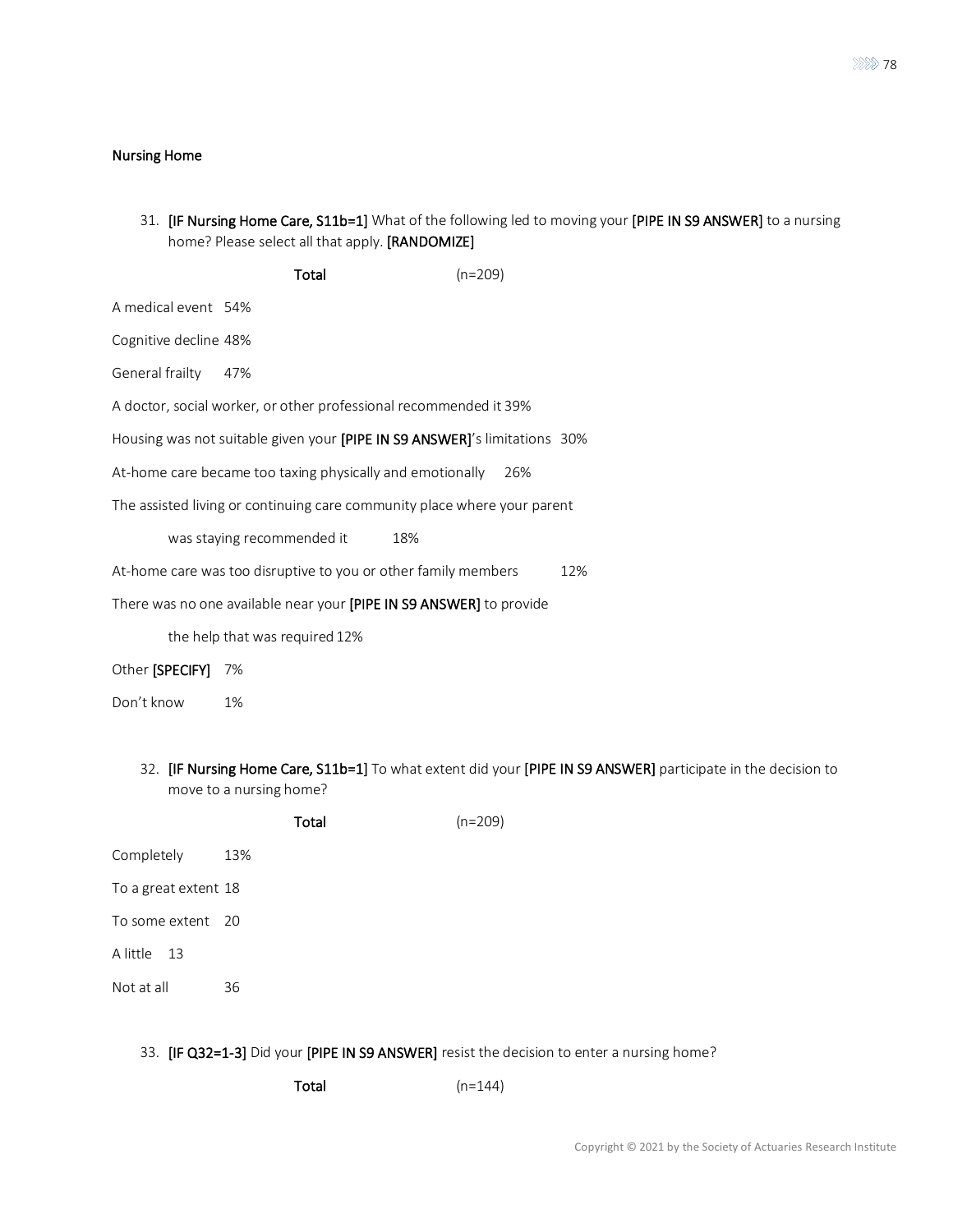## Nursing Home

31. **[IF Nursing Home Care, S11b=1]** What of the following led to moving your **[PIPE IN S9 ANSWER]** to a nursing home? Please select all that apply. **[RANDOMIZE]**

| | **Total** (n=209) |
|---|---|
| A medical event | 54% |
| Cognitive decline | 48% |
| General frailty | 47% |
| A doctor, social worker, or other professional recommended it | 39% |
| Housing was not suitable given your **[PIPE IN S9 ANSWER]**'s limitations | 30% |
| At-home care became too taxing physically and emotionally | 26% |
| The assisted living or continuing care community place where your parent was staying recommended it | 18% |
| At-home care was too disruptive to you or other family members | 12% |
| There was no one available near your **[PIPE IN S9 ANSWER]** to provide the help that was required | 12% |
| Other **[SPECIFY]** | 7% |
| Don't know | 1% |

32. **[IF Nursing Home Care, S11b=1]** To what extent did your **[PIPE IN S9 ANSWER]** participate in the decision to move to a nursing home?

| | **Total** (n=209) |
|---|---|
| Completely | 13% |
| To a great extent | 18 |
| To some extent | 20 |
| A little | 13 |
| Not at all | 36 |

33. **[IF Q32=1-3]** Did your **[PIPE IN S9 ANSWER]** resist the decision to enter a nursing home?

| | **Total** (n=144) |
|---|---|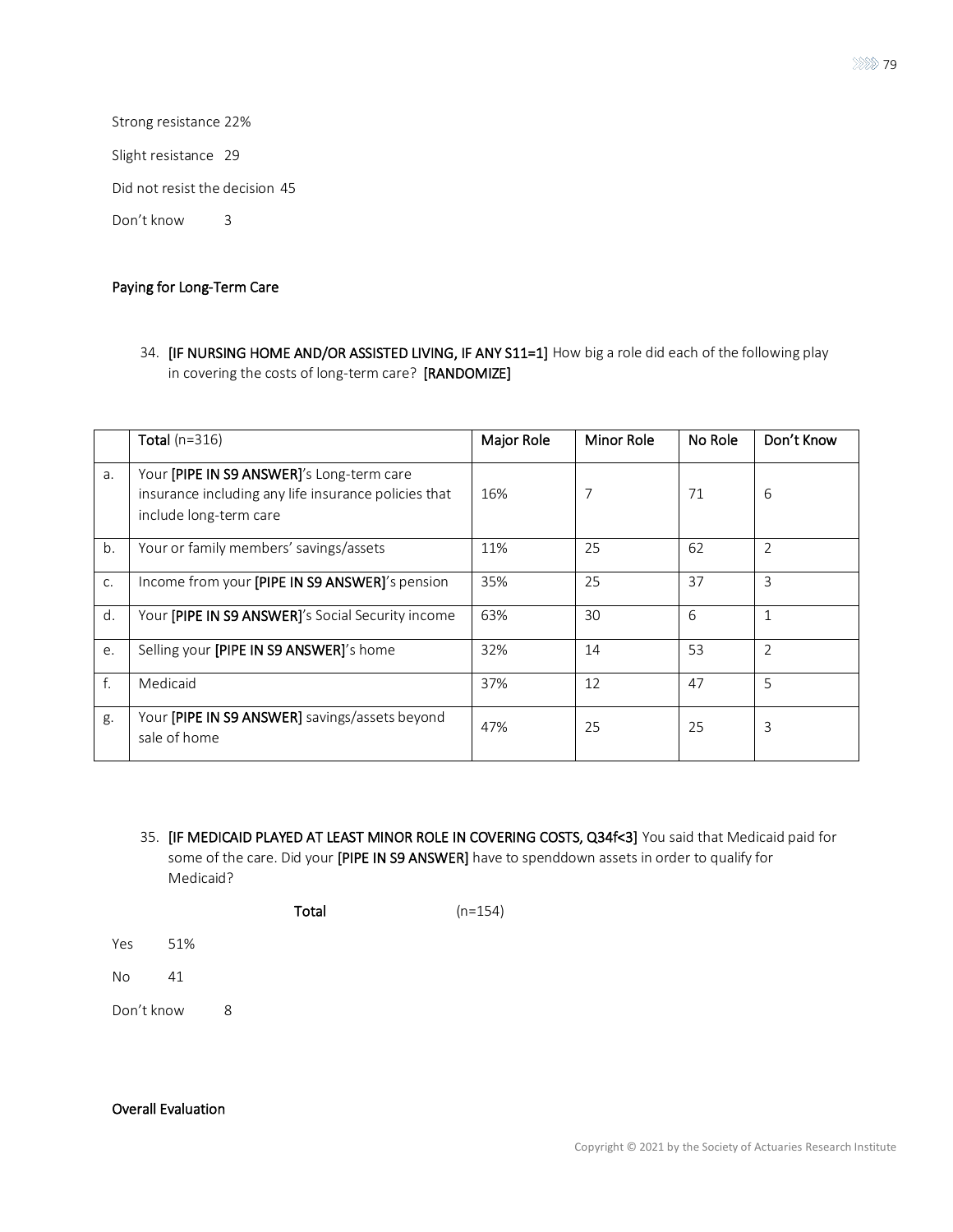Strong resistance 22%

Slight resistance 29

Did not resist the decision 45

Don't know 3

## Paying for Long-Term Care

34. **[IF NURSING HOME AND/OR ASSISTED LIVING, IF ANY S11=1]** How big a role did each of the following play in covering the costs of long-term care? **[RANDOMIZE]**

| | **Total** (n=316) | Major Role | Minor Role | No Role | Don't Know |
|---|---|---|---|---|---|
| a. | Your **[PIPE IN S9 ANSWER]**'s Long-term care insurance including any life insurance policies that include long-term care | 16% | 7 | 71 | 6 |
| b. | Your or family members' savings/assets | 11% | 25 | 62 | 2 |
| c. | Income from your **[PIPE IN S9 ANSWER]**'s pension | 35% | 25 | 37 | 3 |
| d. | Your **[PIPE IN S9 ANSWER]**'s Social Security income | 63% | 30 | 6 | 1 |
| e. | Selling your **[PIPE IN S9 ANSWER]**'s home | 32% | 14 | 53 | 2 |
| f. | Medicaid | 37% | 12 | 47 | 5 |
| g. | Your **[PIPE IN S9 ANSWER]** savings/assets beyond sale of home | 47% | 25 | 25 | 3 |

35. **[IF MEDICAID PLAYED AT LEAST MINOR ROLE IN COVERING COSTS, Q34f<3]** You said that Medicaid paid for some of the care. Did your **[PIPE IN S9 ANSWER]** have to spenddown assets in order to qualify for Medicaid?

**Total** (n=154)

Yes 51%

No 41

Don't know 8

## Overall Evaluation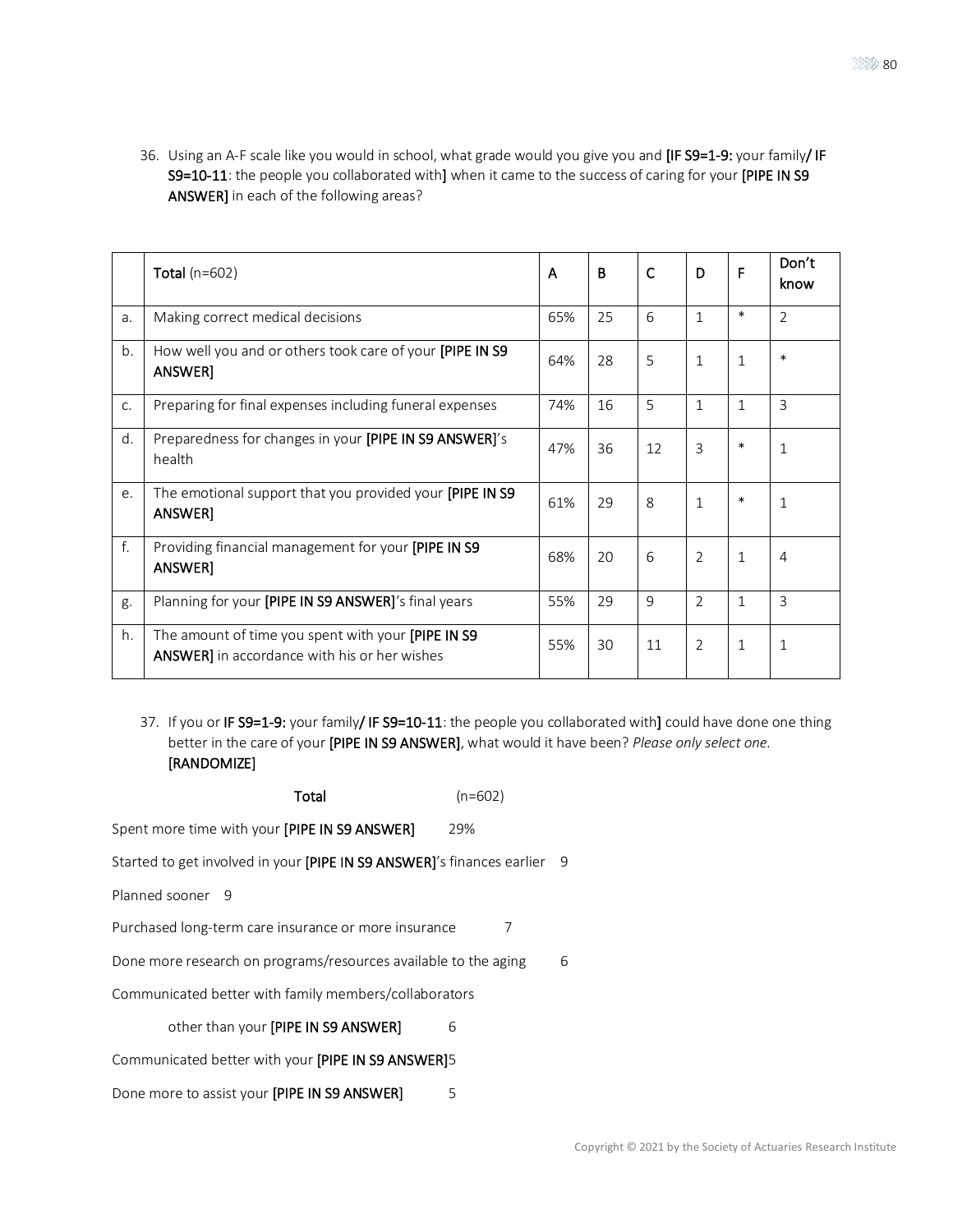36. Using an A-F scale like you would in school, what grade would you give you and **[IF S9=1-9:** your family**/ IF S9=10-11**: the people you collaborated with**]** when it came to the success of caring for your **[PIPE IN S9 ANSWER]** in each of the following areas?

| | **Total** (n=602) | A | B | C | D | F | Don't know |
|---|---|---|---|---|---|---|---|
| a. | Making correct medical decisions | 65% | 25 | 6 | 1 | * | 2 |
| b. | How well you and or others took care of your **[PIPE IN S9 ANSWER]** | 64% | 28 | 5 | 1 | 1 | * |
| c. | Preparing for final expenses including funeral expenses | 74% | 16 | 5 | 1 | 1 | 3 |
| d. | Preparedness for changes in your **[PIPE IN S9 ANSWER]**'s health | 47% | 36 | 12 | 3 | * | 1 |
| e. | The emotional support that you provided your **[PIPE IN S9 ANSWER]** | 61% | 29 | 8 | 1 | * | 1 |
| f. | Providing financial management for your **[PIPE IN S9 ANSWER]** | 68% | 20 | 6 | 2 | 1 | 4 |
| g. | Planning for your **[PIPE IN S9 ANSWER]**'s final years | 55% | 29 | 9 | 2 | 1 | 3 |
| h. | The amount of time you spent with your **[PIPE IN S9 ANSWER]** in accordance with his or her wishes | 55% | 30 | 11 | 2 | 1 | 1 |

37. If you or **IF S9=1-9:** your family**/ IF S9=10-11**: the people you collaborated with**]** could have done one thing better in the care of your **[PIPE IN S9 ANSWER]**, what would it have been? *Please only select one.* **[RANDOMIZE]**

| | **Total** (n=602) |
|---|---|
| Spent more time with your **[PIPE IN S9 ANSWER]** | 29% |
| Started to get involved in your **[PIPE IN S9 ANSWER]**'s finances earlier | 9 |
| Planned sooner | 9 |
| Purchased long-term care insurance or more insurance | 7 |
| Done more research on programs/resources available to the aging | 6 |
| Communicated better with family members/collaborators other than your **[PIPE IN S9 ANSWER]** | 6 |
| Communicated better with your **[PIPE IN S9 ANSWER]** | 5 |
| Done more to assist your **[PIPE IN S9 ANSWER]** | 5 |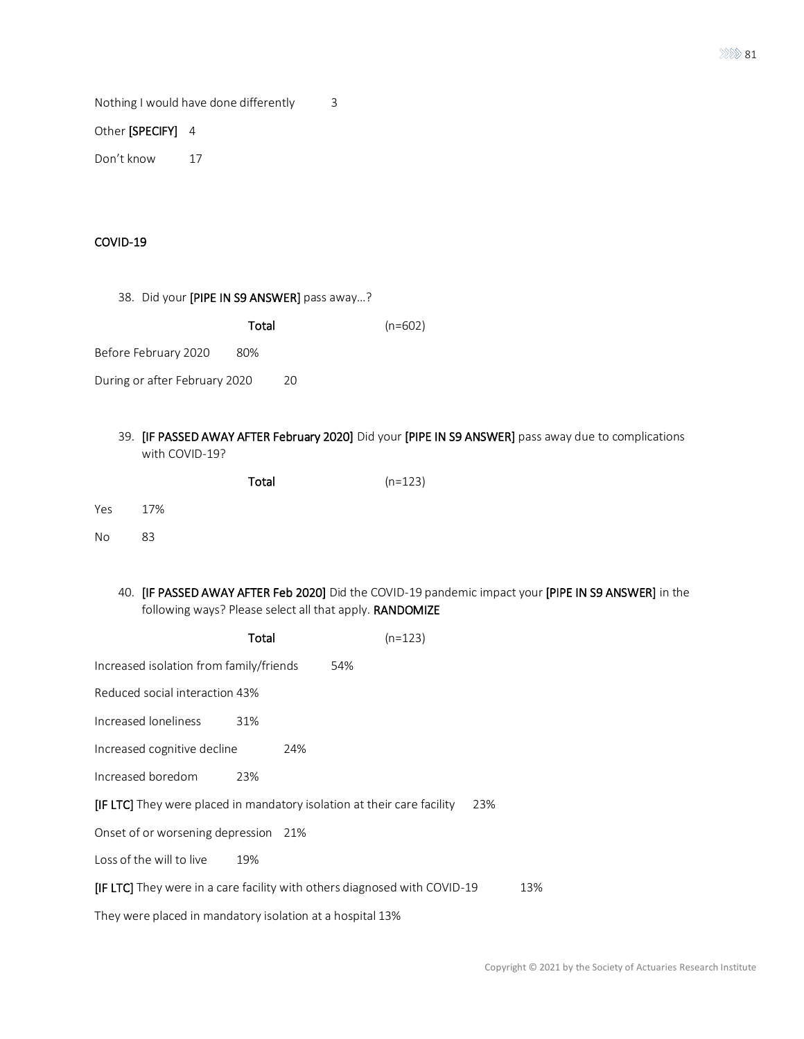Nothing I would have done differently 3

Other **[SPECIFY]** 4

Don't know 17

## COVID-19

38. Did your **[PIPE IN S9 ANSWER]** pass away…?

| | **Total** (n=602) |
|---|---|
| Before February 2020 | 80% |
| During or after February 2020 | 20 |

39. **[IF PASSED AWAY AFTER February 2020]** Did your **[PIPE IN S9 ANSWER]** pass away due to complications with COVID-19?

| | **Total** (n=123) |
|---|---|
| Yes | 17% |
| No | 83 |

40. **[IF PASSED AWAY AFTER Feb 2020]** Did the COVID-19 pandemic impact your **[PIPE IN S9 ANSWER]** in the following ways? Please select all that apply. **RANDOMIZE**

| | **Total** (n=123) |
|---|---|
| Increased isolation from family/friends | 54% |
| Reduced social interaction | 43% |
| Increased loneliness | 31% |
| Increased cognitive decline | 24% |
| Increased boredom | 23% |
| **[IF LTC]** They were placed in mandatory isolation at their care facility | 23% |
| Onset of or worsening depression | 21% |
| Loss of the will to live | 19% |
| **[IF LTC]** They were in a care facility with others diagnosed with COVID-19 | 13% |
| They were placed in mandatory isolation at a hospital | 13% |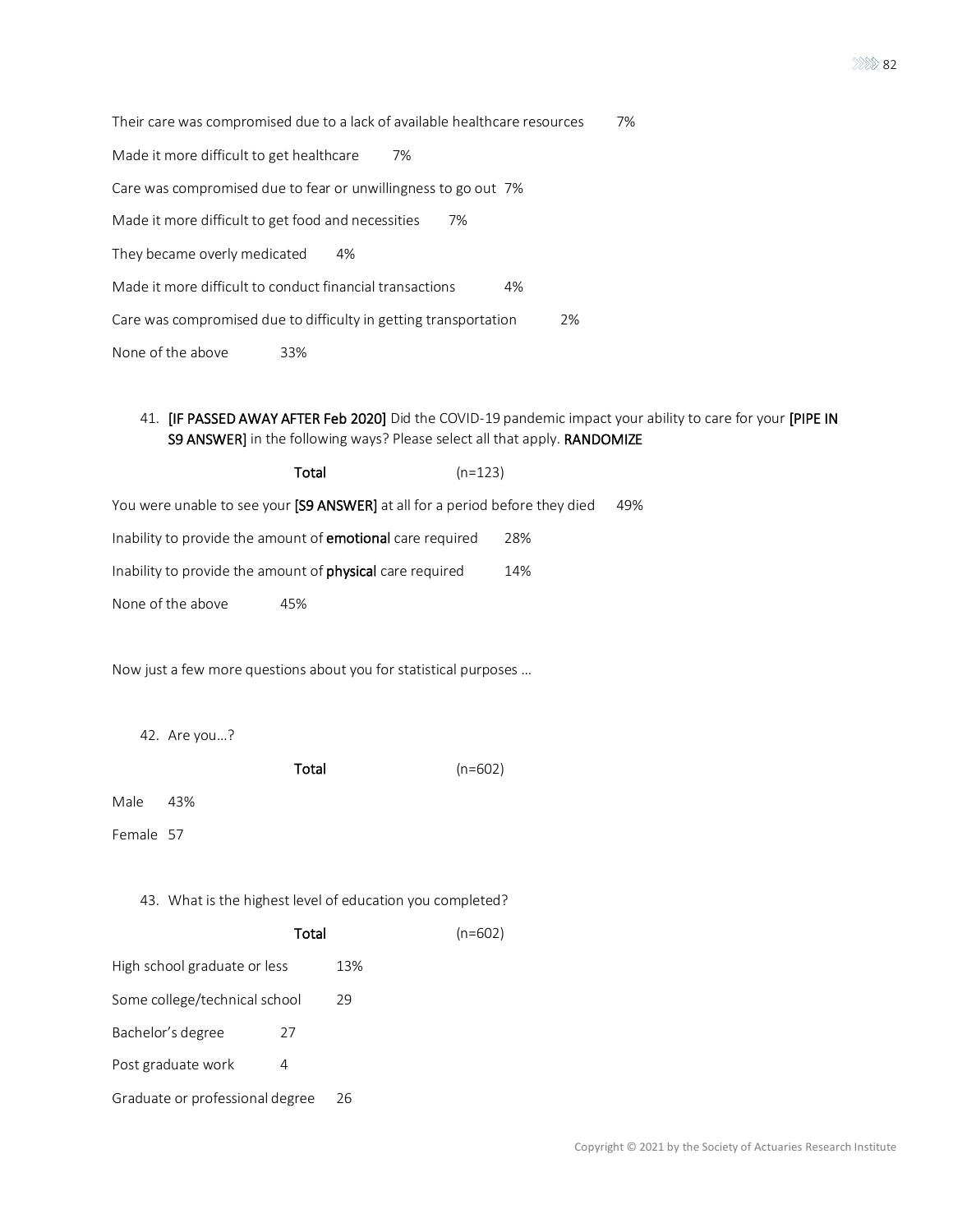Their care was compromised due to a lack of available healthcare resources 7%

Made it more difficult to get healthcare 7%

Care was compromised due to fear or unwillingness to go out 7%

Made it more difficult to get food and necessities 7%

They became overly medicated 4%

Made it more difficult to conduct financial transactions 4%

Care was compromised due to difficulty in getting transportation 2%

None of the above 33%

41. **[IF PASSED AWAY AFTER Feb 2020]** Did the COVID-19 pandemic impact your ability to care for your **[PIPE IN S9 ANSWER]** in the following ways? Please select all that apply. **RANDOMIZE**

**Total** (n=123)

You were unable to see your **[S9 ANSWER]** at all for a period before they died 49%

Inability to provide the amount of **emotional** care required 28%

Inability to provide the amount of **physical** care required 14%

None of the above 45%

Now just a few more questions about you for statistical purposes …

42. Are you…?

**Total** (n=602)

Male 43%

Female 57

43. What is the highest level of education you completed?

**Total** (n=602)

High school graduate or less 13%

Some college/technical school 29

Bachelor's degree 27

Post graduate work 4

Graduate or professional degree 26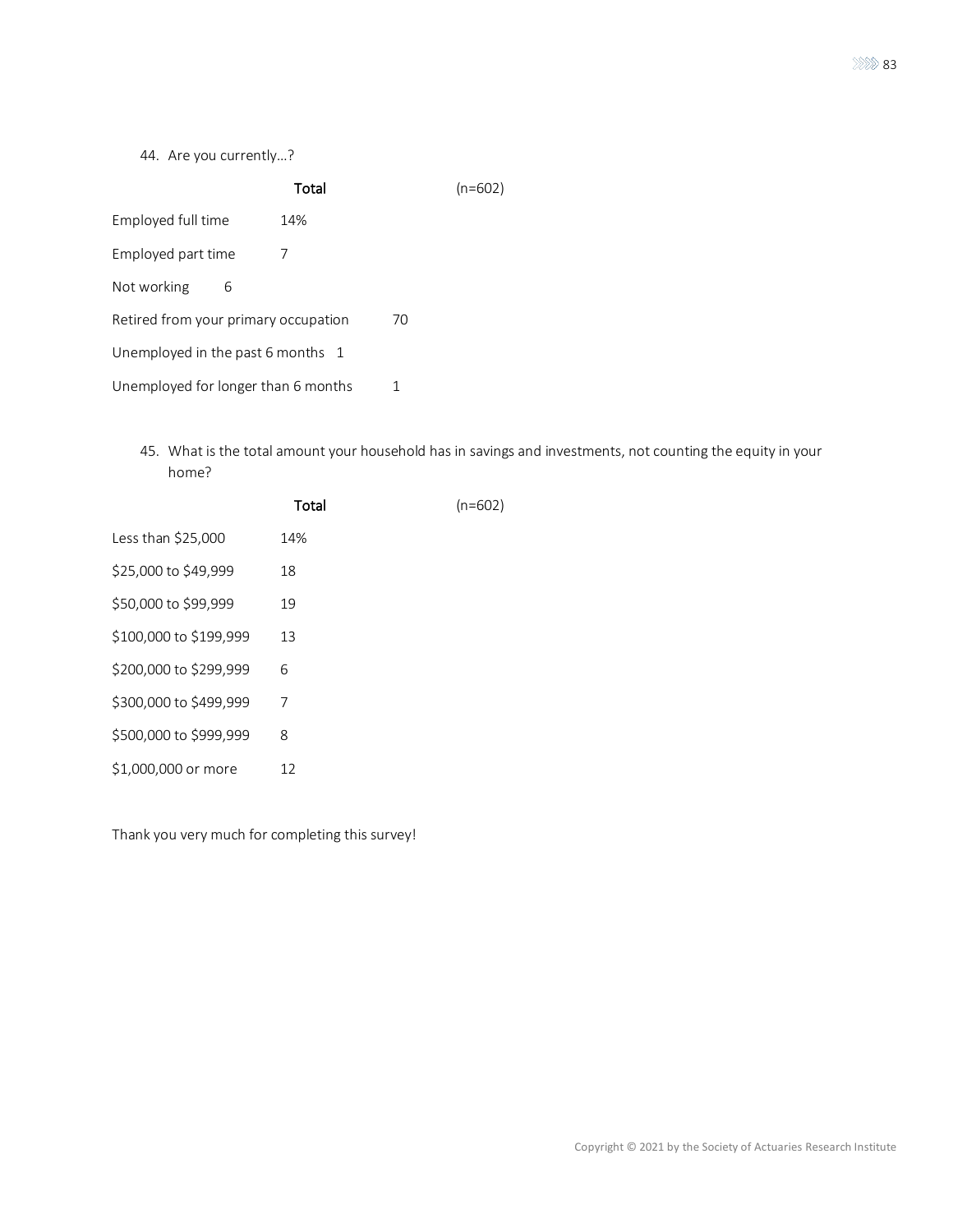44. Are you currently…?

| | Total (n=602) |
|---|---|
| Employed full time | 14% |
| Employed part time | 7 |
| Not working | 6 |
| Retired from your primary occupation | 70 |
| Unemployed in the past 6 months | 1 |
| Unemployed for longer than 6 months | 1 |

45. What is the total amount your household has in savings and investments, not counting the equity in your home?

| | Total (n=602) |
|---|---|
| Less than $25,000 | 14% |
| $25,000 to $49,999 | 18 |
| $50,000 to $99,999 | 19 |
| $100,000 to $199,999 | 13 |
| $200,000 to $299,999 | 6 |
| $300,000 to $499,999 | 7 |
| $500,000 to $999,999 | 8 |
| $1,000,000 or more | 12 |

Thank you very much for completing this survey!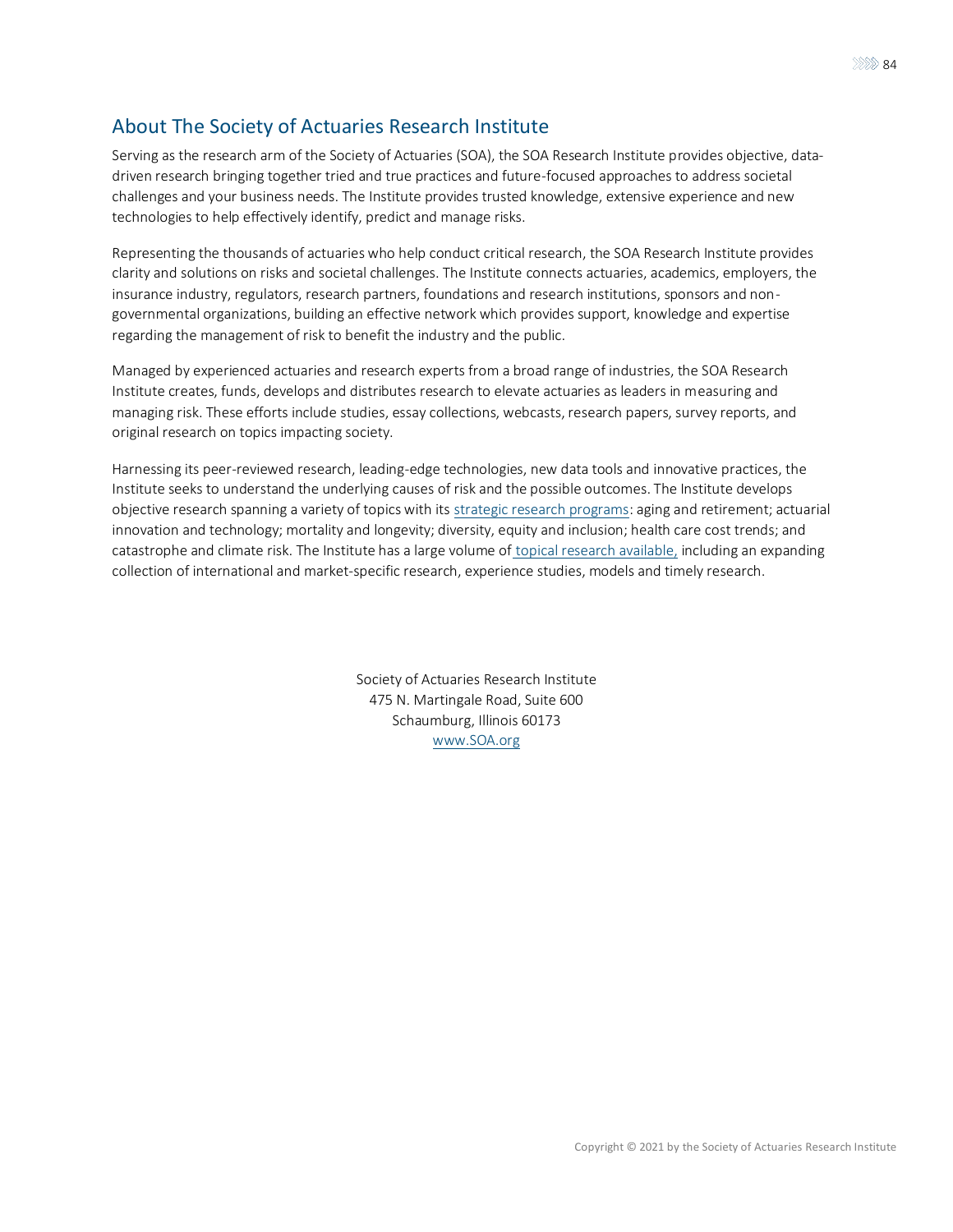## About The Society of Actuaries Research Institute

Serving as the research arm of the Society of Actuaries (SOA), the SOA Research Institute provides objective, data-driven research bringing together tried and true practices and future-focused approaches to address societal challenges and your business needs. The Institute provides trusted knowledge, extensive experience and new technologies to help effectively identify, predict and manage risks.

Representing the thousands of actuaries who help conduct critical research, the SOA Research Institute provides clarity and solutions on risks and societal challenges. The Institute connects actuaries, academics, employers, the insurance industry, regulators, research partners, foundations and research institutions, sponsors and non-governmental organizations, building an effective network which provides support, knowledge and expertise regarding the management of risk to benefit the industry and the public.

Managed by experienced actuaries and research experts from a broad range of industries, the SOA Research Institute creates, funds, develops and distributes research to elevate actuaries as leaders in measuring and managing risk. These efforts include studies, essay collections, webcasts, research papers, survey reports, and original research on topics impacting society.

Harnessing its peer-reviewed research, leading-edge technologies, new data tools and innovative practices, the Institute seeks to understand the underlying causes of risk and the possible outcomes. The Institute develops objective research spanning a variety of topics with its strategic research programs: aging and retirement; actuarial innovation and technology; mortality and longevity; diversity, equity and inclusion; health care cost trends; and catastrophe and climate risk. The Institute has a large volume of topical research available, including an expanding collection of international and market-specific research, experience studies, models and timely research.

Society of Actuaries Research Institute
475 N. Martingale Road, Suite 600
Schaumburg, Illinois 60173
www.SOA.org

Copyright © 2021 by the Society of Actuaries Research Institute